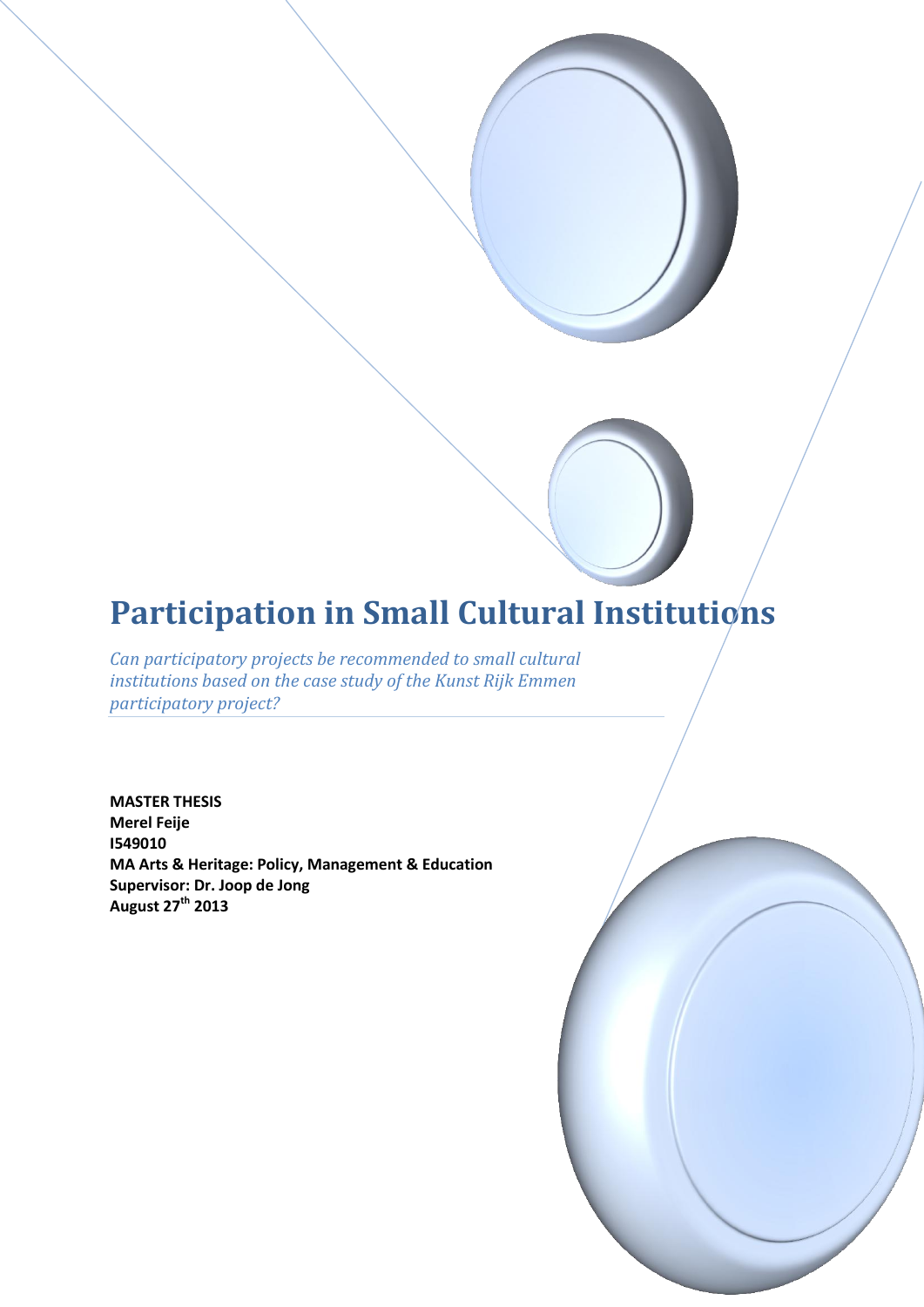# Participation in Small Cultural Institutions

*Can participatory projects be recommended to small cultural institutions based on the case study of the Kunst Rijk Emmen participatory project?*

**MASTER THESIS**
**Merel Feije**
**I549010**
**MA Arts & Heritage: Policy, Management & Education**
**Supervisor: Dr. Joop de Jong**
**August 27th 2013**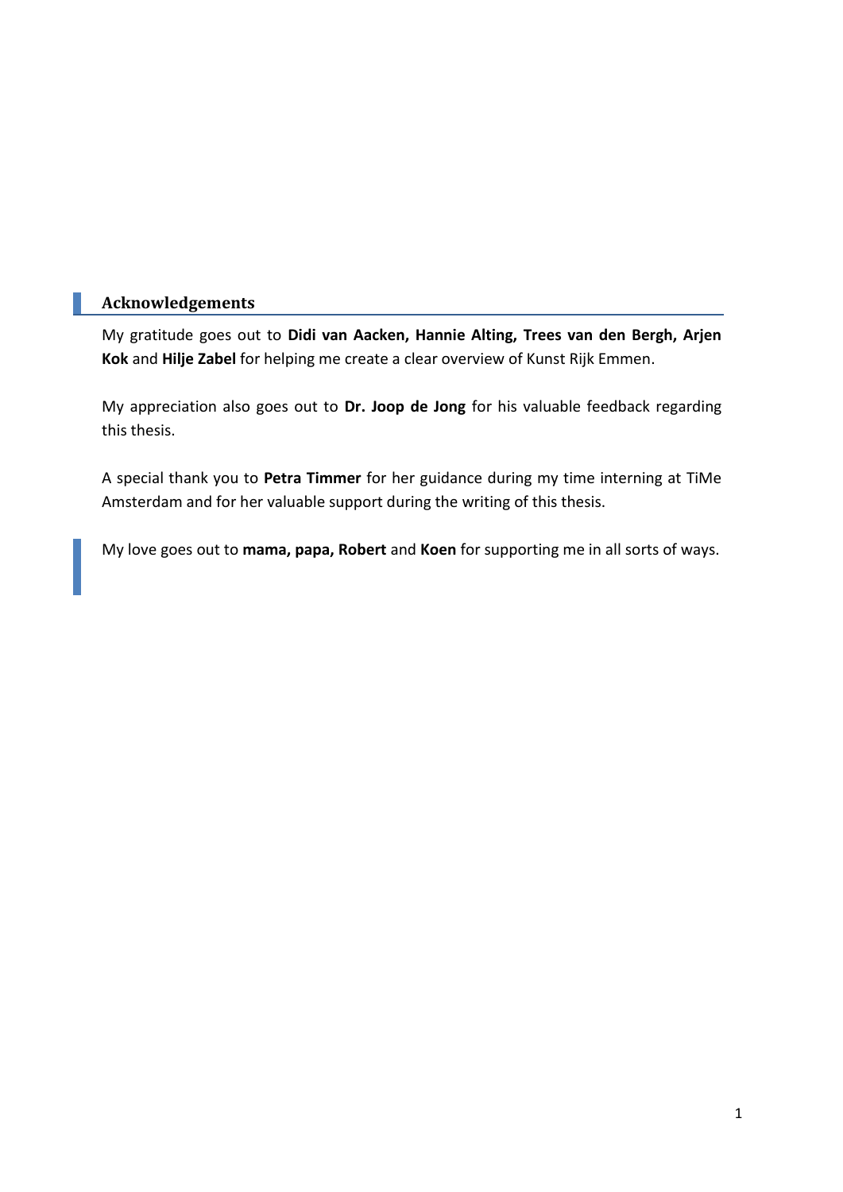## Acknowledgements

My gratitude goes out to **Didi van Aacken, Hannie Alting, Trees van den Bergh, Arjen Kok** and **Hilje Zabel** for helping me create a clear overview of Kunst Rijk Emmen.

My appreciation also goes out to **Dr. Joop de Jong** for his valuable feedback regarding this thesis.

A special thank you to **Petra Timmer** for her guidance during my time interning at TiMe Amsterdam and for her valuable support during the writing of this thesis.

My love goes out to **mama, papa, Robert** and **Koen** for supporting me in all sorts of ways.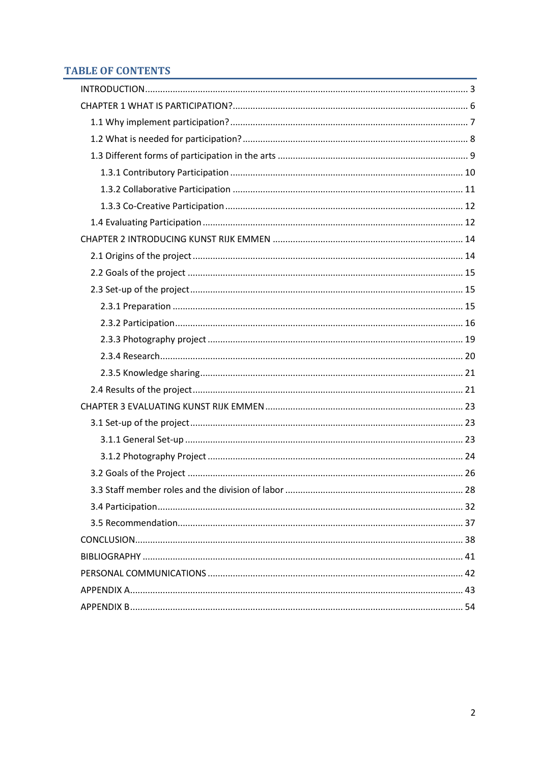## TABLE OF CONTENTS

- INTRODUCTION ........ 3
- CHAPTER 1 WHAT IS PARTICIPATION? ........ 6
  - 1.1 Why implement participation? ........ 7
  - 1.2 What is needed for participation? ........ 8
  - 1.3 Different forms of participation in the arts ........ 9
    - 1.3.1 Contributory Participation ........ 10
    - 1.3.2 Collaborative Participation ........ 11
    - 1.3.3 Co-Creative Participation ........ 12
  - 1.4 Evaluating Participation ........ 12
- CHAPTER 2 INTRODUCING KUNST RIJK EMMEN ........ 14
  - 2.1 Origins of the project ........ 14
  - 2.2 Goals of the project ........ 15
  - 2.3 Set-up of the project ........ 15
    - 2.3.1 Preparation ........ 15
    - 2.3.2 Participation ........ 16
    - 2.3.3 Photography project ........ 19
    - 2.3.4 Research ........ 20
    - 2.3.5 Knowledge sharing ........ 21
  - 2.4 Results of the project ........ 21
- CHAPTER 3 EVALUATING KUNST RIJK EMMEN ........ 23
  - 3.1 Set-up of the project ........ 23
    - 3.1.1 General Set-up ........ 23
    - 3.1.2 Photography Project ........ 24
  - 3.2 Goals of the Project ........ 26
  - 3.3 Staff member roles and the division of labor ........ 28
  - 3.4 Participation ........ 32
  - 3.5 Recommendation ........ 37
- CONCLUSION ........ 38
- BIBLIOGRAPHY ........ 41
- PERSONAL COMMUNICATIONS ........ 42
- APPENDIX A ........ 43
- APPENDIX B ........ 54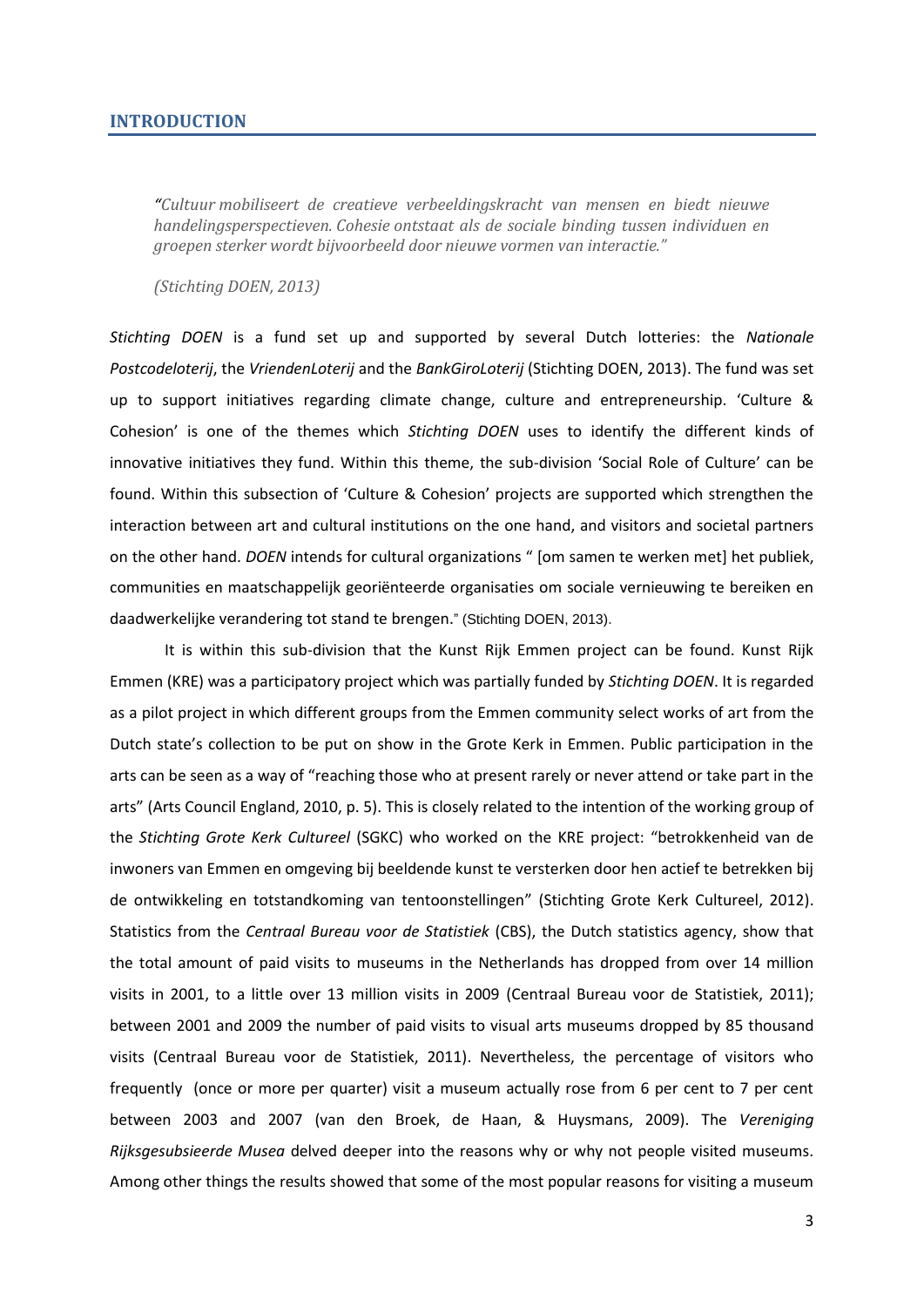# INTRODUCTION

> *"Cultuur mobiliseert de creatieve verbeeldingskracht van mensen en biedt nieuwe handelingsperspectieven. Cohesie ontstaat als de sociale binding tussen individuen en groepen sterker wordt bijvoorbeeld door nieuwe vormen van interactie."*
>
> *(Stichting DOEN, 2013)*

*Stichting DOEN* is a fund set up and supported by several Dutch lotteries: the *Nationale Postcodeloterij*, the *VriendenLoterij* and the *BankGiroLoterij* (Stichting DOEN, 2013). The fund was set up to support initiatives regarding climate change, culture and entrepreneurship. 'Culture & Cohesion' is one of the themes which *Stichting DOEN* uses to identify the different kinds of innovative initiatives they fund. Within this theme, the sub-division 'Social Role of Culture' can be found. Within this subsection of 'Culture & Cohesion' projects are supported which strengthen the interaction between art and cultural institutions on the one hand, and visitors and societal partners on the other hand. *DOEN* intends for cultural organizations " [om samen te werken met] het publiek, communities en maatschappelijk georiënteerde organisaties om sociale vernieuwing te bereiken en daadwerkelijke verandering tot stand te brengen." (Stichting DOEN, 2013).

It is within this sub-division that the Kunst Rijk Emmen project can be found. Kunst Rijk Emmen (KRE) was a participatory project which was partially funded by *Stichting DOEN*. It is regarded as a pilot project in which different groups from the Emmen community select works of art from the Dutch state's collection to be put on show in the Grote Kerk in Emmen. Public participation in the arts can be seen as a way of "reaching those who at present rarely or never attend or take part in the arts" (Arts Council England, 2010, p. 5). This is closely related to the intention of the working group of the *Stichting Grote Kerk Cultureel* (SGKC) who worked on the KRE project: "betrokkenheid van de inwoners van Emmen en omgeving bij beeldende kunst te versterken door hen actief te betrekken bij de ontwikkeling en totstandkoming van tentoonstellingen" (Stichting Grote Kerk Cultureel, 2012). Statistics from the *Centraal Bureau voor de Statistiek* (CBS), the Dutch statistics agency, show that the total amount of paid visits to museums in the Netherlands has dropped from over 14 million visits in 2001, to a little over 13 million visits in 2009 (Centraal Bureau voor de Statistiek, 2011); between 2001 and 2009 the number of paid visits to visual arts museums dropped by 85 thousand visits (Centraal Bureau voor de Statistiek, 2011). Nevertheless, the percentage of visitors who frequently (once or more per quarter) visit a museum actually rose from 6 per cent to 7 per cent between 2003 and 2007 (van den Broek, de Haan, & Huysmans, 2009). The *Vereniging Rijksgesubsieerde Musea* delved deeper into the reasons why or why not people visited museums. Among other things the results showed that some of the most popular reasons for visiting a museum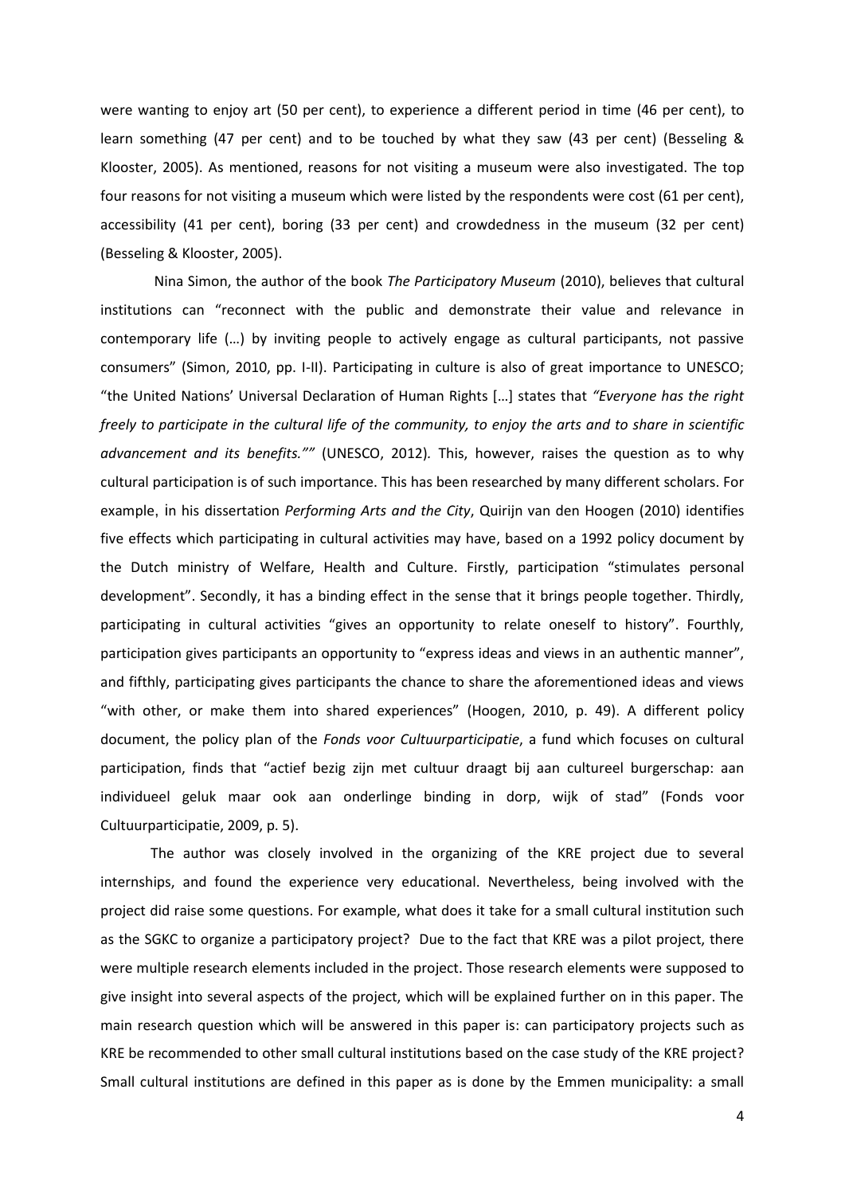were wanting to enjoy art (50 per cent), to experience a different period in time (46 per cent), to learn something (47 per cent) and to be touched by what they saw (43 per cent) (Besseling & Klooster, 2005). As mentioned, reasons for not visiting a museum were also investigated. The top four reasons for not visiting a museum which were listed by the respondents were cost (61 per cent), accessibility (41 per cent), boring (33 per cent) and crowdedness in the museum (32 per cent) (Besseling & Klooster, 2005).

Nina Simon, the author of the book *The Participatory Museum* (2010), believes that cultural institutions can "reconnect with the public and demonstrate their value and relevance in contemporary life (…) by inviting people to actively engage as cultural participants, not passive consumers" (Simon, 2010, pp. I-II). Participating in culture is also of great importance to UNESCO; "the United Nations' Universal Declaration of Human Rights […] states that *"Everyone has the right freely to participate in the cultural life of the community, to enjoy the arts and to share in scientific advancement and its benefits.""* (UNESCO, 2012). This, however, raises the question as to why cultural participation is of such importance. This has been researched by many different scholars. For example, in his dissertation *Performing Arts and the City*, Quirijn van den Hoogen (2010) identifies five effects which participating in cultural activities may have, based on a 1992 policy document by the Dutch ministry of Welfare, Health and Culture. Firstly, participation "stimulates personal development". Secondly, it has a binding effect in the sense that it brings people together. Thirdly, participating in cultural activities "gives an opportunity to relate oneself to history". Fourthly, participation gives participants an opportunity to "express ideas and views in an authentic manner", and fifthly, participating gives participants the chance to share the aforementioned ideas and views "with other, or make them into shared experiences" (Hoogen, 2010, p. 49). A different policy document, the policy plan of the *Fonds voor Cultuurparticipatie*, a fund which focuses on cultural participation, finds that "actief bezig zijn met cultuur draagt bij aan cultureel burgerschap: aan individueel geluk maar ook aan onderlinge binding in dorp, wijk of stad" (Fonds voor Cultuurparticipatie, 2009, p. 5).

The author was closely involved in the organizing of the KRE project due to several internships, and found the experience very educational. Nevertheless, being involved with the project did raise some questions. For example, what does it take for a small cultural institution such as the SGKC to organize a participatory project? Due to the fact that KRE was a pilot project, there were multiple research elements included in the project. Those research elements were supposed to give insight into several aspects of the project, which will be explained further on in this paper. The main research question which will be answered in this paper is: can participatory projects such as KRE be recommended to other small cultural institutions based on the case study of the KRE project? Small cultural institutions are defined in this paper as is done by the Emmen municipality: a small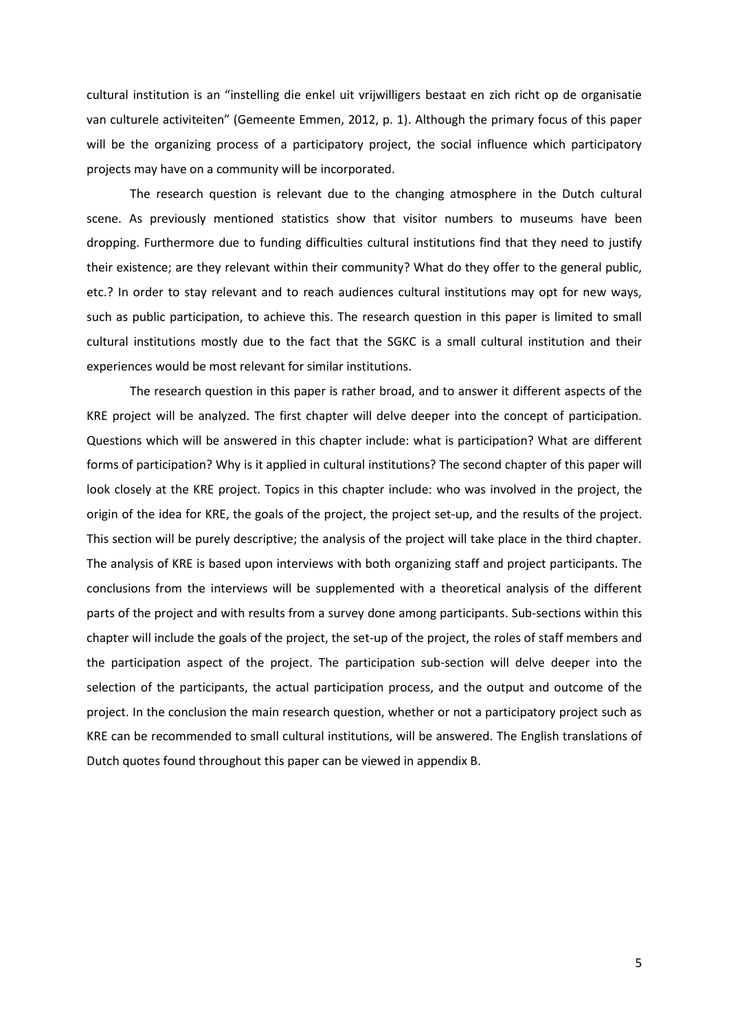cultural institution is an “instelling die enkel uit vrijwilligers bestaat en zich richt op de organisatie van culturele activiteiten” (Gemeente Emmen, 2012, p. 1). Although the primary focus of this paper will be the organizing process of a participatory project, the social influence which participatory projects may have on a community will be incorporated.

The research question is relevant due to the changing atmosphere in the Dutch cultural scene. As previously mentioned statistics show that visitor numbers to museums have been dropping. Furthermore due to funding difficulties cultural institutions find that they need to justify their existence; are they relevant within their community? What do they offer to the general public, etc.? In order to stay relevant and to reach audiences cultural institutions may opt for new ways, such as public participation, to achieve this. The research question in this paper is limited to small cultural institutions mostly due to the fact that the SGKC is a small cultural institution and their experiences would be most relevant for similar institutions.

The research question in this paper is rather broad, and to answer it different aspects of the KRE project will be analyzed. The first chapter will delve deeper into the concept of participation. Questions which will be answered in this chapter include: what is participation? What are different forms of participation? Why is it applied in cultural institutions? The second chapter of this paper will look closely at the KRE project. Topics in this chapter include: who was involved in the project, the origin of the idea for KRE, the goals of the project, the project set-up, and the results of the project. This section will be purely descriptive; the analysis of the project will take place in the third chapter. The analysis of KRE is based upon interviews with both organizing staff and project participants. The conclusions from the interviews will be supplemented with a theoretical analysis of the different parts of the project and with results from a survey done among participants. Sub-sections within this chapter will include the goals of the project, the set-up of the project, the roles of staff members and the participation aspect of the project. The participation sub-section will delve deeper into the selection of the participants, the actual participation process, and the output and outcome of the project. In the conclusion the main research question, whether or not a participatory project such as KRE can be recommended to small cultural institutions, will be answered. The English translations of Dutch quotes found throughout this paper can be viewed in appendix B.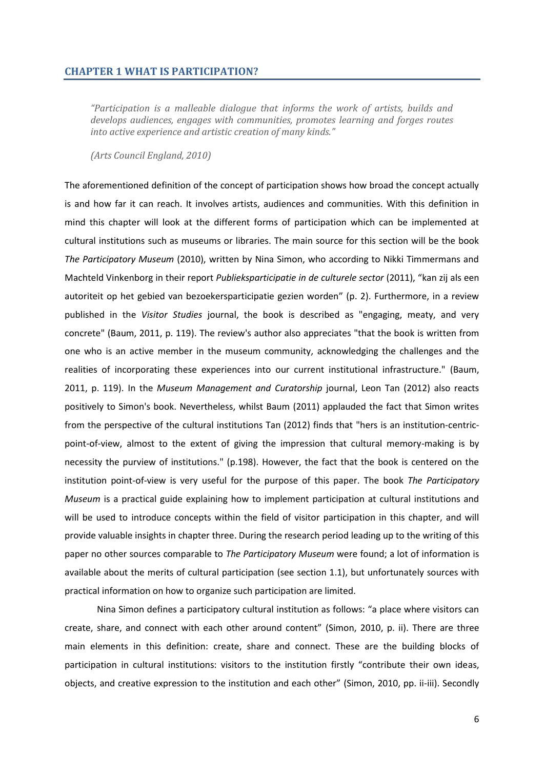## CHAPTER 1 WHAT IS PARTICIPATION?

> *"Participation is a malleable dialogue that informs the work of artists, builds and develops audiences, engages with communities, promotes learning and forges routes into active experience and artistic creation of many kinds."*
>
> *(Arts Council England, 2010)*

The aforementioned definition of the concept of participation shows how broad the concept actually is and how far it can reach. It involves artists, audiences and communities. With this definition in mind this chapter will look at the different forms of participation which can be implemented at cultural institutions such as museums or libraries. The main source for this section will be the book *The Participatory Museum* (2010), written by Nina Simon, who according to Nikki Timmermans and Machteld Vinkenborg in their report *Publieksparticipatie in de culturele sector* (2011), "kan zij als een autoriteit op het gebied van bezoekersparticipatie gezien worden" (p. 2). Furthermore, in a review published in the *Visitor Studies* journal, the book is described as "engaging, meaty, and very concrete" (Baum, 2011, p. 119). The review's author also appreciates "that the book is written from one who is an active member in the museum community, acknowledging the challenges and the realities of incorporating these experiences into our current institutional infrastructure." (Baum, 2011, p. 119). In the *Museum Management and Curatorship* journal, Leon Tan (2012) also reacts positively to Simon's book. Nevertheless, whilst Baum (2011) applauded the fact that Simon writes from the perspective of the cultural institutions Tan (2012) finds that "hers is an institution-centric-point-of-view, almost to the extent of giving the impression that cultural memory-making is by necessity the purview of institutions." (p.198). However, the fact that the book is centered on the institution point-of-view is very useful for the purpose of this paper. The book *The Participatory Museum* is a practical guide explaining how to implement participation at cultural institutions and will be used to introduce concepts within the field of visitor participation in this chapter, and will provide valuable insights in chapter three. During the research period leading up to the writing of this paper no other sources comparable to *The Participatory Museum* were found; a lot of information is available about the merits of cultural participation (see section 1.1), but unfortunately sources with practical information on how to organize such participation are limited.

Nina Simon defines a participatory cultural institution as follows: "a place where visitors can create, share, and connect with each other around content" (Simon, 2010, p. ii). There are three main elements in this definition: create, share and connect. These are the building blocks of participation in cultural institutions: visitors to the institution firstly "contribute their own ideas, objects, and creative expression to the institution and each other" (Simon, 2010, pp. ii-iii). Secondly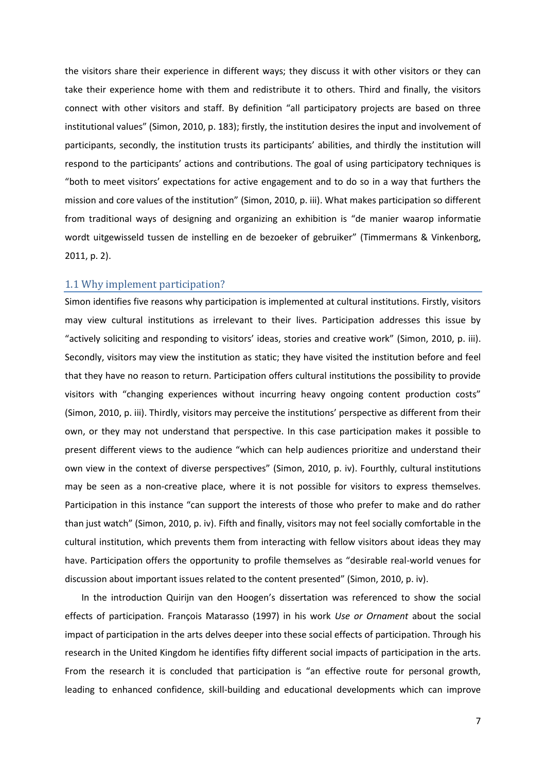the visitors share their experience in different ways; they discuss it with other visitors or they can take their experience home with them and redistribute it to others. Third and finally, the visitors connect with other visitors and staff. By definition "all participatory projects are based on three institutional values" (Simon, 2010, p. 183); firstly, the institution desires the input and involvement of participants, secondly, the institution trusts its participants' abilities, and thirdly the institution will respond to the participants' actions and contributions. The goal of using participatory techniques is "both to meet visitors' expectations for active engagement and to do so in a way that furthers the mission and core values of the institution" (Simon, 2010, p. iii). What makes participation so different from traditional ways of designing and organizing an exhibition is "de manier waarop informatie wordt uitgewisseld tussen de instelling en de bezoeker of gebruiker" (Timmermans & Vinkenborg, 2011, p. 2).

## 1.1 Why implement participation?

Simon identifies five reasons why participation is implemented at cultural institutions. Firstly, visitors may view cultural institutions as irrelevant to their lives. Participation addresses this issue by "actively soliciting and responding to visitors' ideas, stories and creative work" (Simon, 2010, p. iii). Secondly, visitors may view the institution as static; they have visited the institution before and feel that they have no reason to return. Participation offers cultural institutions the possibility to provide visitors with "changing experiences without incurring heavy ongoing content production costs" (Simon, 2010, p. iii). Thirdly, visitors may perceive the institutions' perspective as different from their own, or they may not understand that perspective. In this case participation makes it possible to present different views to the audience "which can help audiences prioritize and understand their own view in the context of diverse perspectives" (Simon, 2010, p. iv). Fourthly, cultural institutions may be seen as a non-creative place, where it is not possible for visitors to express themselves. Participation in this instance "can support the interests of those who prefer to make and do rather than just watch" (Simon, 2010, p. iv). Fifth and finally, visitors may not feel socially comfortable in the cultural institution, which prevents them from interacting with fellow visitors about ideas they may have. Participation offers the opportunity to profile themselves as "desirable real-world venues for discussion about important issues related to the content presented" (Simon, 2010, p. iv).

In the introduction Quirijn van den Hoogen's dissertation was referenced to show the social effects of participation. François Matarasso (1997) in his work *Use or Ornament* about the social impact of participation in the arts delves deeper into these social effects of participation. Through his research in the United Kingdom he identifies fifty different social impacts of participation in the arts. From the research it is concluded that participation is "an effective route for personal growth, leading to enhanced confidence, skill-building and educational developments which can improve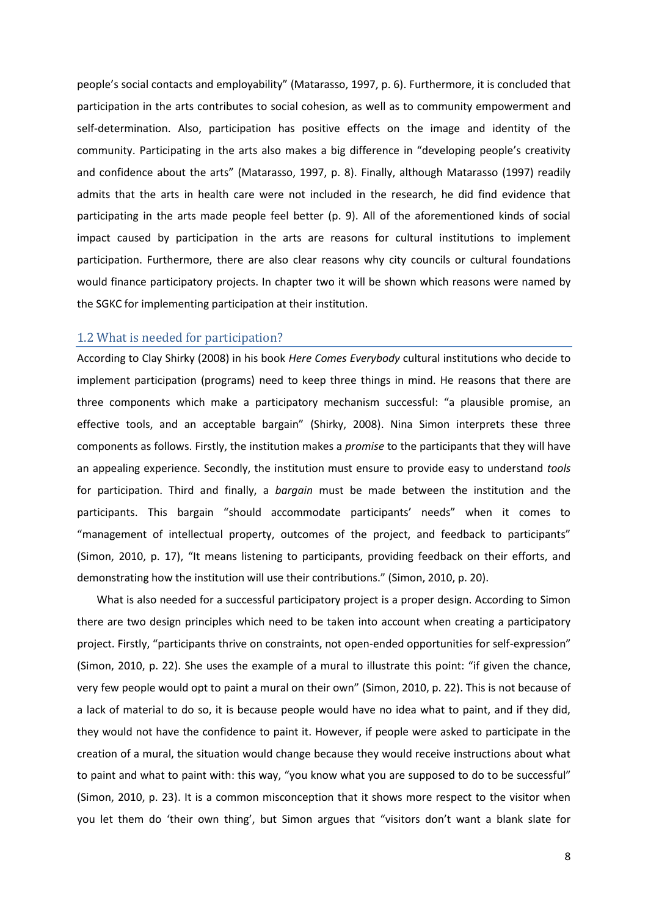people's social contacts and employability" (Matarasso, 1997, p. 6). Furthermore, it is concluded that participation in the arts contributes to social cohesion, as well as to community empowerment and self-determination. Also, participation has positive effects on the image and identity of the community. Participating in the arts also makes a big difference in "developing people's creativity and confidence about the arts" (Matarasso, 1997, p. 8). Finally, although Matarasso (1997) readily admits that the arts in health care were not included in the research, he did find evidence that participating in the arts made people feel better (p. 9). All of the aforementioned kinds of social impact caused by participation in the arts are reasons for cultural institutions to implement participation. Furthermore, there are also clear reasons why city councils or cultural foundations would finance participatory projects. In chapter two it will be shown which reasons were named by the SGKC for implementing participation at their institution.

## 1.2 What is needed for participation?

According to Clay Shirky (2008) in his book *Here Comes Everybody* cultural institutions who decide to implement participation (programs) need to keep three things in mind. He reasons that there are three components which make a participatory mechanism successful: "a plausible promise, an effective tools, and an acceptable bargain" (Shirky, 2008). Nina Simon interprets these three components as follows. Firstly, the institution makes a *promise* to the participants that they will have an appealing experience. Secondly, the institution must ensure to provide easy to understand *tools* for participation. Third and finally, a *bargain* must be made between the institution and the participants. This bargain "should accommodate participants' needs" when it comes to "management of intellectual property, outcomes of the project, and feedback to participants" (Simon, 2010, p. 17), "It means listening to participants, providing feedback on their efforts, and demonstrating how the institution will use their contributions." (Simon, 2010, p. 20).

What is also needed for a successful participatory project is a proper design. According to Simon there are two design principles which need to be taken into account when creating a participatory project. Firstly, "participants thrive on constraints, not open-ended opportunities for self-expression" (Simon, 2010, p. 22). She uses the example of a mural to illustrate this point: "if given the chance, very few people would opt to paint a mural on their own" (Simon, 2010, p. 22). This is not because of a lack of material to do so, it is because people would have no idea what to paint, and if they did, they would not have the confidence to paint it. However, if people were asked to participate in the creation of a mural, the situation would change because they would receive instructions about what to paint and what to paint with: this way, "you know what you are supposed to do to be successful" (Simon, 2010, p. 23). It is a common misconception that it shows more respect to the visitor when you let them do 'their own thing', but Simon argues that "visitors don't want a blank slate for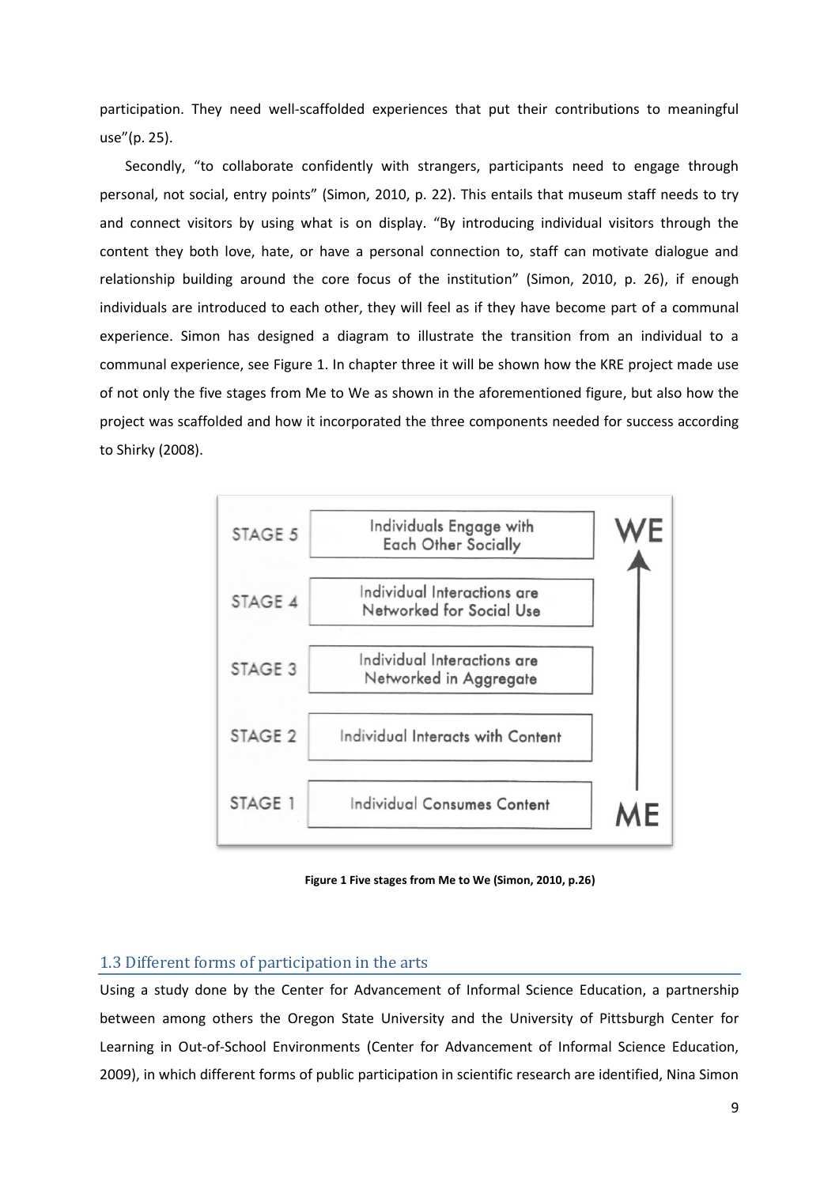participation. They need well-scaffolded experiences that put their contributions to meaningful use"(p. 25).

Secondly, "to collaborate confidently with strangers, participants need to engage through personal, not social, entry points" (Simon, 2010, p. 22). This entails that museum staff needs to try and connect visitors by using what is on display. "By introducing individual visitors through the content they both love, hate, or have a personal connection to, staff can motivate dialogue and relationship building around the core focus of the institution" (Simon, 2010, p. 26), if enough individuals are introduced to each other, they will feel as if they have become part of a communal experience. Simon has designed a diagram to illustrate the transition from an individual to a communal experience, see Figure 1. In chapter three it will be shown how the KRE project made use of not only the five stages from Me to We as shown in the aforementioned figure, but also how the project was scaffolded and how it incorporated the three components needed for success according to Shirky (2008).

| | | |
|---|---|---|
| STAGE 5 | Individuals Engage with Each Other Socially | WE |
| STAGE 4 | Individual Interactions are Networked for Social Use | ↑ |
| STAGE 3 | Individual Interactions are Networked in Aggregate | ↑ |
| STAGE 2 | Individual Interacts with Content | ↑ |
| STAGE 1 | Individual Consumes Content | ME |

**Figure 1 Five stages from Me to We (Simon, 2010, p.26)**

## 1.3 Different forms of participation in the arts

Using a study done by the Center for Advancement of Informal Science Education, a partnership between among others the Oregon State University and the University of Pittsburgh Center for Learning in Out-of-School Environments (Center for Advancement of Informal Science Education, 2009), in which different forms of public participation in scientific research are identified, Nina Simon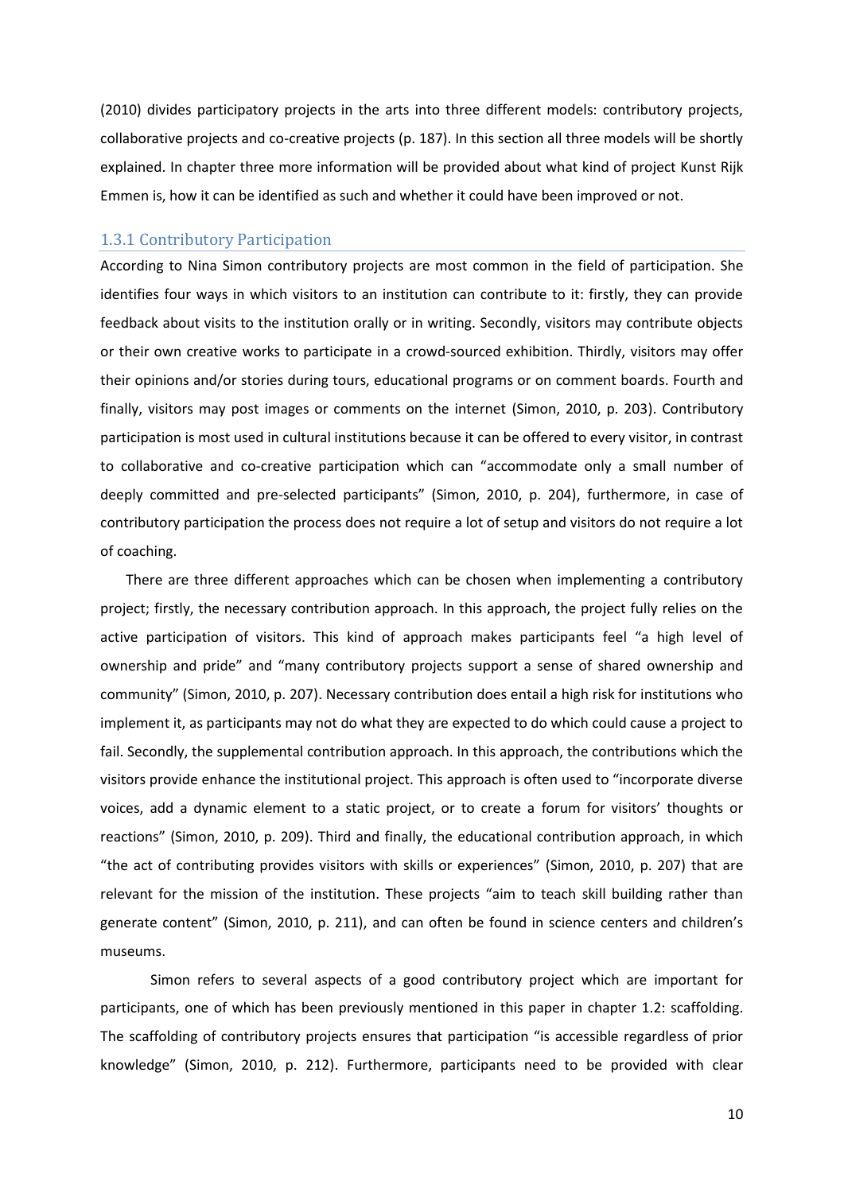(2010) divides participatory projects in the arts into three different models: contributory projects, collaborative projects and co-creative projects (p. 187). In this section all three models will be shortly explained. In chapter three more information will be provided about what kind of project Kunst Rijk Emmen is, how it can be identified as such and whether it could have been improved or not.

### 1.3.1 Contributory Participation

According to Nina Simon contributory projects are most common in the field of participation. She identifies four ways in which visitors to an institution can contribute to it: firstly, they can provide feedback about visits to the institution orally or in writing. Secondly, visitors may contribute objects or their own creative works to participate in a crowd-sourced exhibition. Thirdly, visitors may offer their opinions and/or stories during tours, educational programs or on comment boards. Fourth and finally, visitors may post images or comments on the internet (Simon, 2010, p. 203). Contributory participation is most used in cultural institutions because it can be offered to every visitor, in contrast to collaborative and co-creative participation which can "accommodate only a small number of deeply committed and pre-selected participants" (Simon, 2010, p. 204), furthermore, in case of contributory participation the process does not require a lot of setup and visitors do not require a lot of coaching.

There are three different approaches which can be chosen when implementing a contributory project; firstly, the necessary contribution approach. In this approach, the project fully relies on the active participation of visitors. This kind of approach makes participants feel "a high level of ownership and pride" and "many contributory projects support a sense of shared ownership and community" (Simon, 2010, p. 207). Necessary contribution does entail a high risk for institutions who implement it, as participants may not do what they are expected to do which could cause a project to fail. Secondly, the supplemental contribution approach. In this approach, the contributions which the visitors provide enhance the institutional project. This approach is often used to "incorporate diverse voices, add a dynamic element to a static project, or to create a forum for visitors' thoughts or reactions" (Simon, 2010, p. 209). Third and finally, the educational contribution approach, in which "the act of contributing provides visitors with skills or experiences" (Simon, 2010, p. 207) that are relevant for the mission of the institution. These projects "aim to teach skill building rather than generate content" (Simon, 2010, p. 211), and can often be found in science centers and children's museums.

Simon refers to several aspects of a good contributory project which are important for participants, one of which has been previously mentioned in this paper in chapter 1.2: scaffolding. The scaffolding of contributory projects ensures that participation "is accessible regardless of prior knowledge" (Simon, 2010, p. 212). Furthermore, participants need to be provided with clear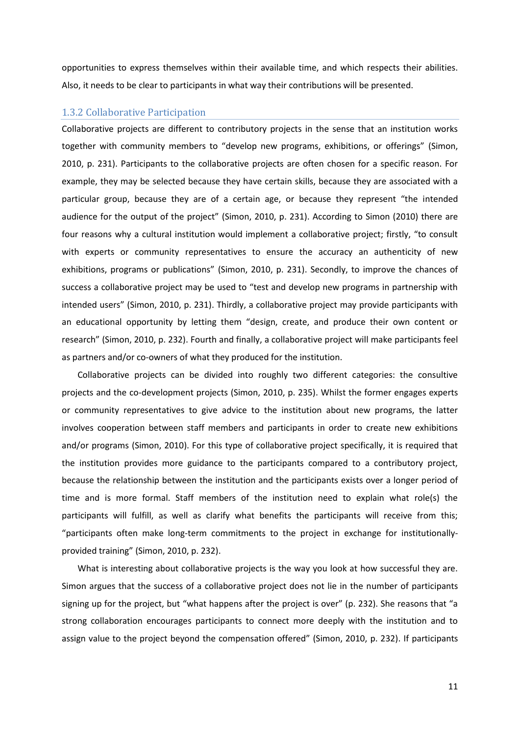opportunities to express themselves within their available time, and which respects their abilities. Also, it needs to be clear to participants in what way their contributions will be presented.

### 1.3.2 Collaborative Participation

Collaborative projects are different to contributory projects in the sense that an institution works together with community members to "develop new programs, exhibitions, or offerings" (Simon, 2010, p. 231). Participants to the collaborative projects are often chosen for a specific reason. For example, they may be selected because they have certain skills, because they are associated with a particular group, because they are of a certain age, or because they represent "the intended audience for the output of the project" (Simon, 2010, p. 231). According to Simon (2010) there are four reasons why a cultural institution would implement a collaborative project; firstly, "to consult with experts or community representatives to ensure the accuracy an authenticity of new exhibitions, programs or publications" (Simon, 2010, p. 231). Secondly, to improve the chances of success a collaborative project may be used to "test and develop new programs in partnership with intended users" (Simon, 2010, p. 231). Thirdly, a collaborative project may provide participants with an educational opportunity by letting them "design, create, and produce their own content or research" (Simon, 2010, p. 232). Fourth and finally, a collaborative project will make participants feel as partners and/or co-owners of what they produced for the institution.

Collaborative projects can be divided into roughly two different categories: the consultive projects and the co-development projects (Simon, 2010, p. 235). Whilst the former engages experts or community representatives to give advice to the institution about new programs, the latter involves cooperation between staff members and participants in order to create new exhibitions and/or programs (Simon, 2010). For this type of collaborative project specifically, it is required that the institution provides more guidance to the participants compared to a contributory project, because the relationship between the institution and the participants exists over a longer period of time and is more formal. Staff members of the institution need to explain what role(s) the participants will fulfill, as well as clarify what benefits the participants will receive from this; "participants often make long-term commitments to the project in exchange for institutionally-provided training" (Simon, 2010, p. 232).

What is interesting about collaborative projects is the way you look at how successful they are. Simon argues that the success of a collaborative project does not lie in the number of participants signing up for the project, but "what happens after the project is over" (p. 232). She reasons that "a strong collaboration encourages participants to connect more deeply with the institution and to assign value to the project beyond the compensation offered" (Simon, 2010, p. 232). If participants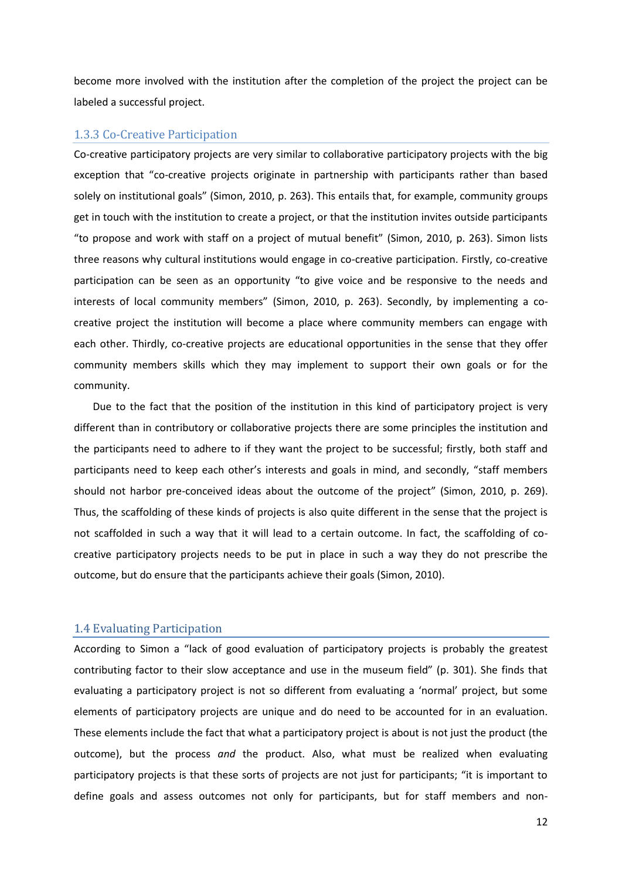become more involved with the institution after the completion of the project the project can be labeled a successful project.

### 1.3.3 Co-Creative Participation

Co-creative participatory projects are very similar to collaborative participatory projects with the big exception that "co-creative projects originate in partnership with participants rather than based solely on institutional goals" (Simon, 2010, p. 263). This entails that, for example, community groups get in touch with the institution to create a project, or that the institution invites outside participants "to propose and work with staff on a project of mutual benefit" (Simon, 2010, p. 263). Simon lists three reasons why cultural institutions would engage in co-creative participation. Firstly, co-creative participation can be seen as an opportunity "to give voice and be responsive to the needs and interests of local community members" (Simon, 2010, p. 263). Secondly, by implementing a co-creative project the institution will become a place where community members can engage with each other. Thirdly, co-creative projects are educational opportunities in the sense that they offer community members skills which they may implement to support their own goals or for the community.

Due to the fact that the position of the institution in this kind of participatory project is very different than in contributory or collaborative projects there are some principles the institution and the participants need to adhere to if they want the project to be successful; firstly, both staff and participants need to keep each other's interests and goals in mind, and secondly, "staff members should not harbor pre-conceived ideas about the outcome of the project" (Simon, 2010, p. 269). Thus, the scaffolding of these kinds of projects is also quite different in the sense that the project is not scaffolded in such a way that it will lead to a certain outcome. In fact, the scaffolding of co-creative participatory projects needs to be put in place in such a way they do not prescribe the outcome, but do ensure that the participants achieve their goals (Simon, 2010).

## 1.4 Evaluating Participation

According to Simon a "lack of good evaluation of participatory projects is probably the greatest contributing factor to their slow acceptance and use in the museum field" (p. 301). She finds that evaluating a participatory project is not so different from evaluating a 'normal' project, but some elements of participatory projects are unique and do need to be accounted for in an evaluation. These elements include the fact that what a participatory project is about is not just the product (the outcome), but the process *and* the product. Also, what must be realized when evaluating participatory projects is that these sorts of projects are not just for participants; "it is important to define goals and assess outcomes not only for participants, but for staff members and non-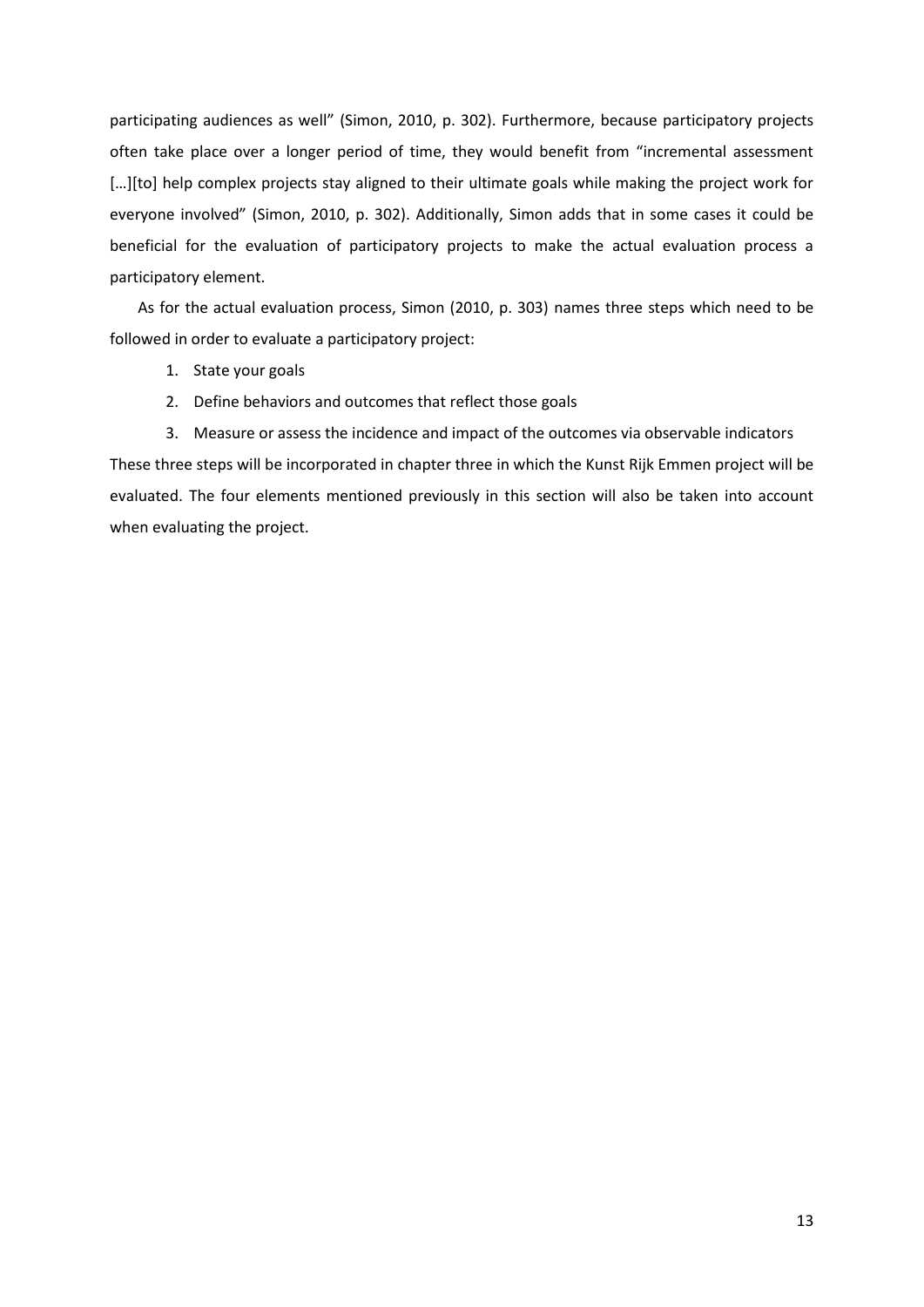participating audiences as well" (Simon, 2010, p. 302). Furthermore, because participatory projects often take place over a longer period of time, they would benefit from "incremental assessment […][to] help complex projects stay aligned to their ultimate goals while making the project work for everyone involved" (Simon, 2010, p. 302). Additionally, Simon adds that in some cases it could be beneficial for the evaluation of participatory projects to make the actual evaluation process a participatory element.

As for the actual evaluation process, Simon (2010, p. 303) names three steps which need to be followed in order to evaluate a participatory project:

1. State your goals
2. Define behaviors and outcomes that reflect those goals
3. Measure or assess the incidence and impact of the outcomes via observable indicators

These three steps will be incorporated in chapter three in which the Kunst Rijk Emmen project will be evaluated. The four elements mentioned previously in this section will also be taken into account when evaluating the project.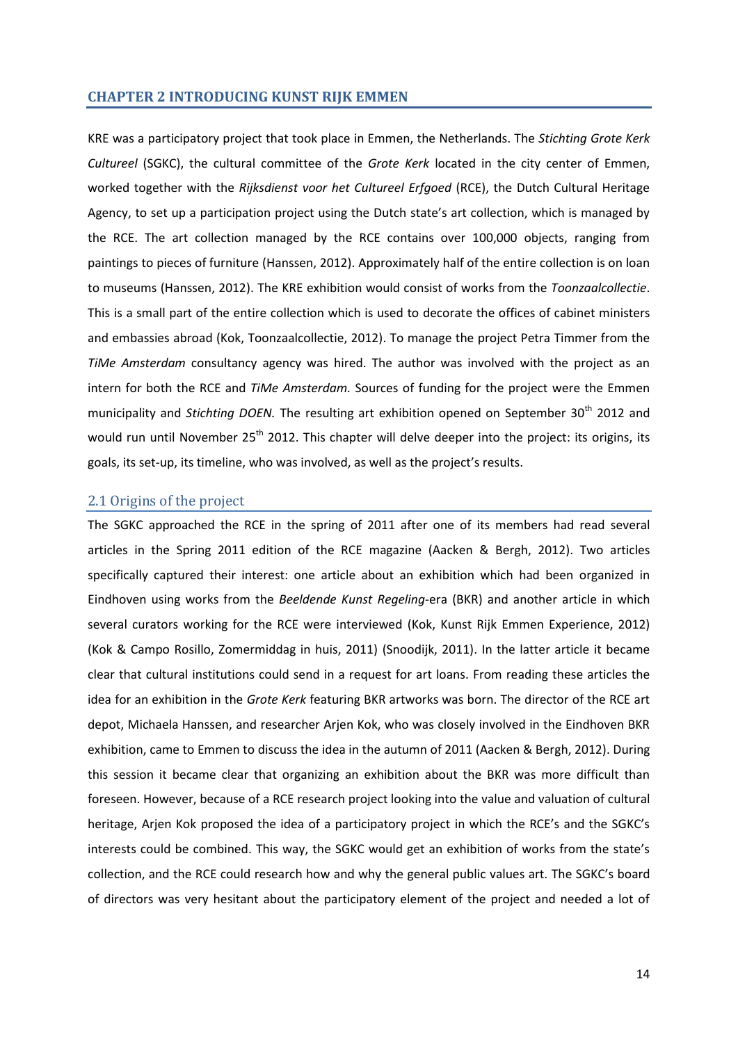# CHAPTER 2 INTRODUCING KUNST RIJK EMMEN

KRE was a participatory project that took place in Emmen, the Netherlands. The *Stichting Grote Kerk Cultureel* (SGKC), the cultural committee of the *Grote Kerk* located in the city center of Emmen, worked together with the *Rijksdienst voor het Cultureel Erfgoed* (RCE), the Dutch Cultural Heritage Agency, to set up a participation project using the Dutch state's art collection, which is managed by the RCE. The art collection managed by the RCE contains over 100,000 objects, ranging from paintings to pieces of furniture (Hanssen, 2012). Approximately half of the entire collection is on loan to museums (Hanssen, 2012). The KRE exhibition would consist of works from the *Toonzaalcollectie*. This is a small part of the entire collection which is used to decorate the offices of cabinet ministers and embassies abroad (Kok, Toonzaalcollectie, 2012). To manage the project Petra Timmer from the *TiMe Amsterdam* consultancy agency was hired. The author was involved with the project as an intern for both the RCE and *TiMe Amsterdam.* Sources of funding for the project were the Emmen municipality and *Stichting DOEN.* The resulting art exhibition opened on September 30th 2012 and would run until November 25th 2012. This chapter will delve deeper into the project: its origins, its goals, its set-up, its timeline, who was involved, as well as the project's results.

## 2.1 Origins of the project

The SGKC approached the RCE in the spring of 2011 after one of its members had read several articles in the Spring 2011 edition of the RCE magazine (Aacken & Bergh, 2012). Two articles specifically captured their interest: one article about an exhibition which had been organized in Eindhoven using works from the *Beeldende Kunst Regeling*-era (BKR) and another article in which several curators working for the RCE were interviewed (Kok, Kunst Rijk Emmen Experience, 2012) (Kok & Campo Rosillo, Zomermiddag in huis, 2011) (Snoodijk, 2011). In the latter article it became clear that cultural institutions could send in a request for art loans. From reading these articles the idea for an exhibition in the *Grote Kerk* featuring BKR artworks was born. The director of the RCE art depot, Michaela Hanssen, and researcher Arjen Kok, who was closely involved in the Eindhoven BKR exhibition, came to Emmen to discuss the idea in the autumn of 2011 (Aacken & Bergh, 2012). During this session it became clear that organizing an exhibition about the BKR was more difficult than foreseen. However, because of a RCE research project looking into the value and valuation of cultural heritage, Arjen Kok proposed the idea of a participatory project in which the RCE's and the SGKC's interests could be combined. This way, the SGKC would get an exhibition of works from the state's collection, and the RCE could research how and why the general public values art. The SGKC's board of directors was very hesitant about the participatory element of the project and needed a lot of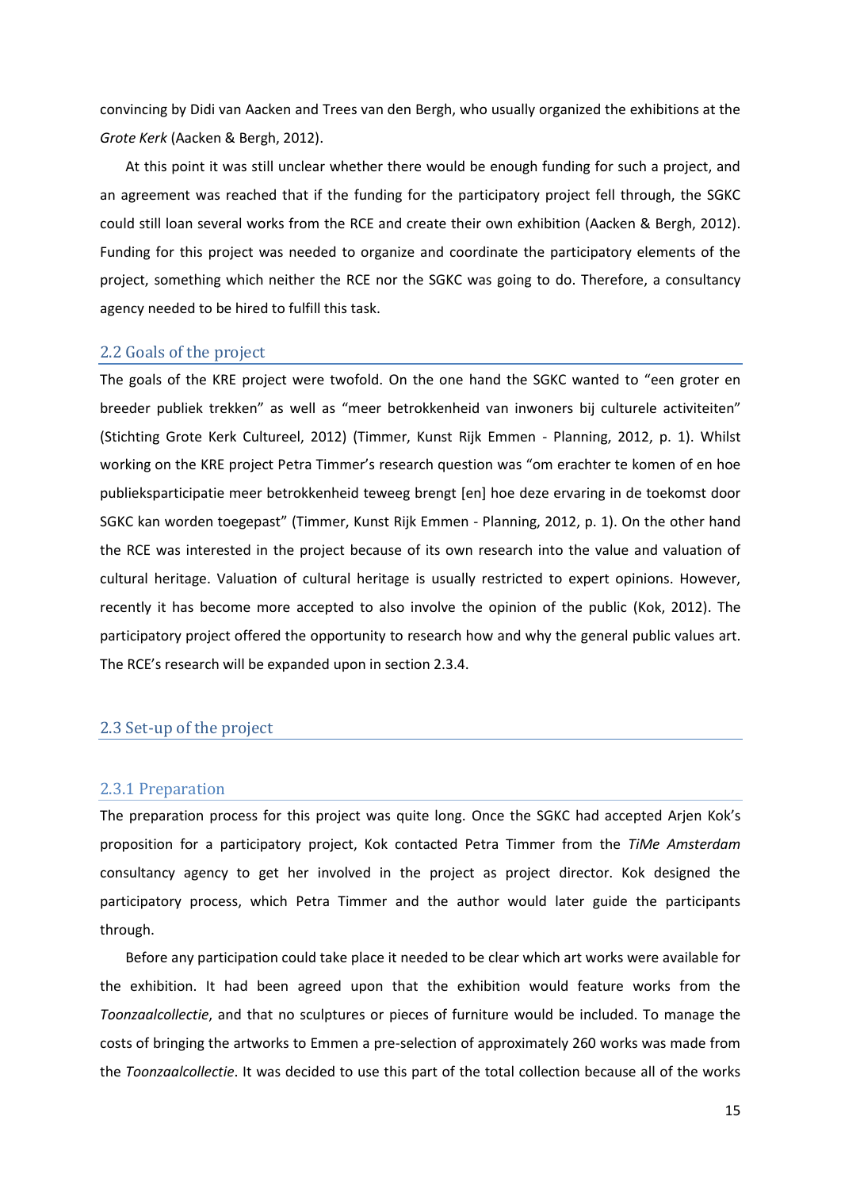convincing by Didi van Aacken and Trees van den Bergh, who usually organized the exhibitions at the *Grote Kerk* (Aacken & Bergh, 2012).

At this point it was still unclear whether there would be enough funding for such a project, and an agreement was reached that if the funding for the participatory project fell through, the SGKC could still loan several works from the RCE and create their own exhibition (Aacken & Bergh, 2012). Funding for this project was needed to organize and coordinate the participatory elements of the project, something which neither the RCE nor the SGKC was going to do. Therefore, a consultancy agency needed to be hired to fulfill this task.

## 2.2 Goals of the project

The goals of the KRE project were twofold. On the one hand the SGKC wanted to "een groter en breeder publiek trekken" as well as "meer betrokkenheid van inwoners bij culturele activiteiten" (Stichting Grote Kerk Cultureel, 2012) (Timmer, Kunst Rijk Emmen - Planning, 2012, p. 1). Whilst working on the KRE project Petra Timmer's research question was "om erachter te komen of en hoe publieksparticipatie meer betrokkenheid teweeg brengt [en] hoe deze ervaring in de toekomst door SGKC kan worden toegepast" (Timmer, Kunst Rijk Emmen - Planning, 2012, p. 1). On the other hand the RCE was interested in the project because of its own research into the value and valuation of cultural heritage. Valuation of cultural heritage is usually restricted to expert opinions. However, recently it has become more accepted to also involve the opinion of the public (Kok, 2012). The participatory project offered the opportunity to research how and why the general public values art. The RCE's research will be expanded upon in section 2.3.4.

## 2.3 Set-up of the project

### 2.3.1 Preparation

The preparation process for this project was quite long. Once the SGKC had accepted Arjen Kok's proposition for a participatory project, Kok contacted Petra Timmer from the *TiMe Amsterdam* consultancy agency to get her involved in the project as project director. Kok designed the participatory process, which Petra Timmer and the author would later guide the participants through.

Before any participation could take place it needed to be clear which art works were available for the exhibition. It had been agreed upon that the exhibition would feature works from the *Toonzaalcollectie*, and that no sculptures or pieces of furniture would be included. To manage the costs of bringing the artworks to Emmen a pre-selection of approximately 260 works was made from the *Toonzaalcollectie*. It was decided to use this part of the total collection because all of the works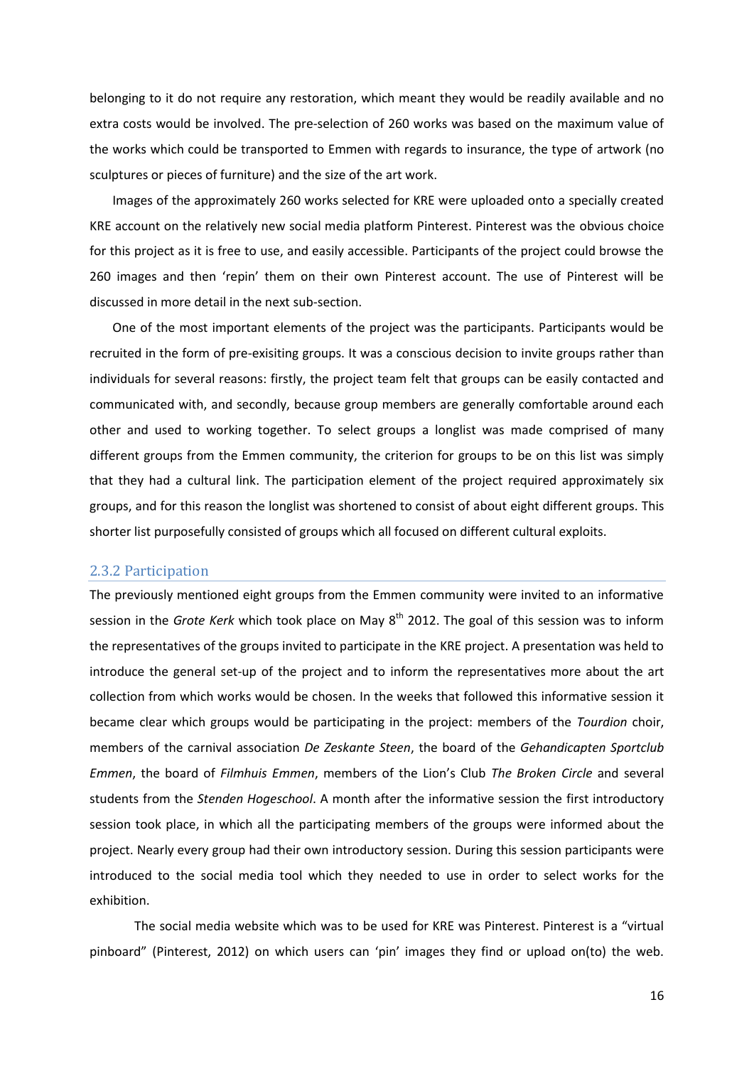belonging to it do not require any restoration, which meant they would be readily available and no extra costs would be involved. The pre-selection of 260 works was based on the maximum value of the works which could be transported to Emmen with regards to insurance, the type of artwork (no sculptures or pieces of furniture) and the size of the art work.

Images of the approximately 260 works selected for KRE were uploaded onto a specially created KRE account on the relatively new social media platform Pinterest. Pinterest was the obvious choice for this project as it is free to use, and easily accessible. Participants of the project could browse the 260 images and then 'repin' them on their own Pinterest account. The use of Pinterest will be discussed in more detail in the next sub-section.

One of the most important elements of the project was the participants. Participants would be recruited in the form of pre-exisiting groups. It was a conscious decision to invite groups rather than individuals for several reasons: firstly, the project team felt that groups can be easily contacted and communicated with, and secondly, because group members are generally comfortable around each other and used to working together. To select groups a longlist was made comprised of many different groups from the Emmen community, the criterion for groups to be on this list was simply that they had a cultural link. The participation element of the project required approximately six groups, and for this reason the longlist was shortened to consist of about eight different groups. This shorter list purposefully consisted of groups which all focused on different cultural exploits.

### 2.3.2 Participation

The previously mentioned eight groups from the Emmen community were invited to an informative session in the *Grote Kerk* which took place on May 8th 2012. The goal of this session was to inform the representatives of the groups invited to participate in the KRE project. A presentation was held to introduce the general set-up of the project and to inform the representatives more about the art collection from which works would be chosen. In the weeks that followed this informative session it became clear which groups would be participating in the project: members of the *Tourdion* choir, members of the carnival association *De Zeskante Steen*, the board of the *Gehandicapten Sportclub Emmen*, the board of *Filmhuis Emmen*, members of the Lion's Club *The Broken Circle* and several students from the *Stenden Hogeschool*. A month after the informative session the first introductory session took place, in which all the participating members of the groups were informed about the project. Nearly every group had their own introductory session. During this session participants were introduced to the social media tool which they needed to use in order to select works for the exhibition.

The social media website which was to be used for KRE was Pinterest. Pinterest is a "virtual pinboard" (Pinterest, 2012) on which users can 'pin' images they find or upload on(to) the web.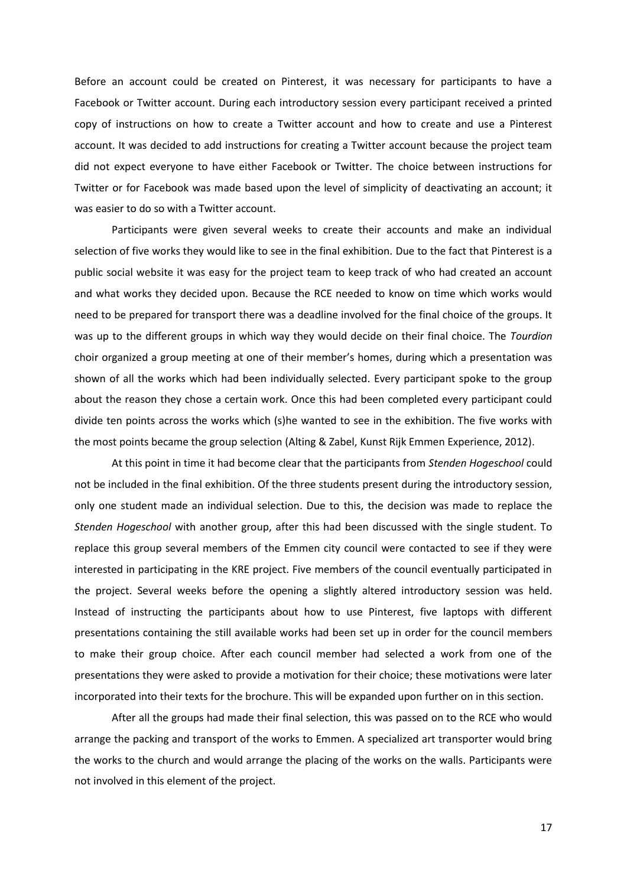Before an account could be created on Pinterest, it was necessary for participants to have a Facebook or Twitter account. During each introductory session every participant received a printed copy of instructions on how to create a Twitter account and how to create and use a Pinterest account. It was decided to add instructions for creating a Twitter account because the project team did not expect everyone to have either Facebook or Twitter. The choice between instructions for Twitter or for Facebook was made based upon the level of simplicity of deactivating an account; it was easier to do so with a Twitter account.

Participants were given several weeks to create their accounts and make an individual selection of five works they would like to see in the final exhibition. Due to the fact that Pinterest is a public social website it was easy for the project team to keep track of who had created an account and what works they decided upon. Because the RCE needed to know on time which works would need to be prepared for transport there was a deadline involved for the final choice of the groups. It was up to the different groups in which way they would decide on their final choice. The *Tourdion* choir organized a group meeting at one of their member's homes, during which a presentation was shown of all the works which had been individually selected. Every participant spoke to the group about the reason they chose a certain work. Once this had been completed every participant could divide ten points across the works which (s)he wanted to see in the exhibition. The five works with the most points became the group selection (Alting & Zabel, Kunst Rijk Emmen Experience, 2012).

At this point in time it had become clear that the participants from *Stenden Hogeschool* could not be included in the final exhibition. Of the three students present during the introductory session, only one student made an individual selection. Due to this, the decision was made to replace the *Stenden Hogeschool* with another group, after this had been discussed with the single student. To replace this group several members of the Emmen city council were contacted to see if they were interested in participating in the KRE project. Five members of the council eventually participated in the project. Several weeks before the opening a slightly altered introductory session was held. Instead of instructing the participants about how to use Pinterest, five laptops with different presentations containing the still available works had been set up in order for the council members to make their group choice. After each council member had selected a work from one of the presentations they were asked to provide a motivation for their choice; these motivations were later incorporated into their texts for the brochure. This will be expanded upon further on in this section.

After all the groups had made their final selection, this was passed on to the RCE who would arrange the packing and transport of the works to Emmen. A specialized art transporter would bring the works to the church and would arrange the placing of the works on the walls. Participants were not involved in this element of the project.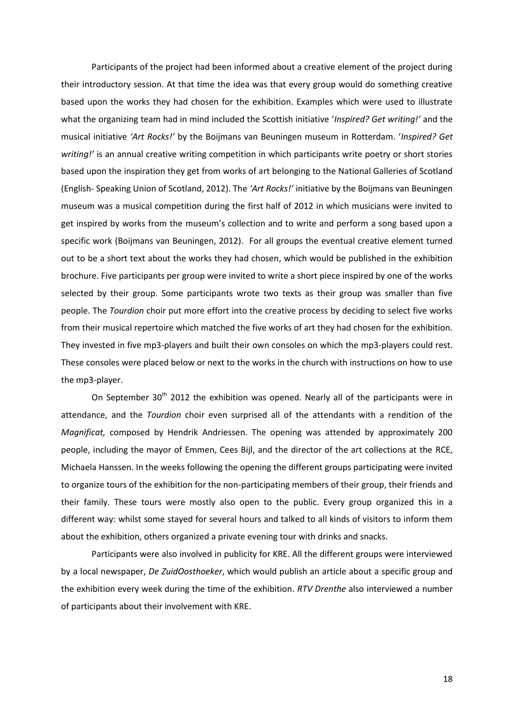Participants of the project had been informed about a creative element of the project during their introductory session. At that time the idea was that every group would do something creative based upon the works they had chosen for the exhibition. Examples which were used to illustrate what the organizing team had in mind included the Scottish initiative '*Inspired? Get writing!*' and the musical initiative *'Art Rocks!'* by the Boijmans van Beuningen museum in Rotterdam. '*Inspired? Get writing!*' is an annual creative writing competition in which participants write poetry or short stories based upon the inspiration they get from works of art belonging to the National Galleries of Scotland (English- Speaking Union of Scotland, 2012). The *'Art Rocks!'* initiative by the Boijmans van Beuningen museum was a musical competition during the first half of 2012 in which musicians were invited to get inspired by works from the museum's collection and to write and perform a song based upon a specific work (Boijmans van Beuningen, 2012). For all groups the eventual creative element turned out to be a short text about the works they had chosen, which would be published in the exhibition brochure. Five participants per group were invited to write a short piece inspired by one of the works selected by their group. Some participants wrote two texts as their group was smaller than five people. The *Tourdion* choir put more effort into the creative process by deciding to select five works from their musical repertoire which matched the five works of art they had chosen for the exhibition. They invested in five mp3-players and built their own consoles on which the mp3-players could rest. These consoles were placed below or next to the works in the church with instructions on how to use the mp3-player.

On September 30th 2012 the exhibition was opened. Nearly all of the participants were in attendance, and the *Tourdion* choir even surprised all of the attendants with a rendition of the *Magnificat,* composed by Hendrik Andriessen. The opening was attended by approximately 200 people, including the mayor of Emmen, Cees Bijl, and the director of the art collections at the RCE, Michaela Hanssen. In the weeks following the opening the different groups participating were invited to organize tours of the exhibition for the non-participating members of their group, their friends and their family. These tours were mostly also open to the public. Every group organized this in a different way: whilst some stayed for several hours and talked to all kinds of visitors to inform them about the exhibition, others organized a private evening tour with drinks and snacks.

Participants were also involved in publicity for KRE. All the different groups were interviewed by a local newspaper, *De ZuidOosthoeker*, which would publish an article about a specific group and the exhibition every week during the time of the exhibition. *RTV Drenthe* also interviewed a number of participants about their involvement with KRE.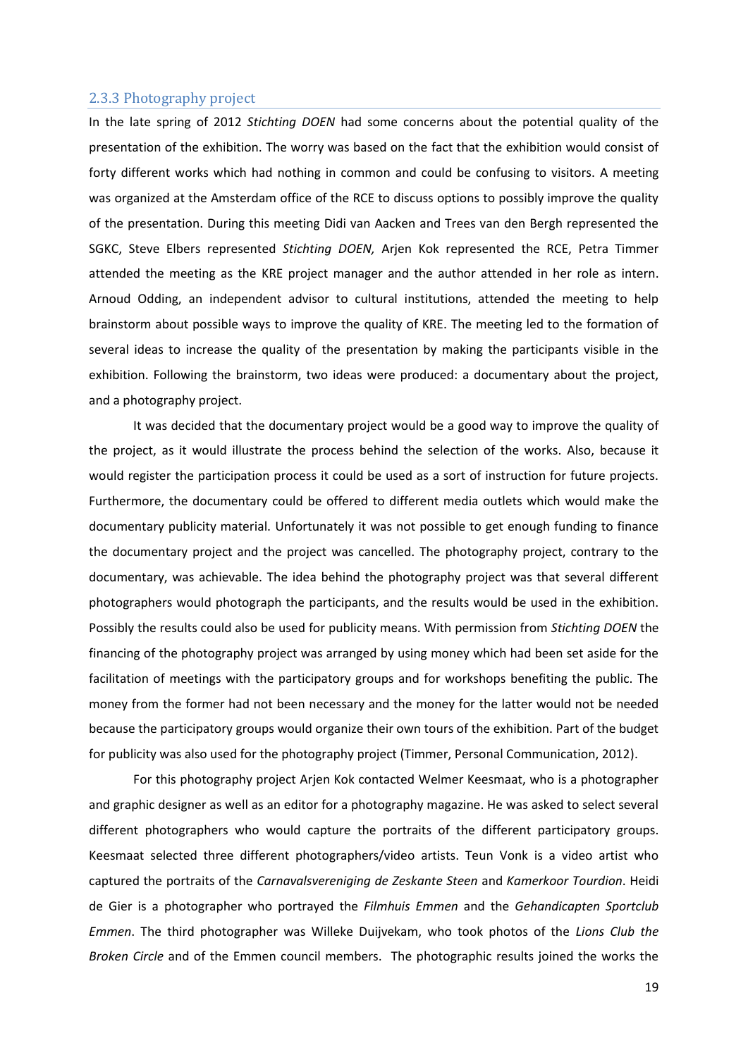### 2.3.3 Photography project

In the late spring of 2012 *Stichting DOEN* had some concerns about the potential quality of the presentation of the exhibition. The worry was based on the fact that the exhibition would consist of forty different works which had nothing in common and could be confusing to visitors. A meeting was organized at the Amsterdam office of the RCE to discuss options to possibly improve the quality of the presentation. During this meeting Didi van Aacken and Trees van den Bergh represented the SGKC, Steve Elbers represented *Stichting DOEN,* Arjen Kok represented the RCE, Petra Timmer attended the meeting as the KRE project manager and the author attended in her role as intern. Arnoud Odding, an independent advisor to cultural institutions, attended the meeting to help brainstorm about possible ways to improve the quality of KRE. The meeting led to the formation of several ideas to increase the quality of the presentation by making the participants visible in the exhibition. Following the brainstorm, two ideas were produced: a documentary about the project, and a photography project.

It was decided that the documentary project would be a good way to improve the quality of the project, as it would illustrate the process behind the selection of the works. Also, because it would register the participation process it could be used as a sort of instruction for future projects. Furthermore, the documentary could be offered to different media outlets which would make the documentary publicity material. Unfortunately it was not possible to get enough funding to finance the documentary project and the project was cancelled. The photography project, contrary to the documentary, was achievable. The idea behind the photography project was that several different photographers would photograph the participants, and the results would be used in the exhibition. Possibly the results could also be used for publicity means. With permission from *Stichting DOEN* the financing of the photography project was arranged by using money which had been set aside for the facilitation of meetings with the participatory groups and for workshops benefiting the public. The money from the former had not been necessary and the money for the latter would not be needed because the participatory groups would organize their own tours of the exhibition. Part of the budget for publicity was also used for the photography project (Timmer, Personal Communication, 2012).

For this photography project Arjen Kok contacted Welmer Keesmaat, who is a photographer and graphic designer as well as an editor for a photography magazine. He was asked to select several different photographers who would capture the portraits of the different participatory groups. Keesmaat selected three different photographers/video artists. Teun Vonk is a video artist who captured the portraits of the *Carnavalsvereniging de Zeskante Steen* and *Kamerkoor Tourdion*. Heidi de Gier is a photographer who portrayed the *Filmhuis Emmen* and the *Gehandicapten Sportclub Emmen*. The third photographer was Willeke Duijvekam, who took photos of the *Lions Club the Broken Circle* and of the Emmen council members. The photographic results joined the works the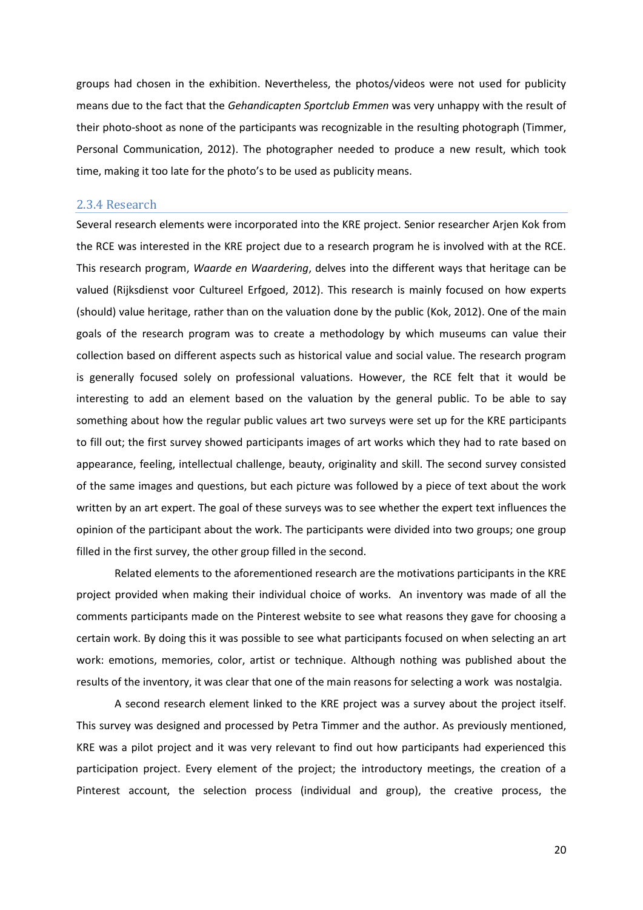groups had chosen in the exhibition. Nevertheless, the photos/videos were not used for publicity means due to the fact that the *Gehandicapten Sportclub Emmen* was very unhappy with the result of their photo-shoot as none of the participants was recognizable in the resulting photograph (Timmer, Personal Communication, 2012). The photographer needed to produce a new result, which took time, making it too late for the photo's to be used as publicity means.

### 2.3.4 Research

Several research elements were incorporated into the KRE project. Senior researcher Arjen Kok from the RCE was interested in the KRE project due to a research program he is involved with at the RCE. This research program, *Waarde en Waardering*, delves into the different ways that heritage can be valued (Rijksdienst voor Cultureel Erfgoed, 2012). This research is mainly focused on how experts (should) value heritage, rather than on the valuation done by the public (Kok, 2012). One of the main goals of the research program was to create a methodology by which museums can value their collection based on different aspects such as historical value and social value. The research program is generally focused solely on professional valuations. However, the RCE felt that it would be interesting to add an element based on the valuation by the general public. To be able to say something about how the regular public values art two surveys were set up for the KRE participants to fill out; the first survey showed participants images of art works which they had to rate based on appearance, feeling, intellectual challenge, beauty, originality and skill. The second survey consisted of the same images and questions, but each picture was followed by a piece of text about the work written by an art expert. The goal of these surveys was to see whether the expert text influences the opinion of the participant about the work. The participants were divided into two groups; one group filled in the first survey, the other group filled in the second.

Related elements to the aforementioned research are the motivations participants in the KRE project provided when making their individual choice of works. An inventory was made of all the comments participants made on the Pinterest website to see what reasons they gave for choosing a certain work. By doing this it was possible to see what participants focused on when selecting an art work: emotions, memories, color, artist or technique. Although nothing was published about the results of the inventory, it was clear that one of the main reasons for selecting a work was nostalgia.

A second research element linked to the KRE project was a survey about the project itself. This survey was designed and processed by Petra Timmer and the author. As previously mentioned, KRE was a pilot project and it was very relevant to find out how participants had experienced this participation project. Every element of the project; the introductory meetings, the creation of a Pinterest account, the selection process (individual and group), the creative process, the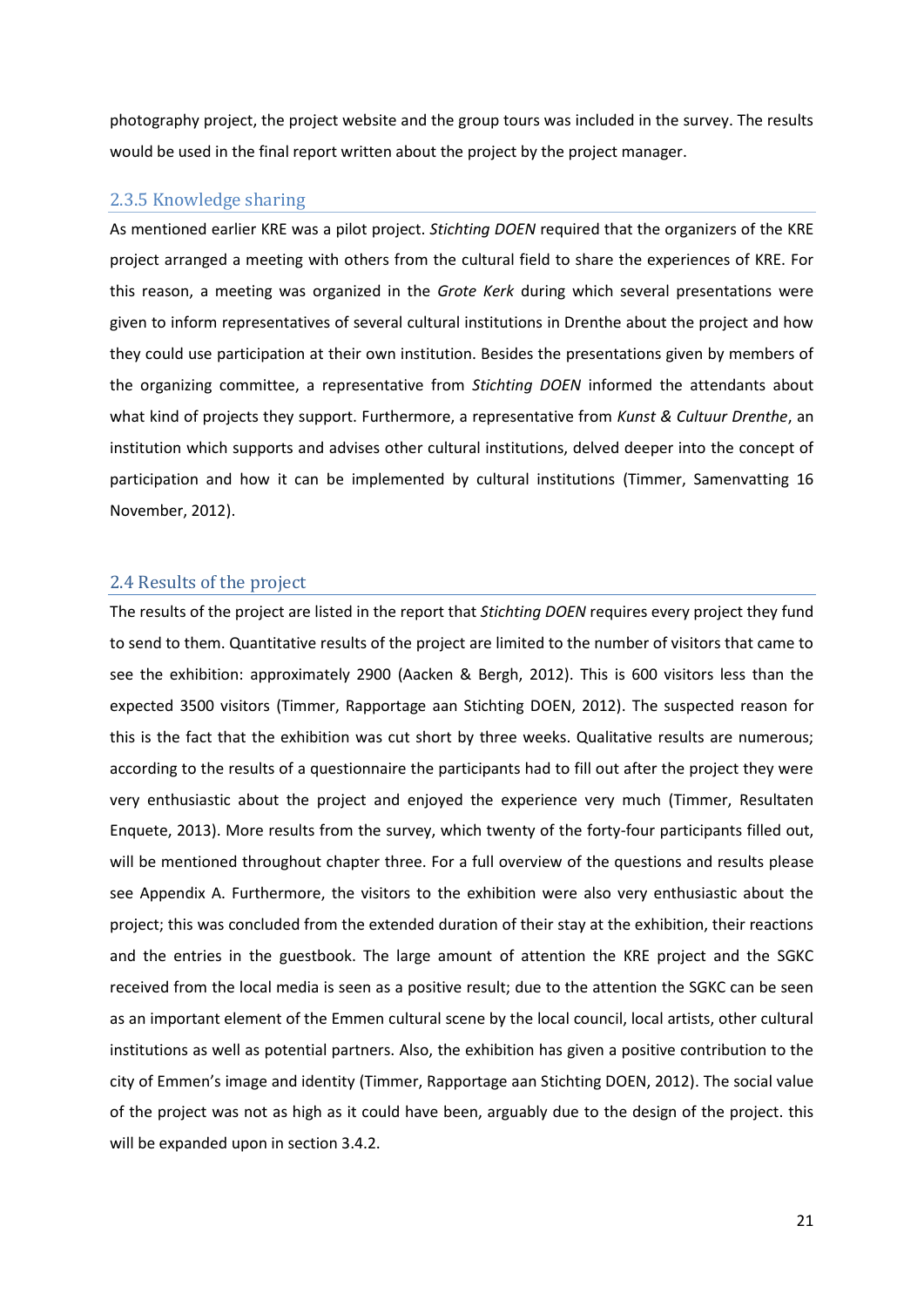photography project, the project website and the group tours was included in the survey. The results would be used in the final report written about the project by the project manager.

### 2.3.5 Knowledge sharing

As mentioned earlier KRE was a pilot project. *Stichting DOEN* required that the organizers of the KRE project arranged a meeting with others from the cultural field to share the experiences of KRE. For this reason, a meeting was organized in the *Grote Kerk* during which several presentations were given to inform representatives of several cultural institutions in Drenthe about the project and how they could use participation at their own institution. Besides the presentations given by members of the organizing committee, a representative from *Stichting DOEN* informed the attendants about what kind of projects they support. Furthermore, a representative from *Kunst & Cultuur Drenthe*, an institution which supports and advises other cultural institutions, delved deeper into the concept of participation and how it can be implemented by cultural institutions (Timmer, Samenvatting 16 November, 2012).

## 2.4 Results of the project

The results of the project are listed in the report that *Stichting DOEN* requires every project they fund to send to them. Quantitative results of the project are limited to the number of visitors that came to see the exhibition: approximately 2900 (Aacken & Bergh, 2012). This is 600 visitors less than the expected 3500 visitors (Timmer, Rapportage aan Stichting DOEN, 2012). The suspected reason for this is the fact that the exhibition was cut short by three weeks. Qualitative results are numerous; according to the results of a questionnaire the participants had to fill out after the project they were very enthusiastic about the project and enjoyed the experience very much (Timmer, Resultaten Enquete, 2013). More results from the survey, which twenty of the forty-four participants filled out, will be mentioned throughout chapter three. For a full overview of the questions and results please see Appendix A. Furthermore, the visitors to the exhibition were also very enthusiastic about the project; this was concluded from the extended duration of their stay at the exhibition, their reactions and the entries in the guestbook. The large amount of attention the KRE project and the SGKC received from the local media is seen as a positive result; due to the attention the SGKC can be seen as an important element of the Emmen cultural scene by the local council, local artists, other cultural institutions as well as potential partners. Also, the exhibition has given a positive contribution to the city of Emmen's image and identity (Timmer, Rapportage aan Stichting DOEN, 2012). The social value of the project was not as high as it could have been, arguably due to the design of the project. this will be expanded upon in section 3.4.2.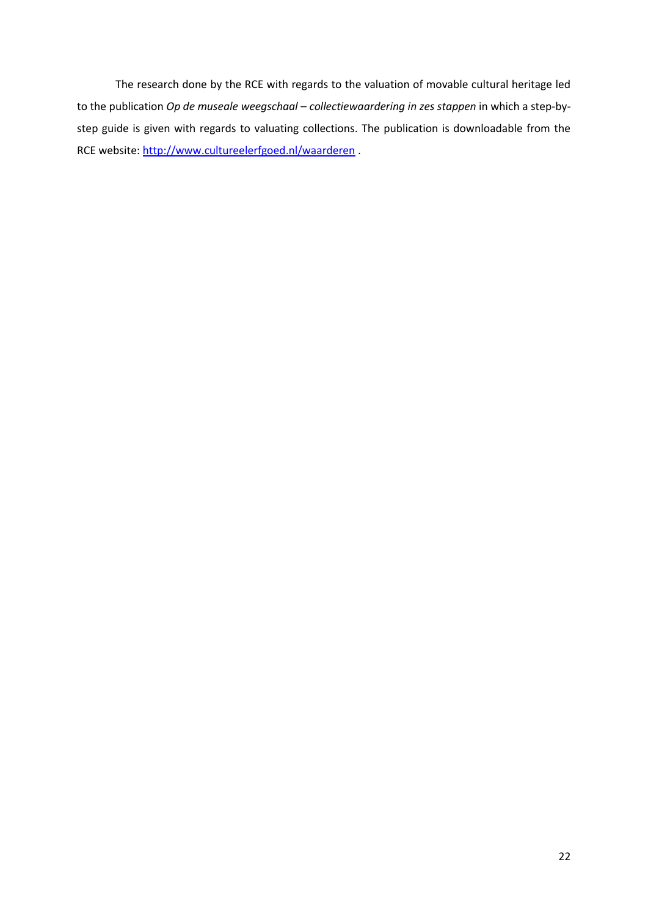The research done by the RCE with regards to the valuation of movable cultural heritage led to the publication *Op de museale weegschaal – collectiewaardering in zes stappen* in which a step-by-step guide is given with regards to valuating collections. The publication is downloadable from the RCE website: http://www.cultureelerfgoed.nl/waarderen .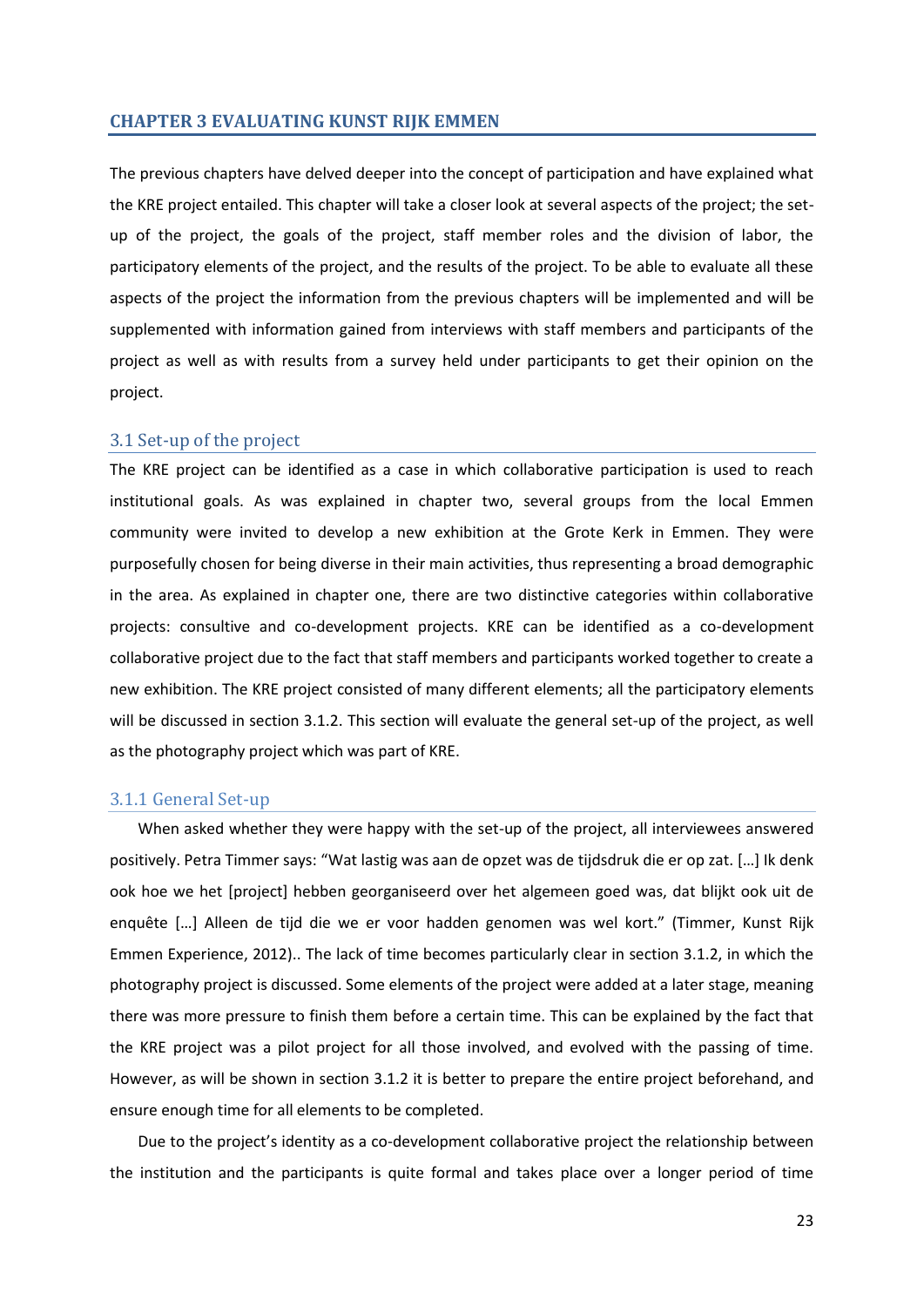# CHAPTER 3 EVALUATING KUNST RIJK EMMEN

The previous chapters have delved deeper into the concept of participation and have explained what the KRE project entailed. This chapter will take a closer look at several aspects of the project; the set-up of the project, the goals of the project, staff member roles and the division of labor, the participatory elements of the project, and the results of the project. To be able to evaluate all these aspects of the project the information from the previous chapters will be implemented and will be supplemented with information gained from interviews with staff members and participants of the project as well as with results from a survey held under participants to get their opinion on the project.

## 3.1 Set-up of the project

The KRE project can be identified as a case in which collaborative participation is used to reach institutional goals. As was explained in chapter two, several groups from the local Emmen community were invited to develop a new exhibition at the Grote Kerk in Emmen. They were purposefully chosen for being diverse in their main activities, thus representing a broad demographic in the area. As explained in chapter one, there are two distinctive categories within collaborative projects: consultive and co-development projects. KRE can be identified as a co-development collaborative project due to the fact that staff members and participants worked together to create a new exhibition. The KRE project consisted of many different elements; all the participatory elements will be discussed in section 3.1.2. This section will evaluate the general set-up of the project, as well as the photography project which was part of KRE.

### 3.1.1 General Set-up

When asked whether they were happy with the set-up of the project, all interviewees answered positively. Petra Timmer says: "Wat lastig was aan de opzet was de tijdsdruk die er op zat. […] Ik denk ook hoe we het [project] hebben georganiseerd over het algemeen goed was, dat blijkt ook uit de enquête […] Alleen de tijd die we er voor hadden genomen was wel kort." (Timmer, Kunst Rijk Emmen Experience, 2012).. The lack of time becomes particularly clear in section 3.1.2, in which the photography project is discussed. Some elements of the project were added at a later stage, meaning there was more pressure to finish them before a certain time. This can be explained by the fact that the KRE project was a pilot project for all those involved, and evolved with the passing of time. However, as will be shown in section 3.1.2 it is better to prepare the entire project beforehand, and ensure enough time for all elements to be completed.

Due to the project's identity as a co-development collaborative project the relationship between the institution and the participants is quite formal and takes place over a longer period of time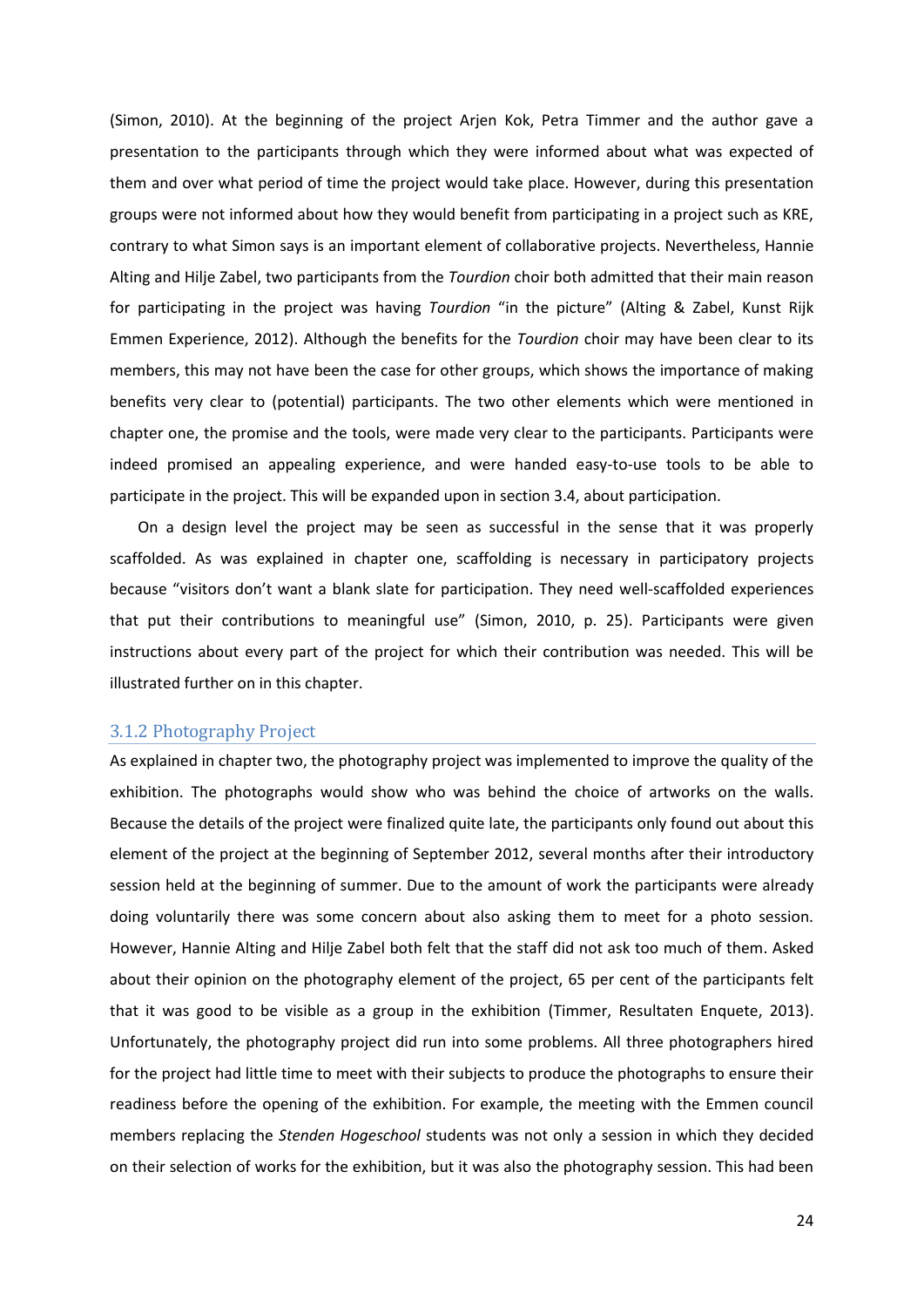(Simon, 2010). At the beginning of the project Arjen Kok, Petra Timmer and the author gave a presentation to the participants through which they were informed about what was expected of them and over what period of time the project would take place. However, during this presentation groups were not informed about how they would benefit from participating in a project such as KRE, contrary to what Simon says is an important element of collaborative projects. Nevertheless, Hannie Alting and Hilje Zabel, two participants from the *Tourdion* choir both admitted that their main reason for participating in the project was having *Tourdion* "in the picture" (Alting & Zabel, Kunst Rijk Emmen Experience, 2012). Although the benefits for the *Tourdion* choir may have been clear to its members, this may not have been the case for other groups, which shows the importance of making benefits very clear to (potential) participants. The two other elements which were mentioned in chapter one, the promise and the tools, were made very clear to the participants. Participants were indeed promised an appealing experience, and were handed easy-to-use tools to be able to participate in the project. This will be expanded upon in section 3.4, about participation.

On a design level the project may be seen as successful in the sense that it was properly scaffolded. As was explained in chapter one, scaffolding is necessary in participatory projects because "visitors don't want a blank slate for participation. They need well-scaffolded experiences that put their contributions to meaningful use" (Simon, 2010, p. 25). Participants were given instructions about every part of the project for which their contribution was needed. This will be illustrated further on in this chapter.

### 3.1.2 Photography Project

As explained in chapter two, the photography project was implemented to improve the quality of the exhibition. The photographs would show who was behind the choice of artworks on the walls. Because the details of the project were finalized quite late, the participants only found out about this element of the project at the beginning of September 2012, several months after their introductory session held at the beginning of summer. Due to the amount of work the participants were already doing voluntarily there was some concern about also asking them to meet for a photo session. However, Hannie Alting and Hilje Zabel both felt that the staff did not ask too much of them. Asked about their opinion on the photography element of the project, 65 per cent of the participants felt that it was good to be visible as a group in the exhibition (Timmer, Resultaten Enquete, 2013). Unfortunately, the photography project did run into some problems. All three photographers hired for the project had little time to meet with their subjects to produce the photographs to ensure their readiness before the opening of the exhibition. For example, the meeting with the Emmen council members replacing the *Stenden Hogeschool* students was not only a session in which they decided on their selection of works for the exhibition, but it was also the photography session. This had been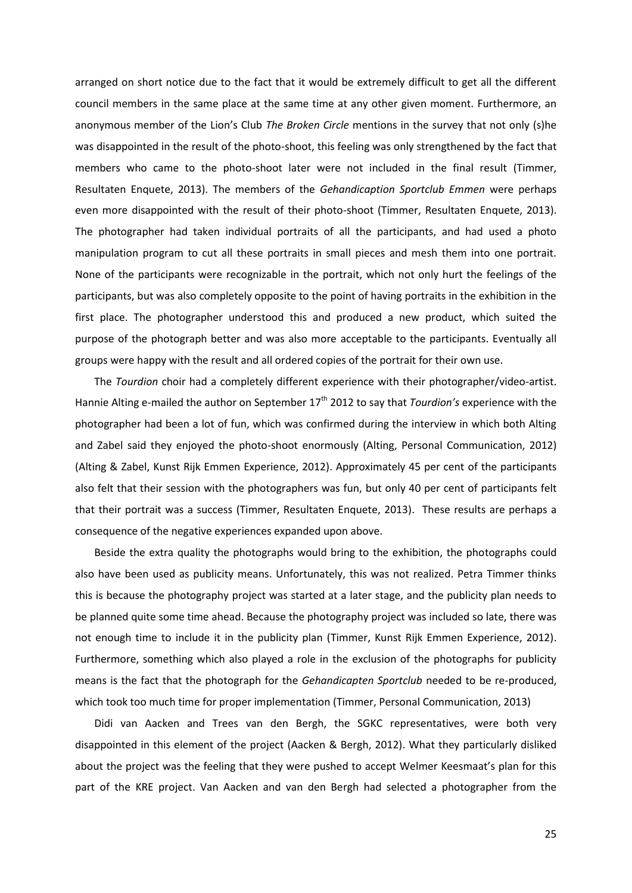arranged on short notice due to the fact that it would be extremely difficult to get all the different council members in the same place at the same time at any other given moment. Furthermore, an anonymous member of the Lion's Club *The Broken Circle* mentions in the survey that not only (s)he was disappointed in the result of the photo-shoot, this feeling was only strengthened by the fact that members who came to the photo-shoot later were not included in the final result (Timmer, Resultaten Enquete, 2013). The members of the *Gehandicaption Sportclub Emmen* were perhaps even more disappointed with the result of their photo-shoot (Timmer, Resultaten Enquete, 2013). The photographer had taken individual portraits of all the participants, and had used a photo manipulation program to cut all these portraits in small pieces and mesh them into one portrait. None of the participants were recognizable in the portrait, which not only hurt the feelings of the participants, but was also completely opposite to the point of having portraits in the exhibition in the first place. The photographer understood this and produced a new product, which suited the purpose of the photograph better and was also more acceptable to the participants. Eventually all groups were happy with the result and all ordered copies of the portrait for their own use.

The *Tourdion* choir had a completely different experience with their photographer/video-artist. Hannie Alting e-mailed the author on September 17th 2012 to say that *Tourdion's* experience with the photographer had been a lot of fun, which was confirmed during the interview in which both Alting and Zabel said they enjoyed the photo-shoot enormously (Alting, Personal Communication, 2012) (Alting & Zabel, Kunst Rijk Emmen Experience, 2012). Approximately 45 per cent of the participants also felt that their session with the photographers was fun, but only 40 per cent of participants felt that their portrait was a success (Timmer, Resultaten Enquete, 2013). These results are perhaps a consequence of the negative experiences expanded upon above.

Beside the extra quality the photographs would bring to the exhibition, the photographs could also have been used as publicity means. Unfortunately, this was not realized. Petra Timmer thinks this is because the photography project was started at a later stage, and the publicity plan needs to be planned quite some time ahead. Because the photography project was included so late, there was not enough time to include it in the publicity plan (Timmer, Kunst Rijk Emmen Experience, 2012). Furthermore, something which also played a role in the exclusion of the photographs for publicity means is the fact that the photograph for the *Gehandicapten Sportclub* needed to be re-produced, which took too much time for proper implementation (Timmer, Personal Communication, 2013)

Didi van Aacken and Trees van den Bergh, the SGKC representatives, were both very disappointed in this element of the project (Aacken & Bergh, 2012). What they particularly disliked about the project was the feeling that they were pushed to accept Welmer Keesmaat's plan for this part of the KRE project. Van Aacken and van den Bergh had selected a photographer from the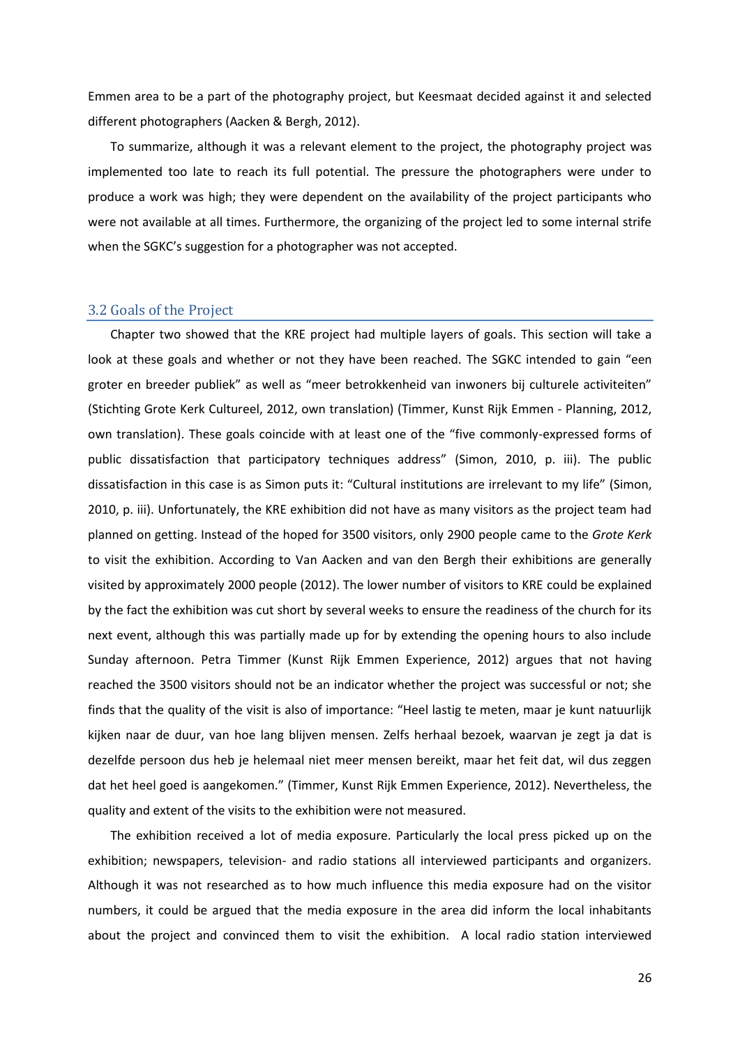Emmen area to be a part of the photography project, but Keesmaat decided against it and selected different photographers (Aacken & Bergh, 2012).

To summarize, although it was a relevant element to the project, the photography project was implemented too late to reach its full potential. The pressure the photographers were under to produce a work was high; they were dependent on the availability of the project participants who were not available at all times. Furthermore, the organizing of the project led to some internal strife when the SGKC's suggestion for a photographer was not accepted.

## 3.2 Goals of the Project

Chapter two showed that the KRE project had multiple layers of goals. This section will take a look at these goals and whether or not they have been reached. The SGKC intended to gain "een groter en breeder publiek" as well as "meer betrokkenheid van inwoners bij culturele activiteiten" (Stichting Grote Kerk Cultureel, 2012, own translation) (Timmer, Kunst Rijk Emmen - Planning, 2012, own translation). These goals coincide with at least one of the "five commonly-expressed forms of public dissatisfaction that participatory techniques address" (Simon, 2010, p. iii). The public dissatisfaction in this case is as Simon puts it: "Cultural institutions are irrelevant to my life" (Simon, 2010, p. iii). Unfortunately, the KRE exhibition did not have as many visitors as the project team had planned on getting. Instead of the hoped for 3500 visitors, only 2900 people came to the *Grote Kerk* to visit the exhibition. According to Van Aacken and van den Bergh their exhibitions are generally visited by approximately 2000 people (2012). The lower number of visitors to KRE could be explained by the fact the exhibition was cut short by several weeks to ensure the readiness of the church for its next event, although this was partially made up for by extending the opening hours to also include Sunday afternoon. Petra Timmer (Kunst Rijk Emmen Experience, 2012) argues that not having reached the 3500 visitors should not be an indicator whether the project was successful or not; she finds that the quality of the visit is also of importance: "Heel lastig te meten, maar je kunt natuurlijk kijken naar de duur, van hoe lang blijven mensen. Zelfs herhaal bezoek, waarvan je zegt ja dat is dezelfde persoon dus heb je helemaal niet meer mensen bereikt, maar het feit dat, wil dus zeggen dat het heel goed is aangekomen." (Timmer, Kunst Rijk Emmen Experience, 2012). Nevertheless, the quality and extent of the visits to the exhibition were not measured.

The exhibition received a lot of media exposure. Particularly the local press picked up on the exhibition; newspapers, television- and radio stations all interviewed participants and organizers. Although it was not researched as to how much influence this media exposure had on the visitor numbers, it could be argued that the media exposure in the area did inform the local inhabitants about the project and convinced them to visit the exhibition. A local radio station interviewed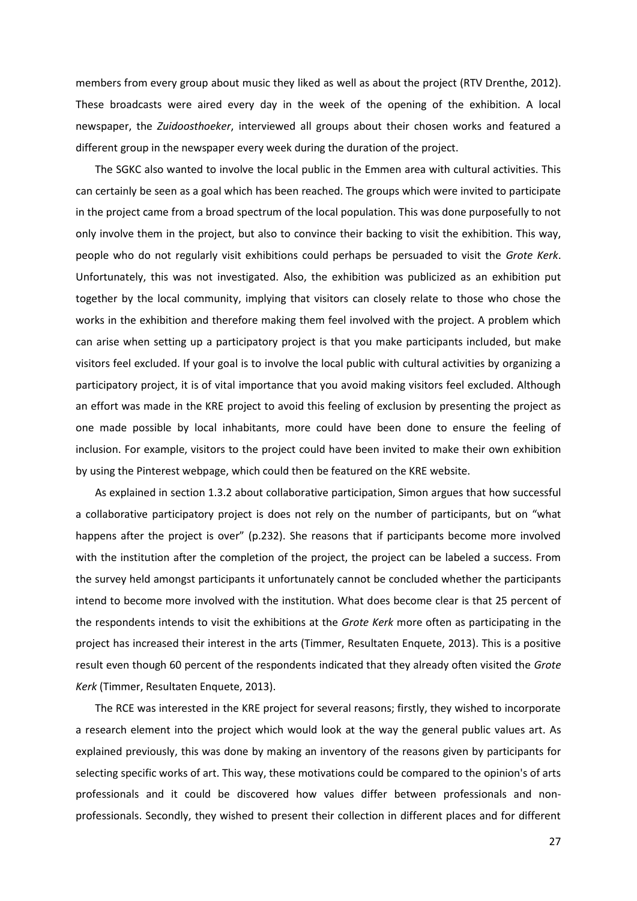members from every group about music they liked as well as about the project (RTV Drenthe, 2012). These broadcasts were aired every day in the week of the opening of the exhibition. A local newspaper, the *Zuidoosthoeker*, interviewed all groups about their chosen works and featured a different group in the newspaper every week during the duration of the project.

The SGKC also wanted to involve the local public in the Emmen area with cultural activities. This can certainly be seen as a goal which has been reached. The groups which were invited to participate in the project came from a broad spectrum of the local population. This was done purposefully to not only involve them in the project, but also to convince their backing to visit the exhibition. This way, people who do not regularly visit exhibitions could perhaps be persuaded to visit the *Grote Kerk*. Unfortunately, this was not investigated. Also, the exhibition was publicized as an exhibition put together by the local community, implying that visitors can closely relate to those who chose the works in the exhibition and therefore making them feel involved with the project. A problem which can arise when setting up a participatory project is that you make participants included, but make visitors feel excluded. If your goal is to involve the local public with cultural activities by organizing a participatory project, it is of vital importance that you avoid making visitors feel excluded. Although an effort was made in the KRE project to avoid this feeling of exclusion by presenting the project as one made possible by local inhabitants, more could have been done to ensure the feeling of inclusion. For example, visitors to the project could have been invited to make their own exhibition by using the Pinterest webpage, which could then be featured on the KRE website.

As explained in section 1.3.2 about collaborative participation, Simon argues that how successful a collaborative participatory project is does not rely on the number of participants, but on "what happens after the project is over" (p.232). She reasons that if participants become more involved with the institution after the completion of the project, the project can be labeled a success. From the survey held amongst participants it unfortunately cannot be concluded whether the participants intend to become more involved with the institution. What does become clear is that 25 percent of the respondents intends to visit the exhibitions at the *Grote Kerk* more often as participating in the project has increased their interest in the arts (Timmer, Resultaten Enquete, 2013). This is a positive result even though 60 percent of the respondents indicated that they already often visited the *Grote Kerk* (Timmer, Resultaten Enquete, 2013).

The RCE was interested in the KRE project for several reasons; firstly, they wished to incorporate a research element into the project which would look at the way the general public values art. As explained previously, this was done by making an inventory of the reasons given by participants for selecting specific works of art. This way, these motivations could be compared to the opinion's of arts professionals and it could be discovered how values differ between professionals and non-professionals. Secondly, they wished to present their collection in different places and for different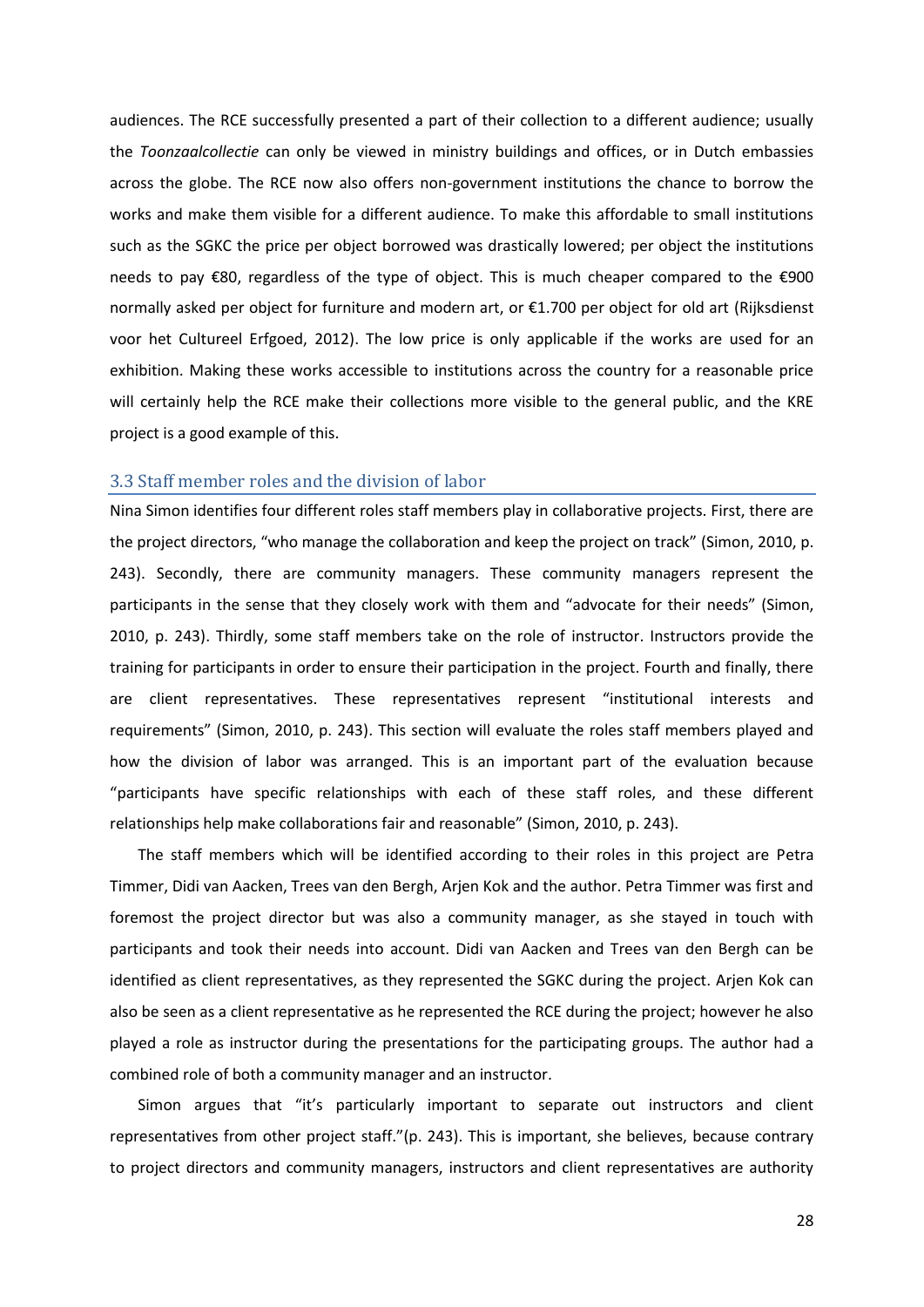audiences. The RCE successfully presented a part of their collection to a different audience; usually the *Toonzaalcollectie* can only be viewed in ministry buildings and offices, or in Dutch embassies across the globe. The RCE now also offers non-government institutions the chance to borrow the works and make them visible for a different audience. To make this affordable to small institutions such as the SGKC the price per object borrowed was drastically lowered; per object the institutions needs to pay €80, regardless of the type of object. This is much cheaper compared to the €900 normally asked per object for furniture and modern art, or €1.700 per object for old art (Rijksdienst voor het Cultureel Erfgoed, 2012). The low price is only applicable if the works are used for an exhibition. Making these works accessible to institutions across the country for a reasonable price will certainly help the RCE make their collections more visible to the general public, and the KRE project is a good example of this.

## 3.3 Staff member roles and the division of labor

Nina Simon identifies four different roles staff members play in collaborative projects. First, there are the project directors, "who manage the collaboration and keep the project on track" (Simon, 2010, p. 243). Secondly, there are community managers. These community managers represent the participants in the sense that they closely work with them and "advocate for their needs" (Simon, 2010, p. 243). Thirdly, some staff members take on the role of instructor. Instructors provide the training for participants in order to ensure their participation in the project. Fourth and finally, there are client representatives. These representatives represent "institutional interests and requirements" (Simon, 2010, p. 243). This section will evaluate the roles staff members played and how the division of labor was arranged. This is an important part of the evaluation because "participants have specific relationships with each of these staff roles, and these different relationships help make collaborations fair and reasonable" (Simon, 2010, p. 243).

The staff members which will be identified according to their roles in this project are Petra Timmer, Didi van Aacken, Trees van den Bergh, Arjen Kok and the author. Petra Timmer was first and foremost the project director but was also a community manager, as she stayed in touch with participants and took their needs into account. Didi van Aacken and Trees van den Bergh can be identified as client representatives, as they represented the SGKC during the project. Arjen Kok can also be seen as a client representative as he represented the RCE during the project; however he also played a role as instructor during the presentations for the participating groups. The author had a combined role of both a community manager and an instructor.

Simon argues that "it's particularly important to separate out instructors and client representatives from other project staff."(p. 243). This is important, she believes, because contrary to project directors and community managers, instructors and client representatives are authority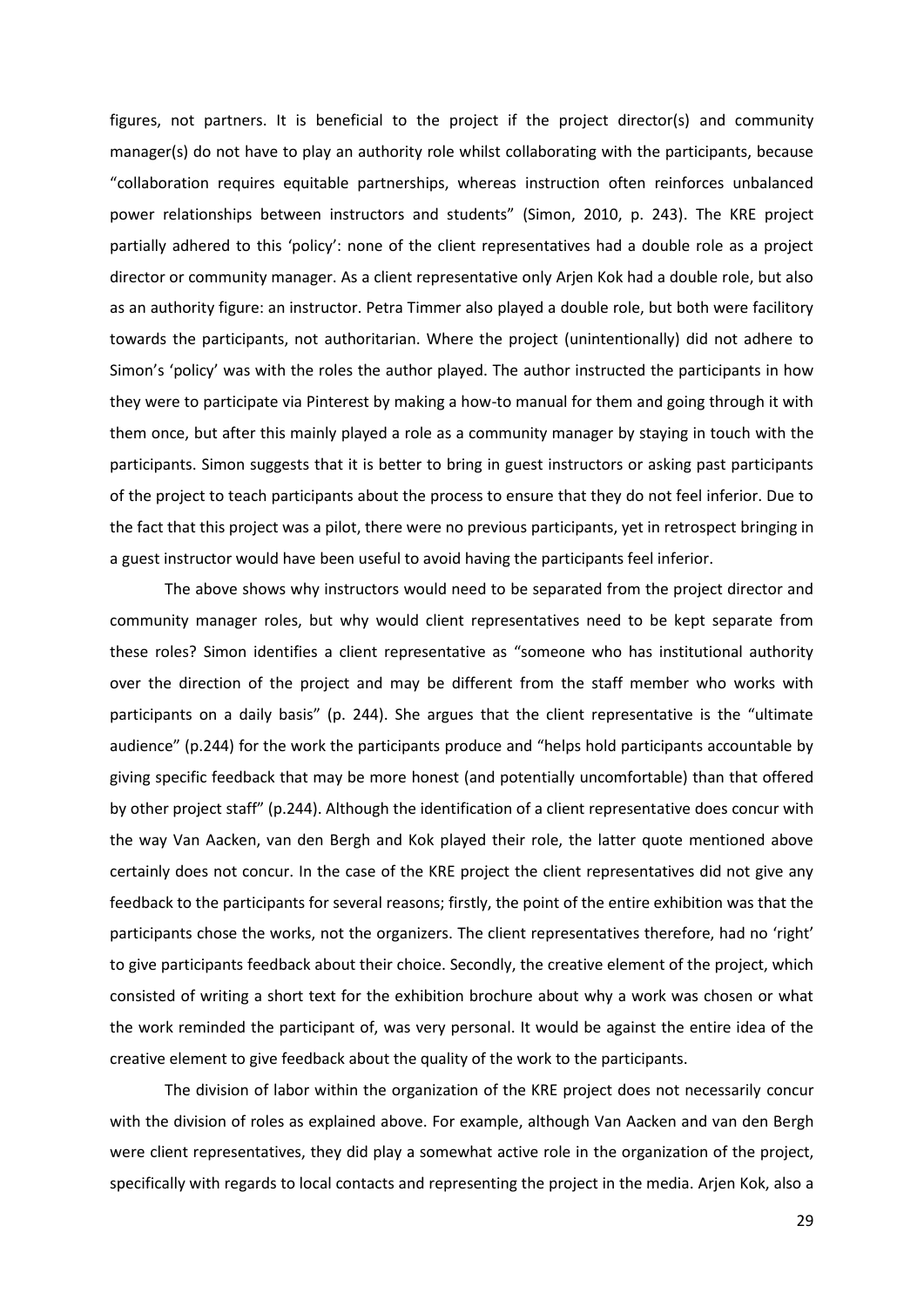figures, not partners. It is beneficial to the project if the project director(s) and community manager(s) do not have to play an authority role whilst collaborating with the participants, because "collaboration requires equitable partnerships, whereas instruction often reinforces unbalanced power relationships between instructors and students" (Simon, 2010, p. 243). The KRE project partially adhered to this 'policy': none of the client representatives had a double role as a project director or community manager. As a client representative only Arjen Kok had a double role, but also as an authority figure: an instructor. Petra Timmer also played a double role, but both were facilitory towards the participants, not authoritarian. Where the project (unintentionally) did not adhere to Simon's 'policy' was with the roles the author played. The author instructed the participants in how they were to participate via Pinterest by making a how-to manual for them and going through it with them once, but after this mainly played a role as a community manager by staying in touch with the participants. Simon suggests that it is better to bring in guest instructors or asking past participants of the project to teach participants about the process to ensure that they do not feel inferior. Due to the fact that this project was a pilot, there were no previous participants, yet in retrospect bringing in a guest instructor would have been useful to avoid having the participants feel inferior.

The above shows why instructors would need to be separated from the project director and community manager roles, but why would client representatives need to be kept separate from these roles? Simon identifies a client representative as "someone who has institutional authority over the direction of the project and may be different from the staff member who works with participants on a daily basis" (p. 244). She argues that the client representative is the "ultimate audience" (p.244) for the work the participants produce and "helps hold participants accountable by giving specific feedback that may be more honest (and potentially uncomfortable) than that offered by other project staff" (p.244). Although the identification of a client representative does concur with the way Van Aacken, van den Bergh and Kok played their role, the latter quote mentioned above certainly does not concur. In the case of the KRE project the client representatives did not give any feedback to the participants for several reasons; firstly, the point of the entire exhibition was that the participants chose the works, not the organizers. The client representatives therefore, had no 'right' to give participants feedback about their choice. Secondly, the creative element of the project, which consisted of writing a short text for the exhibition brochure about why a work was chosen or what the work reminded the participant of, was very personal. It would be against the entire idea of the creative element to give feedback about the quality of the work to the participants.

The division of labor within the organization of the KRE project does not necessarily concur with the division of roles as explained above. For example, although Van Aacken and van den Bergh were client representatives, they did play a somewhat active role in the organization of the project, specifically with regards to local contacts and representing the project in the media. Arjen Kok, also a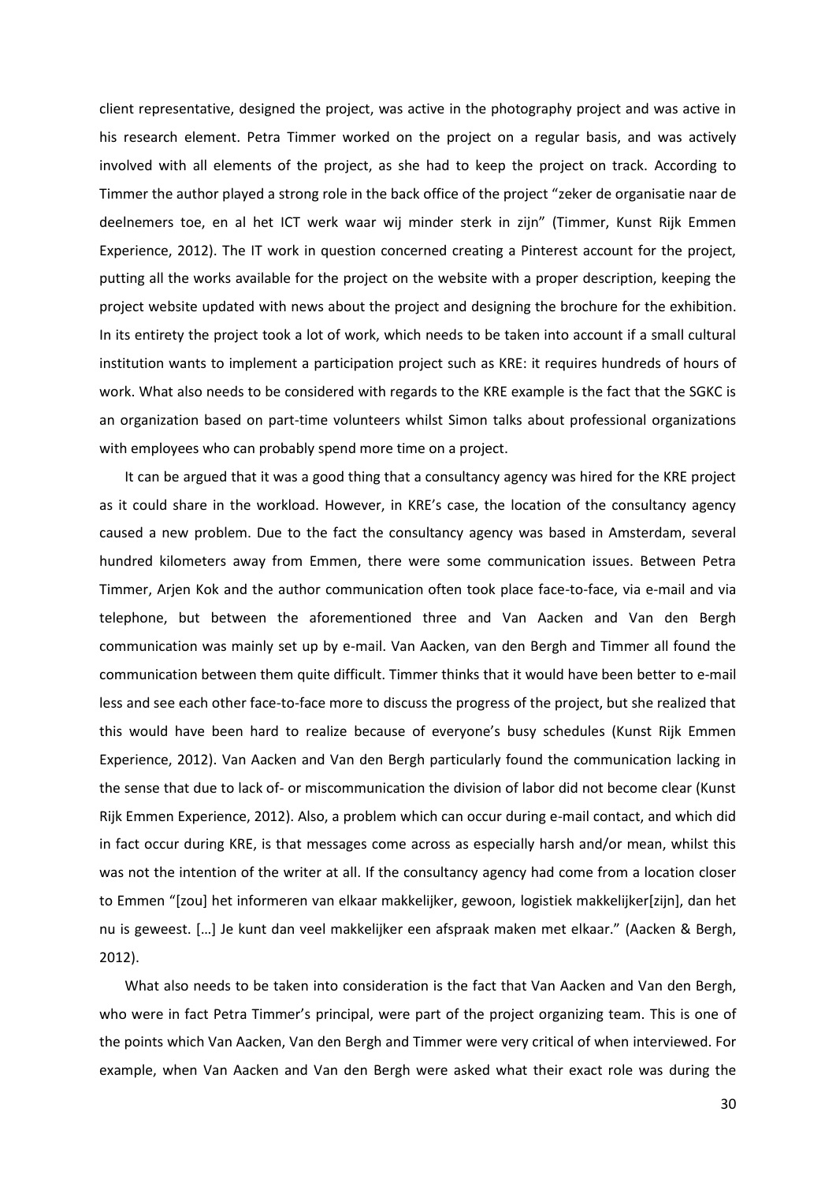client representative, designed the project, was active in the photography project and was active in his research element. Petra Timmer worked on the project on a regular basis, and was actively involved with all elements of the project, as she had to keep the project on track. According to Timmer the author played a strong role in the back office of the project "zeker de organisatie naar de deelnemers toe, en al het ICT werk waar wij minder sterk in zijn" (Timmer, Kunst Rijk Emmen Experience, 2012). The IT work in question concerned creating a Pinterest account for the project, putting all the works available for the project on the website with a proper description, keeping the project website updated with news about the project and designing the brochure for the exhibition. In its entirety the project took a lot of work, which needs to be taken into account if a small cultural institution wants to implement a participation project such as KRE: it requires hundreds of hours of work. What also needs to be considered with regards to the KRE example is the fact that the SGKC is an organization based on part-time volunteers whilst Simon talks about professional organizations with employees who can probably spend more time on a project.

It can be argued that it was a good thing that a consultancy agency was hired for the KRE project as it could share in the workload. However, in KRE's case, the location of the consultancy agency caused a new problem. Due to the fact the consultancy agency was based in Amsterdam, several hundred kilometers away from Emmen, there were some communication issues. Between Petra Timmer, Arjen Kok and the author communication often took place face-to-face, via e-mail and via telephone, but between the aforementioned three and Van Aacken and Van den Bergh communication was mainly set up by e-mail. Van Aacken, van den Bergh and Timmer all found the communication between them quite difficult. Timmer thinks that it would have been better to e-mail less and see each other face-to-face more to discuss the progress of the project, but she realized that this would have been hard to realize because of everyone's busy schedules (Kunst Rijk Emmen Experience, 2012). Van Aacken and Van den Bergh particularly found the communication lacking in the sense that due to lack of- or miscommunication the division of labor did not become clear (Kunst Rijk Emmen Experience, 2012). Also, a problem which can occur during e-mail contact, and which did in fact occur during KRE, is that messages come across as especially harsh and/or mean, whilst this was not the intention of the writer at all. If the consultancy agency had come from a location closer to Emmen "[zou] het informeren van elkaar makkelijker, gewoon, logistiek makkelijker[zijn], dan het nu is geweest. […] Je kunt dan veel makkelijker een afspraak maken met elkaar." (Aacken & Bergh, 2012).

What also needs to be taken into consideration is the fact that Van Aacken and Van den Bergh, who were in fact Petra Timmer's principal, were part of the project organizing team. This is one of the points which Van Aacken, Van den Bergh and Timmer were very critical of when interviewed. For example, when Van Aacken and Van den Bergh were asked what their exact role was during the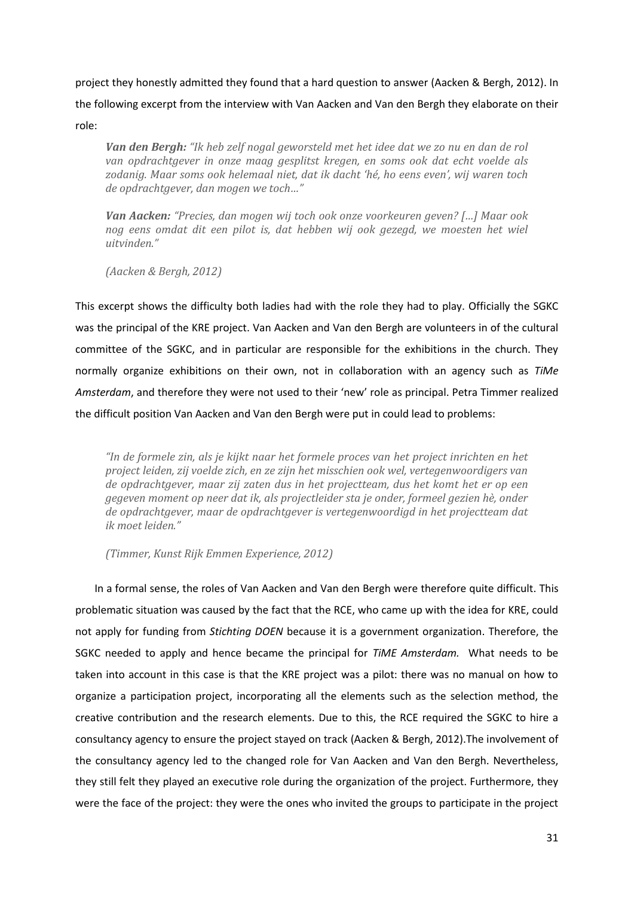project they honestly admitted they found that a hard question to answer (Aacken & Bergh, 2012). In the following excerpt from the interview with Van Aacken and Van den Bergh they elaborate on their role:

> ***Van den Bergh:*** *"Ik heb zelf nogal geworsteld met het idee dat we zo nu en dan de rol van opdrachtgever in onze maag gesplitst kregen, en soms ook dat echt voelde als zodanig. Maar soms ook helemaal niet, dat ik dacht 'hé, ho eens even', wij waren toch de opdrachtgever, dan mogen we toch…"*
>
> ***Van Aacken:*** *"Precies, dan mogen wij toch ook onze voorkeuren geven? […] Maar ook nog eens omdat dit een pilot is, dat hebben wij ook gezegd, we moesten het wiel uitvinden."*
>
> *(Aacken & Bergh, 2012)*

This excerpt shows the difficulty both ladies had with the role they had to play. Officially the SGKC was the principal of the KRE project. Van Aacken and Van den Bergh are volunteers in of the cultural committee of the SGKC, and in particular are responsible for the exhibitions in the church. They normally organize exhibitions on their own, not in collaboration with an agency such as *TiMe Amsterdam*, and therefore they were not used to their 'new' role as principal. Petra Timmer realized the difficult position Van Aacken and Van den Bergh were put in could lead to problems:

> *"In de formele zin, als je kijkt naar het formele proces van het project inrichten en het project leiden, zij voelde zich, en ze zijn het misschien ook wel, vertegenwoordigers van de opdrachtgever, maar zij zaten dus in het projectteam, dus het komt het er op een gegeven moment op neer dat ik, als projectleider sta je onder, formeel gezien hè, onder de opdrachtgever, maar de opdrachtgever is vertegenwoordigd in het projectteam dat ik moet leiden."*
>
> *(Timmer, Kunst Rijk Emmen Experience, 2012)*

In a formal sense, the roles of Van Aacken and Van den Bergh were therefore quite difficult. This problematic situation was caused by the fact that the RCE, who came up with the idea for KRE, could not apply for funding from *Stichting DOEN* because it is a government organization. Therefore, the SGKC needed to apply and hence became the principal for *TiME Amsterdam.* What needs to be taken into account in this case is that the KRE project was a pilot: there was no manual on how to organize a participation project, incorporating all the elements such as the selection method, the creative contribution and the research elements. Due to this, the RCE required the SGKC to hire a consultancy agency to ensure the project stayed on track (Aacken & Bergh, 2012).The involvement of the consultancy agency led to the changed role for Van Aacken and Van den Bergh. Nevertheless, they still felt they played an executive role during the organization of the project. Furthermore, they were the face of the project: they were the ones who invited the groups to participate in the project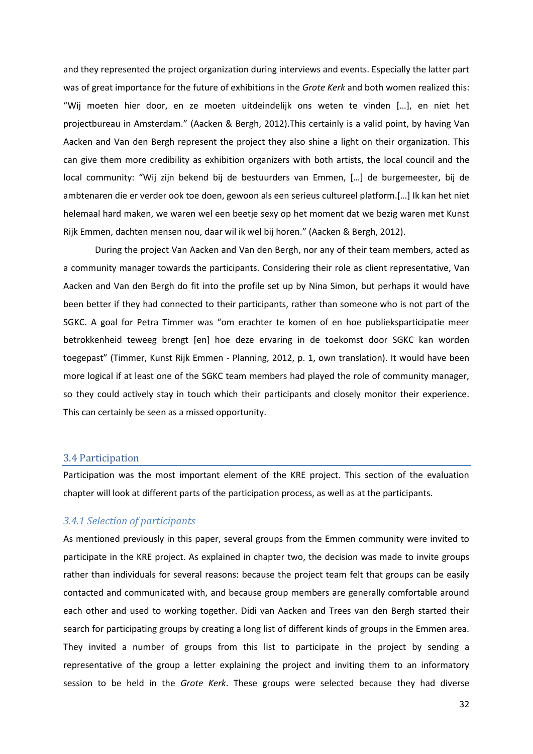and they represented the project organization during interviews and events. Especially the latter part was of great importance for the future of exhibitions in the *Grote Kerk* and both women realized this: "Wij moeten hier door, en ze moeten uitdeindelijk ons weten te vinden […], en niet het projectbureau in Amsterdam." (Aacken & Bergh, 2012).This certainly is a valid point, by having Van Aacken and Van den Bergh represent the project they also shine a light on their organization. This can give them more credibility as exhibition organizers with both artists, the local council and the local community: "Wij zijn bekend bij de bestuurders van Emmen, […] de burgemeester, bij de ambtenaren die er verder ook toe doen, gewoon als een serieus cultureel platform.[…] Ik kan het niet helemaal hard maken, we waren wel een beetje sexy op het moment dat we bezig waren met Kunst Rijk Emmen, dachten mensen nou, daar wil ik wel bij horen." (Aacken & Bergh, 2012).

During the project Van Aacken and Van den Bergh, nor any of their team members, acted as a community manager towards the participants. Considering their role as client representative, Van Aacken and Van den Bergh do fit into the profile set up by Nina Simon, but perhaps it would have been better if they had connected to their participants, rather than someone who is not part of the SGKC. A goal for Petra Timmer was "om erachter te komen of en hoe publieksparticipatie meer betrokkenheid teweeg brengt [en] hoe deze ervaring in de toekomst door SGKC kan worden toegepast" (Timmer, Kunst Rijk Emmen - Planning, 2012, p. 1, own translation). It would have been more logical if at least one of the SGKC team members had played the role of community manager, so they could actively stay in touch which their participants and closely monitor their experience. This can certainly be seen as a missed opportunity.

## 3.4 Participation

Participation was the most important element of the KRE project. This section of the evaluation chapter will look at different parts of the participation process, as well as at the participants.

### *3.4.1 Selection of participants*

As mentioned previously in this paper, several groups from the Emmen community were invited to participate in the KRE project. As explained in chapter two, the decision was made to invite groups rather than individuals for several reasons: because the project team felt that groups can be easily contacted and communicated with, and because group members are generally comfortable around each other and used to working together. Didi van Aacken and Trees van den Bergh started their search for participating groups by creating a long list of different kinds of groups in the Emmen area. They invited a number of groups from this list to participate in the project by sending a representative of the group a letter explaining the project and inviting them to an informatory session to be held in the *Grote Kerk*. These groups were selected because they had diverse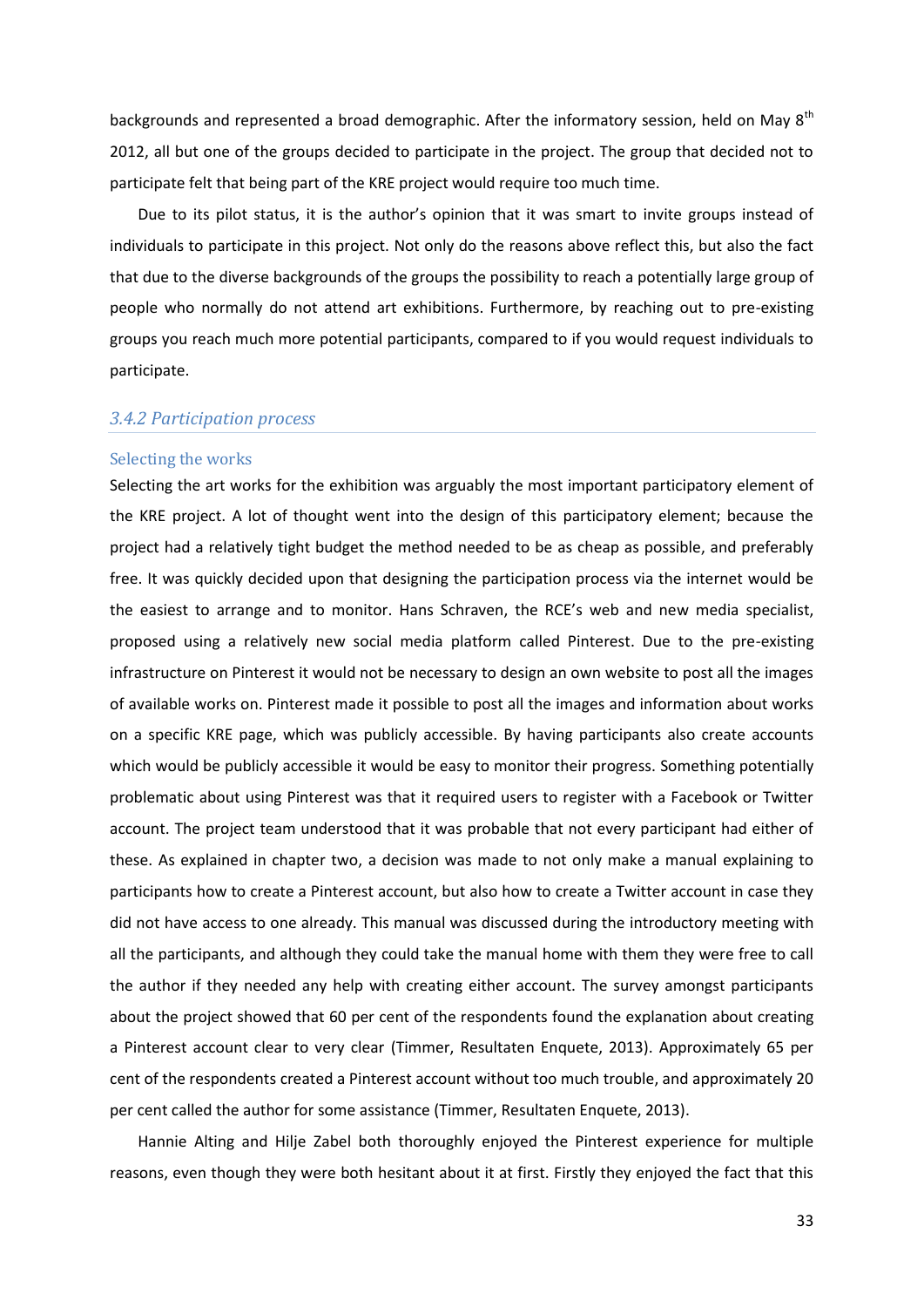backgrounds and represented a broad demographic. After the informatory session, held on May 8th 2012, all but one of the groups decided to participate in the project. The group that decided not to participate felt that being part of the KRE project would require too much time.

Due to its pilot status, it is the author's opinion that it was smart to invite groups instead of individuals to participate in this project. Not only do the reasons above reflect this, but also the fact that due to the diverse backgrounds of the groups the possibility to reach a potentially large group of people who normally do not attend art exhibitions. Furthermore, by reaching out to pre-existing groups you reach much more potential participants, compared to if you would request individuals to participate.

### *3.4.2 Participation process*

#### Selecting the works

Selecting the art works for the exhibition was arguably the most important participatory element of the KRE project. A lot of thought went into the design of this participatory element; because the project had a relatively tight budget the method needed to be as cheap as possible, and preferably free. It was quickly decided upon that designing the participation process via the internet would be the easiest to arrange and to monitor. Hans Schraven, the RCE's web and new media specialist, proposed using a relatively new social media platform called Pinterest. Due to the pre-existing infrastructure on Pinterest it would not be necessary to design an own website to post all the images of available works on. Pinterest made it possible to post all the images and information about works on a specific KRE page, which was publicly accessible. By having participants also create accounts which would be publicly accessible it would be easy to monitor their progress. Something potentially problematic about using Pinterest was that it required users to register with a Facebook or Twitter account. The project team understood that it was probable that not every participant had either of these. As explained in chapter two, a decision was made to not only make a manual explaining to participants how to create a Pinterest account, but also how to create a Twitter account in case they did not have access to one already. This manual was discussed during the introductory meeting with all the participants, and although they could take the manual home with them they were free to call the author if they needed any help with creating either account. The survey amongst participants about the project showed that 60 per cent of the respondents found the explanation about creating a Pinterest account clear to very clear (Timmer, Resultaten Enquete, 2013). Approximately 65 per cent of the respondents created a Pinterest account without too much trouble, and approximately 20 per cent called the author for some assistance (Timmer, Resultaten Enquete, 2013).

Hannie Alting and Hilje Zabel both thoroughly enjoyed the Pinterest experience for multiple reasons, even though they were both hesitant about it at first. Firstly they enjoyed the fact that this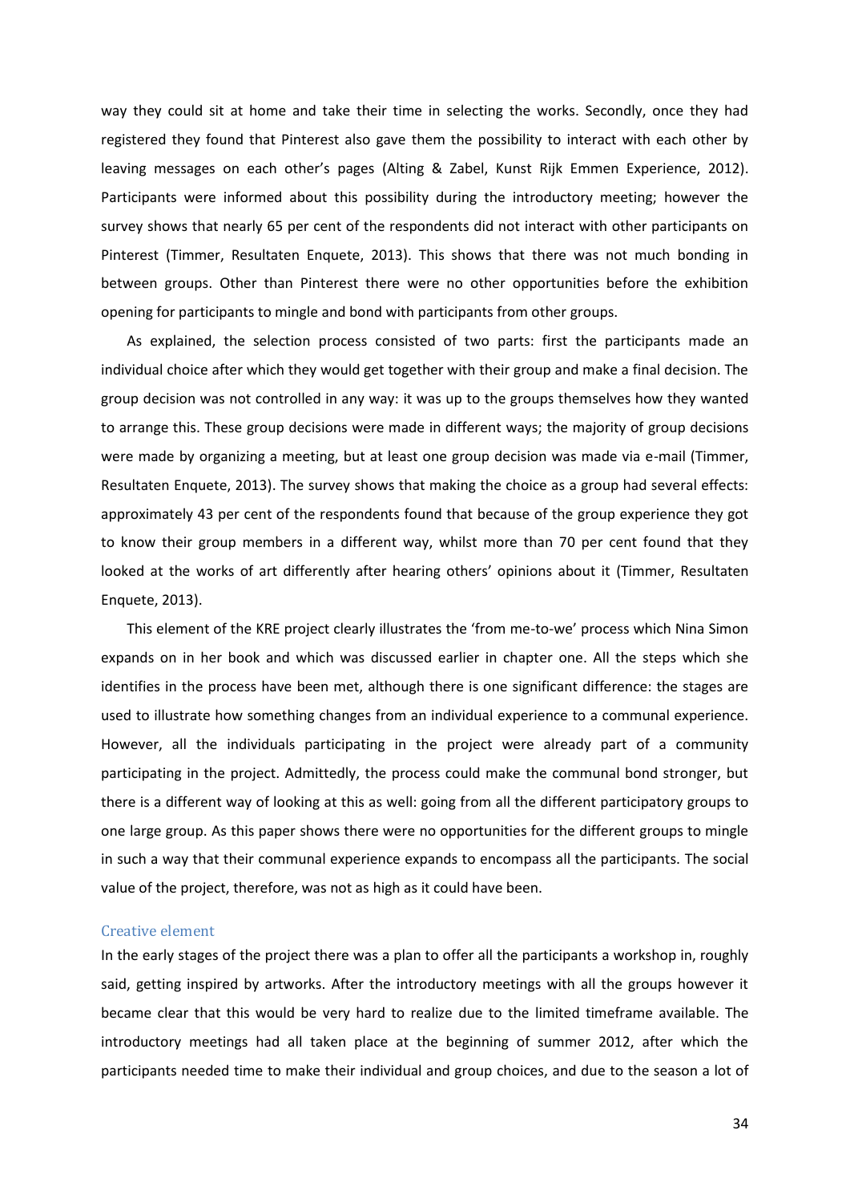way they could sit at home and take their time in selecting the works. Secondly, once they had registered they found that Pinterest also gave them the possibility to interact with each other by leaving messages on each other's pages (Alting & Zabel, Kunst Rijk Emmen Experience, 2012). Participants were informed about this possibility during the introductory meeting; however the survey shows that nearly 65 per cent of the respondents did not interact with other participants on Pinterest (Timmer, Resultaten Enquete, 2013). This shows that there was not much bonding in between groups. Other than Pinterest there were no other opportunities before the exhibition opening for participants to mingle and bond with participants from other groups.

As explained, the selection process consisted of two parts: first the participants made an individual choice after which they would get together with their group and make a final decision. The group decision was not controlled in any way: it was up to the groups themselves how they wanted to arrange this. These group decisions were made in different ways; the majority of group decisions were made by organizing a meeting, but at least one group decision was made via e-mail (Timmer, Resultaten Enquete, 2013). The survey shows that making the choice as a group had several effects: approximately 43 per cent of the respondents found that because of the group experience they got to know their group members in a different way, whilst more than 70 per cent found that they looked at the works of art differently after hearing others' opinions about it (Timmer, Resultaten Enquete, 2013).

This element of the KRE project clearly illustrates the 'from me-to-we' process which Nina Simon expands on in her book and which was discussed earlier in chapter one. All the steps which she identifies in the process have been met, although there is one significant difference: the stages are used to illustrate how something changes from an individual experience to a communal experience. However, all the individuals participating in the project were already part of a community participating in the project. Admittedly, the process could make the communal bond stronger, but there is a different way of looking at this as well: going from all the different participatory groups to one large group. As this paper shows there were no opportunities for the different groups to mingle in such a way that their communal experience expands to encompass all the participants. The social value of the project, therefore, was not as high as it could have been.

### Creative element

In the early stages of the project there was a plan to offer all the participants a workshop in, roughly said, getting inspired by artworks. After the introductory meetings with all the groups however it became clear that this would be very hard to realize due to the limited timeframe available. The introductory meetings had all taken place at the beginning of summer 2012, after which the participants needed time to make their individual and group choices, and due to the season a lot of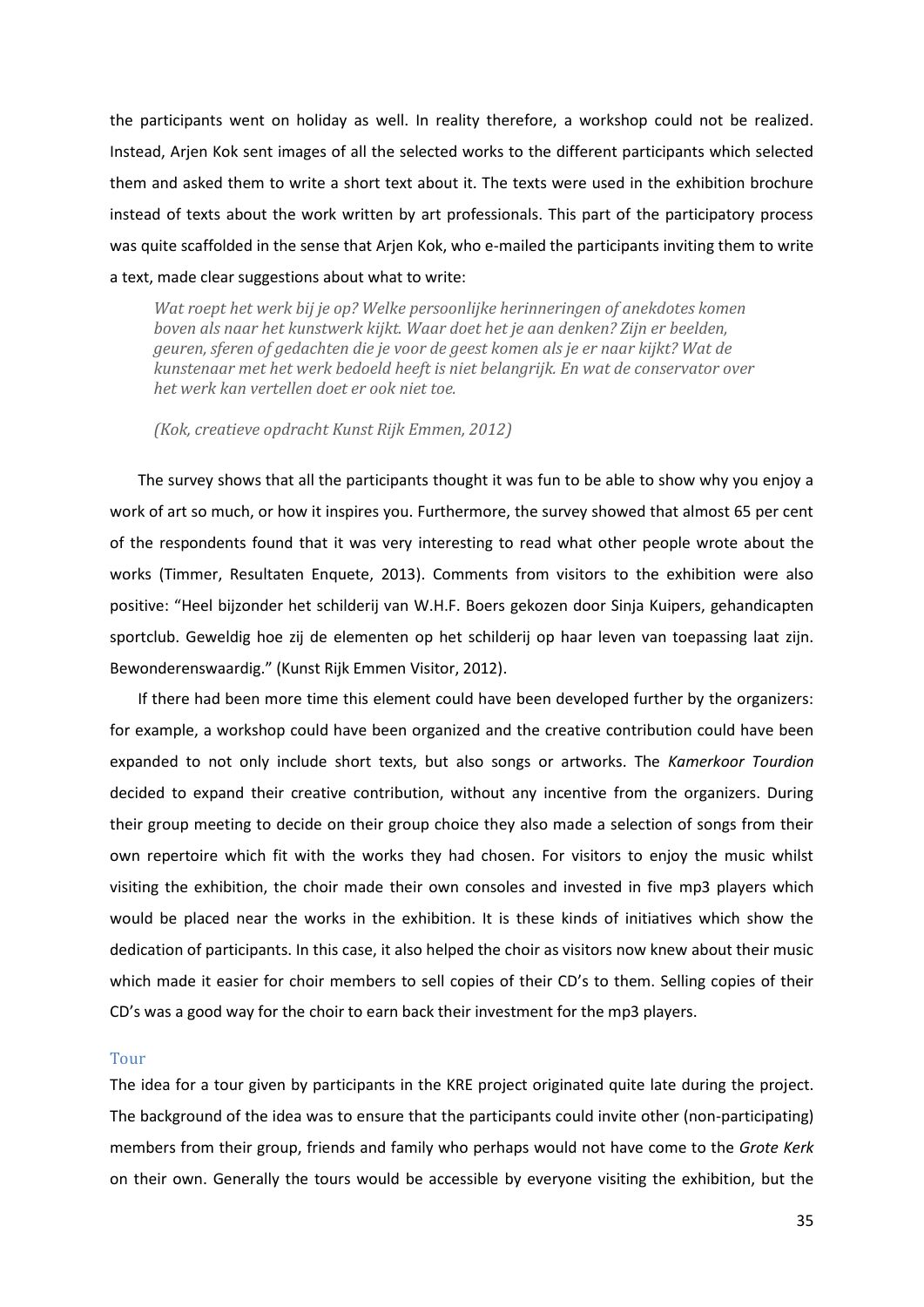the participants went on holiday as well. In reality therefore, a workshop could not be realized. Instead, Arjen Kok sent images of all the selected works to the different participants which selected them and asked them to write a short text about it. The texts were used in the exhibition brochure instead of texts about the work written by art professionals. This part of the participatory process was quite scaffolded in the sense that Arjen Kok, who e-mailed the participants inviting them to write a text, made clear suggestions about what to write:

> *Wat roept het werk bij je op? Welke persoonlijke herinneringen of anekdotes komen boven als naar het kunstwerk kijkt. Waar doet het je aan denken? Zijn er beelden, geuren, sferen of gedachten die je voor de geest komen als je er naar kijkt? Wat de kunstenaar met het werk bedoeld heeft is niet belangrijk. En wat de conservator over het werk kan vertellen doet er ook niet toe.*
>
> *(Kok, creatieve opdracht Kunst Rijk Emmen, 2012)*

The survey shows that all the participants thought it was fun to be able to show why you enjoy a work of art so much, or how it inspires you. Furthermore, the survey showed that almost 65 per cent of the respondents found that it was very interesting to read what other people wrote about the works (Timmer, Resultaten Enquete, 2013). Comments from visitors to the exhibition were also positive: "Heel bijzonder het schilderij van W.H.F. Boers gekozen door Sinja Kuipers, gehandicapten sportclub. Geweldig hoe zij de elementen op het schilderij op haar leven van toepassing laat zijn. Bewonderenswaardig." (Kunst Rijk Emmen Visitor, 2012).

If there had been more time this element could have been developed further by the organizers: for example, a workshop could have been organized and the creative contribution could have been expanded to not only include short texts, but also songs or artworks. The *Kamerkoor Tourdion* decided to expand their creative contribution, without any incentive from the organizers. During their group meeting to decide on their group choice they also made a selection of songs from their own repertoire which fit with the works they had chosen. For visitors to enjoy the music whilst visiting the exhibition, the choir made their own consoles and invested in five mp3 players which would be placed near the works in the exhibition. It is these kinds of initiatives which show the dedication of participants. In this case, it also helped the choir as visitors now knew about their music which made it easier for choir members to sell copies of their CD's to them. Selling copies of their CD's was a good way for the choir to earn back their investment for the mp3 players.

### Tour

The idea for a tour given by participants in the KRE project originated quite late during the project. The background of the idea was to ensure that the participants could invite other (non-participating) members from their group, friends and family who perhaps would not have come to the *Grote Kerk* on their own. Generally the tours would be accessible by everyone visiting the exhibition, but the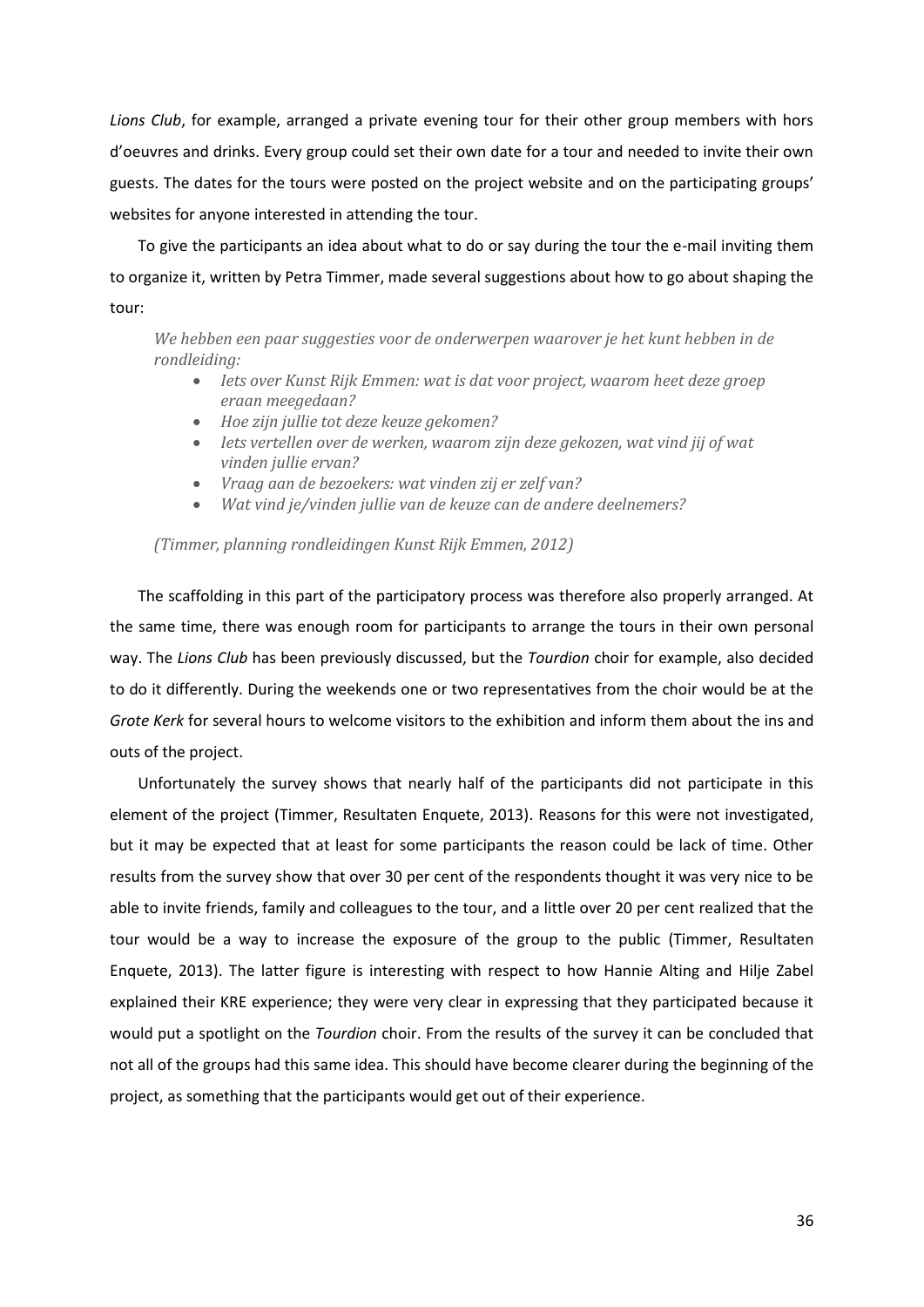*Lions Club*, for example, arranged a private evening tour for their other group members with hors d'oeuvres and drinks. Every group could set their own date for a tour and needed to invite their own guests. The dates for the tours were posted on the project website and on the participating groups' websites for anyone interested in attending the tour.

To give the participants an idea about what to do or say during the tour the e-mail inviting them to organize it, written by Petra Timmer, made several suggestions about how to go about shaping the tour:

> *We hebben een paar suggesties voor de onderwerpen waarover je het kunt hebben in de rondleiding:*
>
> - *Iets over Kunst Rijk Emmen: wat is dat voor project, waarom heet deze groep eraan meegedaan?*
> - *Hoe zijn jullie tot deze keuze gekomen?*
> - *Iets vertellen over de werken, waarom zijn deze gekozen, wat vind jij of wat vinden jullie ervan?*
> - *Vraag aan de bezoekers: wat vinden zij er zelf van?*
> - *Wat vind je/vinden jullie van de keuze can de andere deelnemers?*
>
> *(Timmer, planning rondleidingen Kunst Rijk Emmen, 2012)*

The scaffolding in this part of the participatory process was therefore also properly arranged. At the same time, there was enough room for participants to arrange the tours in their own personal way. The *Lions Club* has been previously discussed, but the *Tourdion* choir for example, also decided to do it differently. During the weekends one or two representatives from the choir would be at the *Grote Kerk* for several hours to welcome visitors to the exhibition and inform them about the ins and outs of the project.

Unfortunately the survey shows that nearly half of the participants did not participate in this element of the project (Timmer, Resultaten Enquete, 2013). Reasons for this were not investigated, but it may be expected that at least for some participants the reason could be lack of time. Other results from the survey show that over 30 per cent of the respondents thought it was very nice to be able to invite friends, family and colleagues to the tour, and a little over 20 per cent realized that the tour would be a way to increase the exposure of the group to the public (Timmer, Resultaten Enquete, 2013). The latter figure is interesting with respect to how Hannie Alting and Hilje Zabel explained their KRE experience; they were very clear in expressing that they participated because it would put a spotlight on the *Tourdion* choir. From the results of the survey it can be concluded that not all of the groups had this same idea. This should have become clearer during the beginning of the project, as something that the participants would get out of their experience.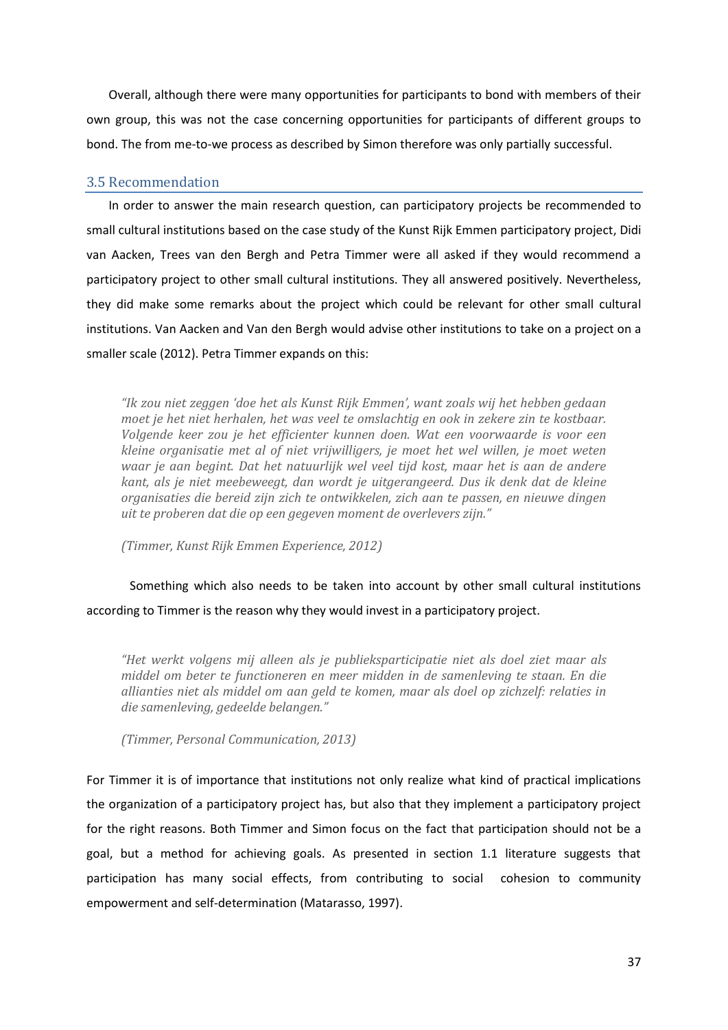Overall, although there were many opportunities for participants to bond with members of their own group, this was not the case concerning opportunities for participants of different groups to bond. The from me-to-we process as described by Simon therefore was only partially successful.

## 3.5 Recommendation

In order to answer the main research question, can participatory projects be recommended to small cultural institutions based on the case study of the Kunst Rijk Emmen participatory project, Didi van Aacken, Trees van den Bergh and Petra Timmer were all asked if they would recommend a participatory project to other small cultural institutions. They all answered positively. Nevertheless, they did make some remarks about the project which could be relevant for other small cultural institutions. Van Aacken and Van den Bergh would advise other institutions to take on a project on a smaller scale (2012). Petra Timmer expands on this:

> *"Ik zou niet zeggen 'doe het als Kunst Rijk Emmen', want zoals wij het hebben gedaan moet je het niet herhalen, het was veel te omslachtig en ook in zekere zin te kostbaar. Volgende keer zou je het efficienter kunnen doen. Wat een voorwaarde is voor een kleine organisatie met al of niet vrijwilligers, je moet het wel willen, je moet weten waar je aan begint. Dat het natuurlijk wel veel tijd kost, maar het is aan de andere kant, als je niet meebeweegt, dan wordt je uitgerangeerd. Dus ik denk dat de kleine organisaties die bereid zijn zich te ontwikkelen, zich aan te passen, en nieuwe dingen uit te proberen dat die op een gegeven moment de overlevers zijn."*
>
> *(Timmer, Kunst Rijk Emmen Experience, 2012)*

Something which also needs to be taken into account by other small cultural institutions according to Timmer is the reason why they would invest in a participatory project.

> *"Het werkt volgens mij alleen als je publieksparticipatie niet als doel ziet maar als middel om beter te functioneren en meer midden in de samenleving te staan. En die allianties niet als middel om aan geld te komen, maar als doel op zichzelf: relaties in die samenleving, gedeelde belangen."*
>
> *(Timmer, Personal Communication, 2013)*

For Timmer it is of importance that institutions not only realize what kind of practical implications the organization of a participatory project has, but also that they implement a participatory project for the right reasons. Both Timmer and Simon focus on the fact that participation should not be a goal, but a method for achieving goals. As presented in section 1.1 literature suggests that participation has many social effects, from contributing to social cohesion to community empowerment and self-determination (Matarasso, 1997).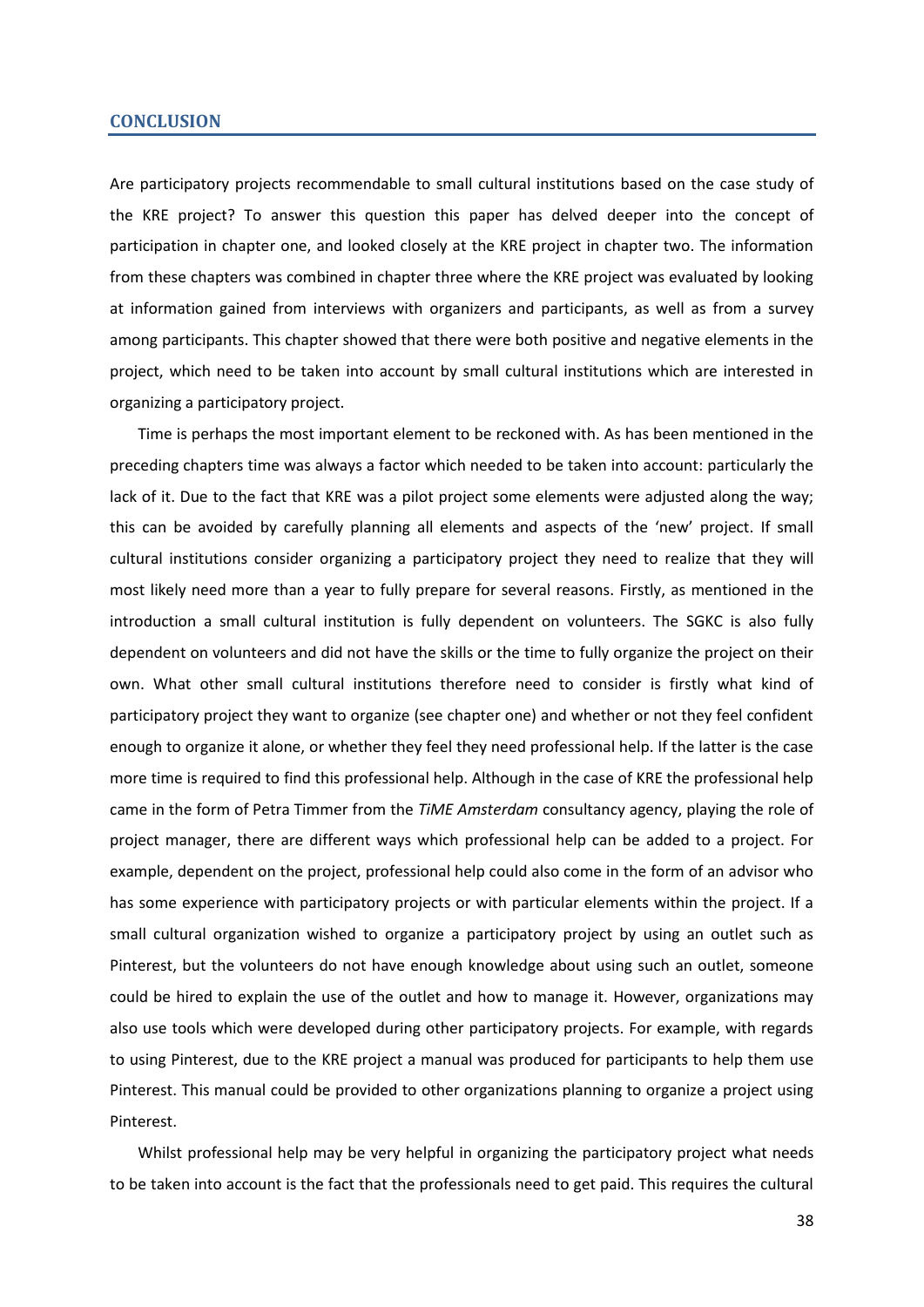## CONCLUSION

Are participatory projects recommendable to small cultural institutions based on the case study of the KRE project? To answer this question this paper has delved deeper into the concept of participation in chapter one, and looked closely at the KRE project in chapter two. The information from these chapters was combined in chapter three where the KRE project was evaluated by looking at information gained from interviews with organizers and participants, as well as from a survey among participants. This chapter showed that there were both positive and negative elements in the project, which need to be taken into account by small cultural institutions which are interested in organizing a participatory project.

Time is perhaps the most important element to be reckoned with. As has been mentioned in the preceding chapters time was always a factor which needed to be taken into account: particularly the lack of it. Due to the fact that KRE was a pilot project some elements were adjusted along the way; this can be avoided by carefully planning all elements and aspects of the 'new' project. If small cultural institutions consider organizing a participatory project they need to realize that they will most likely need more than a year to fully prepare for several reasons. Firstly, as mentioned in the introduction a small cultural institution is fully dependent on volunteers. The SGKC is also fully dependent on volunteers and did not have the skills or the time to fully organize the project on their own. What other small cultural institutions therefore need to consider is firstly what kind of participatory project they want to organize (see chapter one) and whether or not they feel confident enough to organize it alone, or whether they feel they need professional help. If the latter is the case more time is required to find this professional help. Although in the case of KRE the professional help came in the form of Petra Timmer from the *TiME Amsterdam* consultancy agency, playing the role of project manager, there are different ways which professional help can be added to a project. For example, dependent on the project, professional help could also come in the form of an advisor who has some experience with participatory projects or with particular elements within the project. If a small cultural organization wished to organize a participatory project by using an outlet such as Pinterest, but the volunteers do not have enough knowledge about using such an outlet, someone could be hired to explain the use of the outlet and how to manage it. However, organizations may also use tools which were developed during other participatory projects. For example, with regards to using Pinterest, due to the KRE project a manual was produced for participants to help them use Pinterest. This manual could be provided to other organizations planning to organize a project using Pinterest.

Whilst professional help may be very helpful in organizing the participatory project what needs to be taken into account is the fact that the professionals need to get paid. This requires the cultural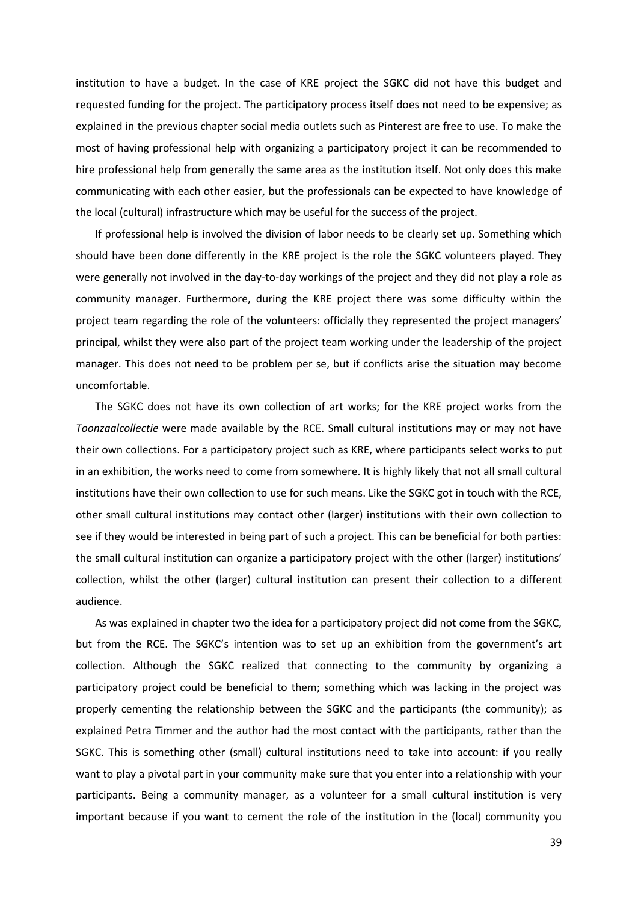institution to have a budget. In the case of KRE project the SGKC did not have this budget and requested funding for the project. The participatory process itself does not need to be expensive; as explained in the previous chapter social media outlets such as Pinterest are free to use. To make the most of having professional help with organizing a participatory project it can be recommended to hire professional help from generally the same area as the institution itself. Not only does this make communicating with each other easier, but the professionals can be expected to have knowledge of the local (cultural) infrastructure which may be useful for the success of the project.

If professional help is involved the division of labor needs to be clearly set up. Something which should have been done differently in the KRE project is the role the SGKC volunteers played. They were generally not involved in the day-to-day workings of the project and they did not play a role as community manager. Furthermore, during the KRE project there was some difficulty within the project team regarding the role of the volunteers: officially they represented the project managers' principal, whilst they were also part of the project team working under the leadership of the project manager. This does not need to be problem per se, but if conflicts arise the situation may become uncomfortable.

The SGKC does not have its own collection of art works; for the KRE project works from the *Toonzaalcollectie* were made available by the RCE. Small cultural institutions may or may not have their own collections. For a participatory project such as KRE, where participants select works to put in an exhibition, the works need to come from somewhere. It is highly likely that not all small cultural institutions have their own collection to use for such means. Like the SGKC got in touch with the RCE, other small cultural institutions may contact other (larger) institutions with their own collection to see if they would be interested in being part of such a project. This can be beneficial for both parties: the small cultural institution can organize a participatory project with the other (larger) institutions' collection, whilst the other (larger) cultural institution can present their collection to a different audience.

As was explained in chapter two the idea for a participatory project did not come from the SGKC, but from the RCE. The SGKC's intention was to set up an exhibition from the government's art collection. Although the SGKC realized that connecting to the community by organizing a participatory project could be beneficial to them; something which was lacking in the project was properly cementing the relationship between the SGKC and the participants (the community); as explained Petra Timmer and the author had the most contact with the participants, rather than the SGKC. This is something other (small) cultural institutions need to take into account: if you really want to play a pivotal part in your community make sure that you enter into a relationship with your participants. Being a community manager, as a volunteer for a small cultural institution is very important because if you want to cement the role of the institution in the (local) community you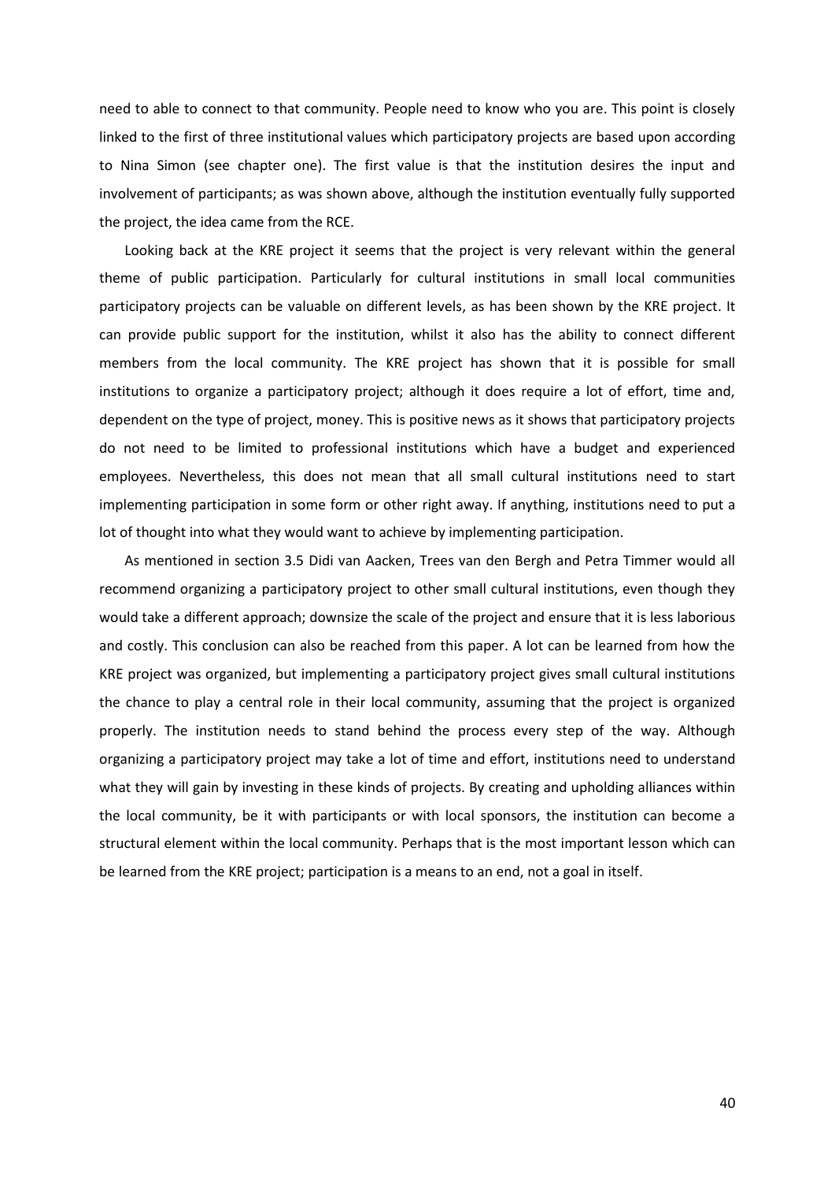need to able to connect to that community. People need to know who you are. This point is closely linked to the first of three institutional values which participatory projects are based upon according to Nina Simon (see chapter one). The first value is that the institution desires the input and involvement of participants; as was shown above, although the institution eventually fully supported the project, the idea came from the RCE.

Looking back at the KRE project it seems that the project is very relevant within the general theme of public participation. Particularly for cultural institutions in small local communities participatory projects can be valuable on different levels, as has been shown by the KRE project. It can provide public support for the institution, whilst it also has the ability to connect different members from the local community. The KRE project has shown that it is possible for small institutions to organize a participatory project; although it does require a lot of effort, time and, dependent on the type of project, money. This is positive news as it shows that participatory projects do not need to be limited to professional institutions which have a budget and experienced employees. Nevertheless, this does not mean that all small cultural institutions need to start implementing participation in some form or other right away. If anything, institutions need to put a lot of thought into what they would want to achieve by implementing participation.

As mentioned in section 3.5 Didi van Aacken, Trees van den Bergh and Petra Timmer would all recommend organizing a participatory project to other small cultural institutions, even though they would take a different approach; downsize the scale of the project and ensure that it is less laborious and costly. This conclusion can also be reached from this paper. A lot can be learned from how the KRE project was organized, but implementing a participatory project gives small cultural institutions the chance to play a central role in their local community, assuming that the project is organized properly. The institution needs to stand behind the process every step of the way. Although organizing a participatory project may take a lot of time and effort, institutions need to understand what they will gain by investing in these kinds of projects. By creating and upholding alliances within the local community, be it with participants or with local sponsors, the institution can become a structural element within the local community. Perhaps that is the most important lesson which can be learned from the KRE project; participation is a means to an end, not a goal in itself.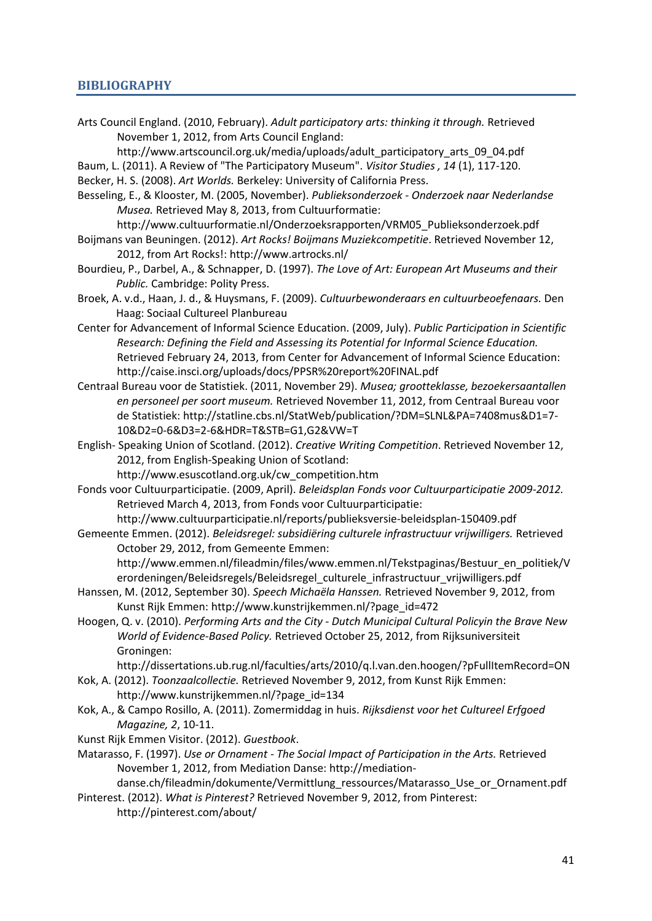## BIBLIOGRAPHY

Arts Council England. (2010, February). *Adult participatory arts: thinking it through.* Retrieved November 1, 2012, from Arts Council England: http://www.artscouncil.org.uk/media/uploads/adult_participatory_arts_09_04.pdf

Baum, L. (2011). A Review of "The Participatory Museum". *Visitor Studies , 14* (1), 117-120.

Becker, H. S. (2008). *Art Worlds.* Berkeley: University of California Press.

Besseling, E., & Klooster, M. (2005, November). *Publieksonderzoek - Onderzoek naar Nederlandse Musea.* Retrieved May 8, 2013, from Cultuurformatie: http://www.cultuurformatie.nl/Onderzoeksrapporten/VRM05_Publieksonderzoek.pdf

Boijmans van Beuningen. (2012). *Art Rocks! Boijmans Muziekcompetitie*. Retrieved November 12, 2012, from Art Rocks!: http://www.artrocks.nl/

Bourdieu, P., Darbel, A., & Schnapper, D. (1997). *The Love of Art: European Art Museums and their Public.* Cambridge: Polity Press.

Broek, A. v.d., Haan, J. d., & Huysmans, F. (2009). *Cultuurbewonderaars en cultuurbeoefenaars.* Den Haag: Sociaal Cultureel Planbureau

Center for Advancement of Informal Science Education. (2009, July). *Public Participation in Scientific Research: Defining the Field and Assessing its Potential for Informal Science Education.* Retrieved February 24, 2013, from Center for Advancement of Informal Science Education: http://caise.insci.org/uploads/docs/PPSR%20report%20FINAL.pdf

Centraal Bureau voor de Statistiek. (2011, November 29). *Musea; grootteklasse, bezoekersaantallen en personeel per soort museum.* Retrieved November 11, 2012, from Centraal Bureau voor de Statistiek: http://statline.cbs.nl/StatWeb/publication/?DM=SLNL&PA=7408mus&D1=7-10&D2=0-6&D3=2-6&HDR=T&STB=G1,G2&VW=T

English- Speaking Union of Scotland. (2012). *Creative Writing Competition*. Retrieved November 12, 2012, from English-Speaking Union of Scotland: http://www.esuscotland.org.uk/cw_competition.htm

Fonds voor Cultuurparticipatie. (2009, April). *Beleidsplan Fonds voor Cultuurparticipatie 2009-2012.* Retrieved March 4, 2013, from Fonds voor Cultuurparticipatie: http://www.cultuurparticipatie.nl/reports/publieksversie-beleidsplan-150409.pdf

Gemeente Emmen. (2012). *Beleidsregel: subsidiëring culturele infrastructuur vrijwilligers.* Retrieved October 29, 2012, from Gemeente Emmen: http://www.emmen.nl/fileadmin/files/www.emmen.nl/Tekstpaginas/Bestuur_en_politiek/Verordeningen/Beleidsregels/Beleidsregel_culturele_infrastructuur_vrijwilligers.pdf

Hanssen, M. (2012, September 30). *Speech Michaëla Hanssen.* Retrieved November 9, 2012, from Kunst Rijk Emmen: http://www.kunstrijkemmen.nl/?page_id=472

Hoogen, Q. v. (2010). *Performing Arts and the City - Dutch Municipal Cultural Policyin the Brave New World of Evidence-Based Policy.* Retrieved October 25, 2012, from Rijksuniversiteit Groningen: http://dissertations.ub.rug.nl/faculties/arts/2010/q.l.van.den.hoogen/?pFullItemRecord=ON

Kok, A. (2012). *Toonzaalcollectie.* Retrieved November 9, 2012, from Kunst Rijk Emmen: http://www.kunstrijkemmen.nl/?page_id=134

Kok, A., & Campo Rosillo, A. (2011). Zomermiddag in huis. *Rijksdienst voor het Cultureel Erfgoed Magazine, 2*, 10-11.

Kunst Rijk Emmen Visitor. (2012). *Guestbook*.

Matarasso, F. (1997). *Use or Ornament - The Social Impact of Participation in the Arts.* Retrieved November 1, 2012, from Mediation Danse: http://mediation-danse.ch/fileadmin/dokumente/Vermittlung_ressources/Matarasso_Use_or_Ornament.pdf

Pinterest. (2012). *What is Pinterest?* Retrieved November 9, 2012, from Pinterest: http://pinterest.com/about/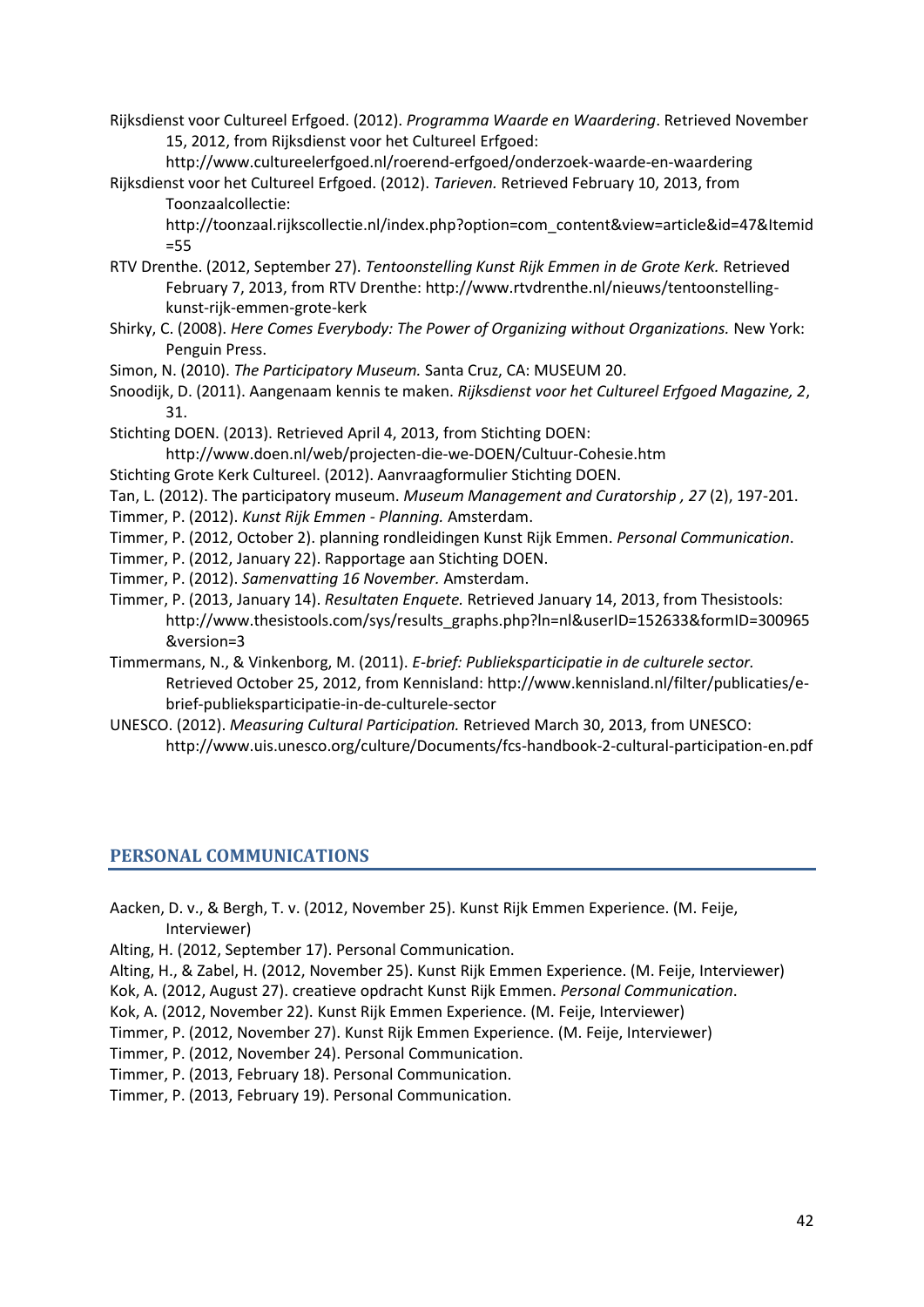Rijksdienst voor Cultureel Erfgoed. (2012). *Programma Waarde en Waardering*. Retrieved November 15, 2012, from Rijksdienst voor het Cultureel Erfgoed: http://www.cultureelerfgoed.nl/roerend-erfgoed/onderzoek-waarde-en-waardering

Rijksdienst voor het Cultureel Erfgoed. (2012). *Tarieven.* Retrieved February 10, 2013, from Toonzaalcollectie: http://toonzaal.rijkscollectie.nl/index.php?option=com_content&view=article&id=47&Itemid=55

RTV Drenthe. (2012, September 27). *Tentoonstelling Kunst Rijk Emmen in de Grote Kerk.* Retrieved February 7, 2013, from RTV Drenthe: http://www.rtvdrenthe.nl/nieuws/tentoonstelling-kunst-rijk-emmen-grote-kerk

Shirky, C. (2008). *Here Comes Everybody: The Power of Organizing without Organizations.* New York: Penguin Press.

Simon, N. (2010). *The Participatory Museum.* Santa Cruz, CA: MUSEUM 20.

Snoodijk, D. (2011). Aangenaam kennis te maken. *Rijksdienst voor het Cultureel Erfgoed Magazine, 2*, 31.

Stichting DOEN. (2013). Retrieved April 4, 2013, from Stichting DOEN: http://www.doen.nl/web/projecten-die-we-DOEN/Cultuur-Cohesie.htm

Stichting Grote Kerk Cultureel. (2012). Aanvraagformulier Stichting DOEN.

Tan, L. (2012). The participatory museum. *Museum Management and Curatorship , 27* (2), 197-201.

Timmer, P. (2012). *Kunst Rijk Emmen - Planning.* Amsterdam.

Timmer, P. (2012, October 2). planning rondleidingen Kunst Rijk Emmen. *Personal Communication*.

Timmer, P. (2012, January 22). Rapportage aan Stichting DOEN.

Timmer, P. (2012). *Samenvatting 16 November.* Amsterdam.

Timmer, P. (2013, January 14). *Resultaten Enquete.* Retrieved January 14, 2013, from Thesistools: http://www.thesistools.com/sys/results_graphs.php?ln=nl&userID=152633&formID=300965&version=3

Timmermans, N., & Vinkenborg, M. (2011). *E-brief: Publieksparticipatie in de culturele sector.* Retrieved October 25, 2012, from Kennisland: http://www.kennisland.nl/filter/publicaties/e-brief-publieksparticipatie-in-de-culturele-sector

UNESCO. (2012). *Measuring Cultural Participation.* Retrieved March 30, 2013, from UNESCO: http://www.uis.unesco.org/culture/Documents/fcs-handbook-2-cultural-participation-en.pdf

## PERSONAL COMMUNICATIONS

Aacken, D. v., & Bergh, T. v. (2012, November 25). Kunst Rijk Emmen Experience. (M. Feije, Interviewer)

Alting, H. (2012, September 17). Personal Communication.

Alting, H., & Zabel, H. (2012, November 25). Kunst Rijk Emmen Experience. (M. Feije, Interviewer)

Kok, A. (2012, August 27). creatieve opdracht Kunst Rijk Emmen. *Personal Communication*.

Kok, A. (2012, November 22). Kunst Rijk Emmen Experience. (M. Feije, Interviewer)

Timmer, P. (2012, November 27). Kunst Rijk Emmen Experience. (M. Feije, Interviewer)

Timmer, P. (2012, November 24). Personal Communication.

Timmer, P. (2013, February 18). Personal Communication.

Timmer, P. (2013, February 19). Personal Communication.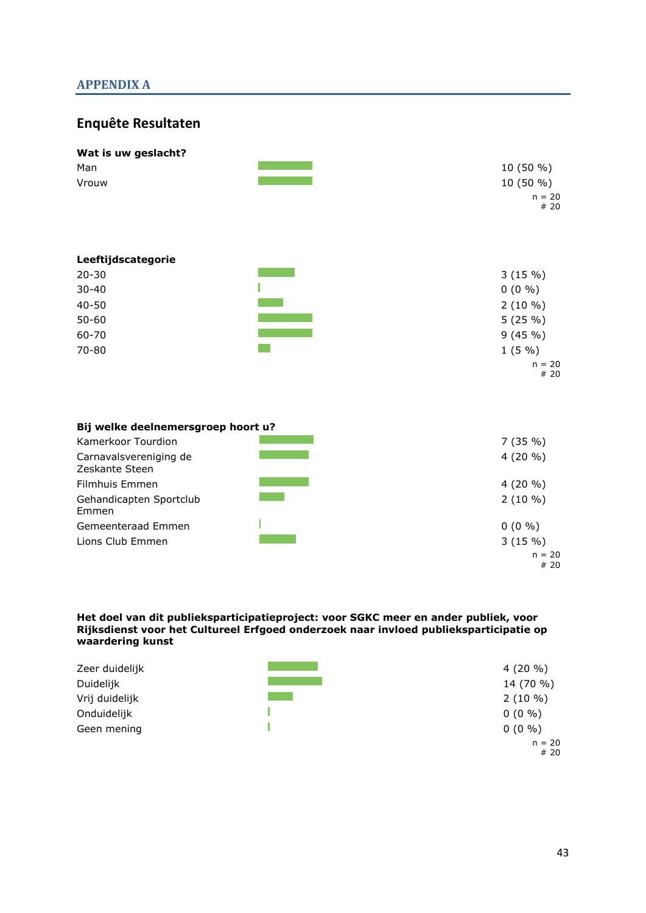## APPENDIX A

### Enquête Resultaten

**Wat is uw geslacht?**

| | |
|---|---|
| Man | 10 (50 %) |
| Vrouw | 10 (50 %) |
| | n = 20<br># 20 |

**Leeftijdscategorie**

| | |
|---|---|
| 20-30 | 3 (15 %) |
| 30-40 | 0 (0 %) |
| 40-50 | 2 (10 %) |
| 50-60 | 5 (25 %) |
| 60-70 | 9 (45 %) |
| 70-80 | 1 (5 %) |
| | n = 20<br># 20 |

**Bij welke deelnemersgroep hoort u?**

| | |
|---|---|
| Kamerkoor Tourdion | 7 (35 %) |
| Carnavalsvereniging de Zeskante Steen | 4 (20 %) |
| Filmhuis Emmen | 4 (20 %) |
| Gehandicapten Sportclub Emmen | 2 (10 %) |
| Gemeenteraad Emmen | 0 (0 %) |
| Lions Club Emmen | 3 (15 %) |
| | n = 20<br># 20 |

**Het doel van dit publieksparticipatieproject: voor SGKC meer en ander publiek, voor Rijksdienst voor het Cultureel Erfgoed onderzoek naar invloed publieksparticipatie op waardering kunst**

| | |
|---|---|
| Zeer duidelijk | 4 (20 %) |
| Duidelijk | 14 (70 %) |
| Vrij duidelijk | 2 (10 %) |
| Onduidelijk | 0 (0 %) |
| Geen mening | 0 (0 %) |
| | n = 20<br># 20 |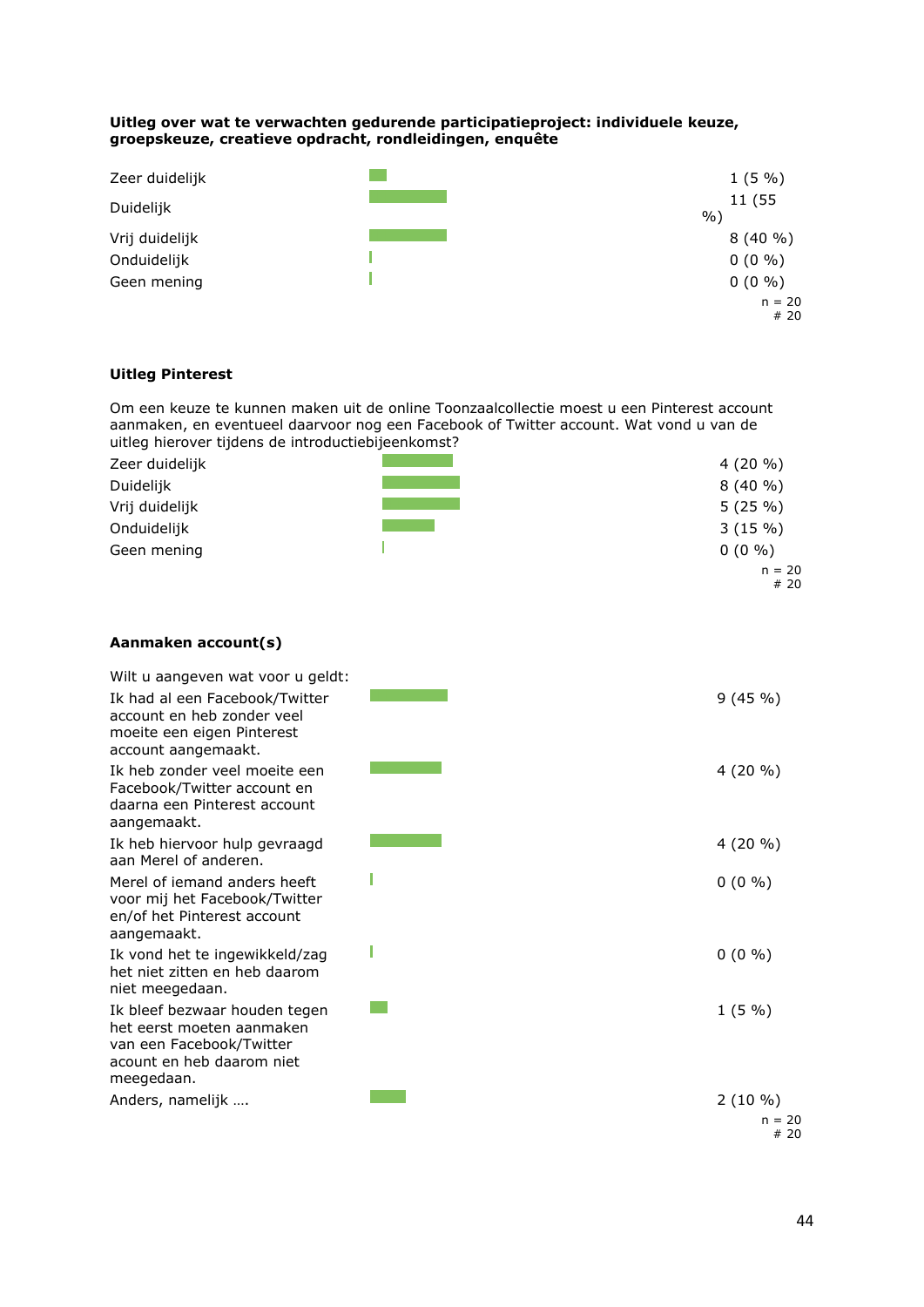**Uitleg over wat te verwachten gedurende participatieproject: individuele keuze, groepskeuze, creatieve opdracht, rondleidingen, enquête**

| | |
|---|---|
| Zeer duidelijk | 1 (5 %) |
| Duidelijk | 11 (55 %) |
| Vrij duidelijk | 8 (40 %) |
| Onduidelijk | 0 (0 %) |
| Geen mening | 0 (0 %) |
| | n = 20<br># 20 |

**Uitleg Pinterest**

Om een keuze te kunnen maken uit de online Toonzaalcollectie moest u een Pinterest account aanmaken, en eventueel daarvoor nog een Facebook of Twitter account. Wat vond u van de uitleg hierover tijdens de introductiebijeenkomst?

| | |
|---|---|
| Zeer duidelijk | 4 (20 %) |
| Duidelijk | 8 (40 %) |
| Vrij duidelijk | 5 (25 %) |
| Onduidelijk | 3 (15 %) |
| Geen mening | 0 (0 %) |
| | n = 20<br># 20 |

**Aanmaken account(s)**

Wilt u aangeven wat voor u geldt:

| | |
|---|---|
| Ik had al een Facebook/Twitter account en heb zonder veel moeite een eigen Pinterest account aangemaakt. | 9 (45 %) |
| Ik heb zonder veel moeite een Facebook/Twitter account en daarna een Pinterest account aangemaakt. | 4 (20 %) |
| Ik heb hiervoor hulp gevraagd aan Merel of anderen. | 4 (20 %) |
| Merel of iemand anders heeft voor mij het Facebook/Twitter en/of het Pinterest account aangemaakt. | 0 (0 %) |
| Ik vond het te ingewikkeld/zag het niet zitten en heb daarom niet meegedaan. | 0 (0 %) |
| Ik bleef bezwaar houden tegen het eerst moeten aanmaken van een Facebook/Twitter acount en heb daarom niet meegedaan. | 1 (5 %) |
| Anders, namelijk …. | 2 (10 %) |
| | n = 20<br># 20 |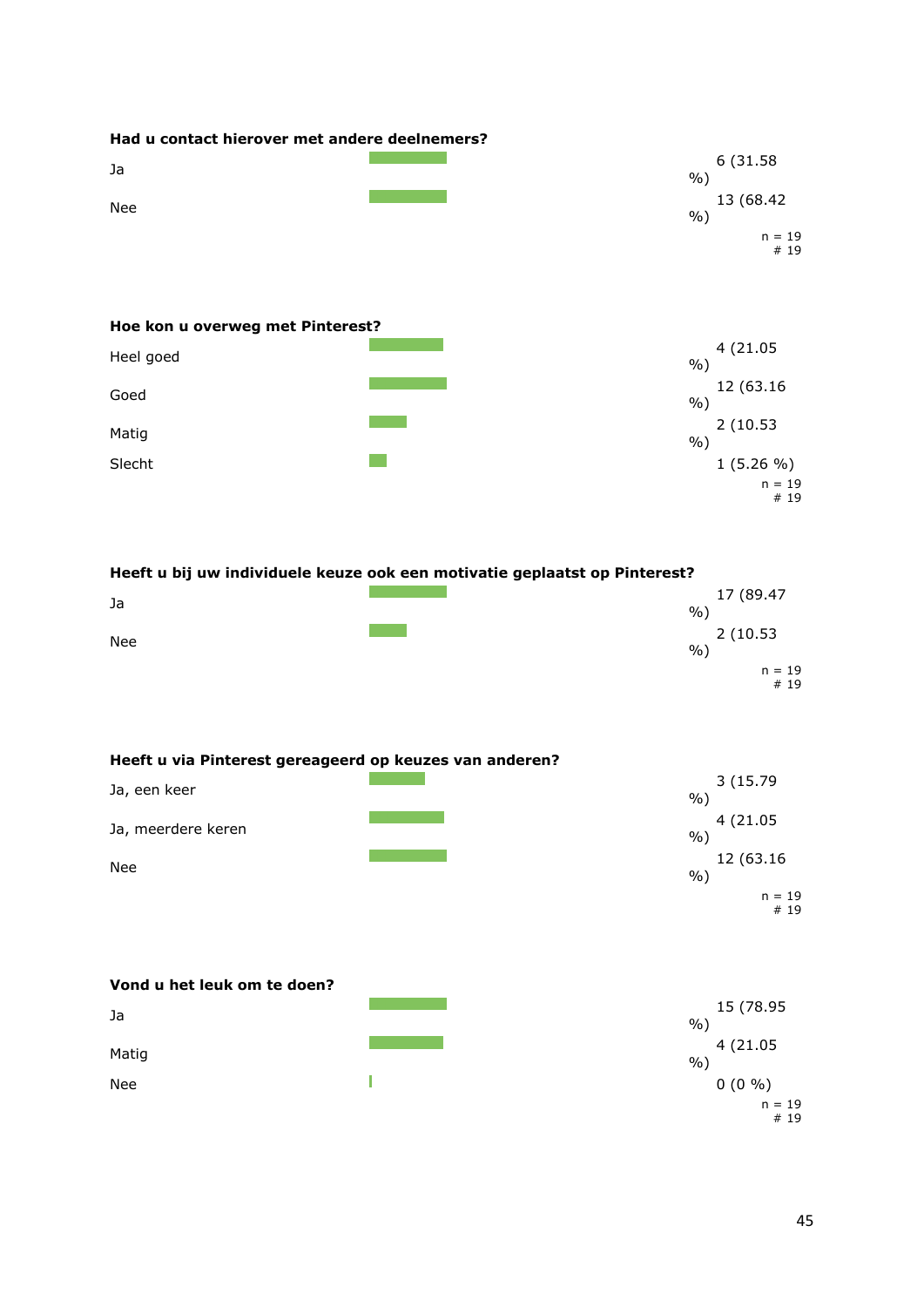**Had u contact hierover met andere deelnemers?**

| | |
|---|---|
| Ja | 6 (31.58 %) |
| Nee | 13 (68.42 %) |
| | n = 19 |
| | # 19 |

**Hoe kon u overweg met Pinterest?**

| | |
|---|---|
| Heel goed | 4 (21.05 %) |
| Goed | 12 (63.16 %) |
| Matig | 2 (10.53 %) |
| Slecht | 1 (5.26 %) |
| | n = 19 |
| | # 19 |

**Heeft u bij uw individuele keuze ook een motivatie geplaatst op Pinterest?**

| | |
|---|---|
| Ja | 17 (89.47 %) |
| Nee | 2 (10.53 %) |
| | n = 19 |
| | # 19 |

**Heeft u via Pinterest gereageerd op keuzes van anderen?**

| | |
|---|---|
| Ja, een keer | 3 (15.79 %) |
| Ja, meerdere keren | 4 (21.05 %) |
| Nee | 12 (63.16 %) |
| | n = 19 |
| | # 19 |

**Vond u het leuk om te doen?**

| | |
|---|---|
| Ja | 15 (78.95 %) |
| Matig | 4 (21.05 %) |
| Nee | 0 (0 %) |
| | n = 19 |
| | # 19 |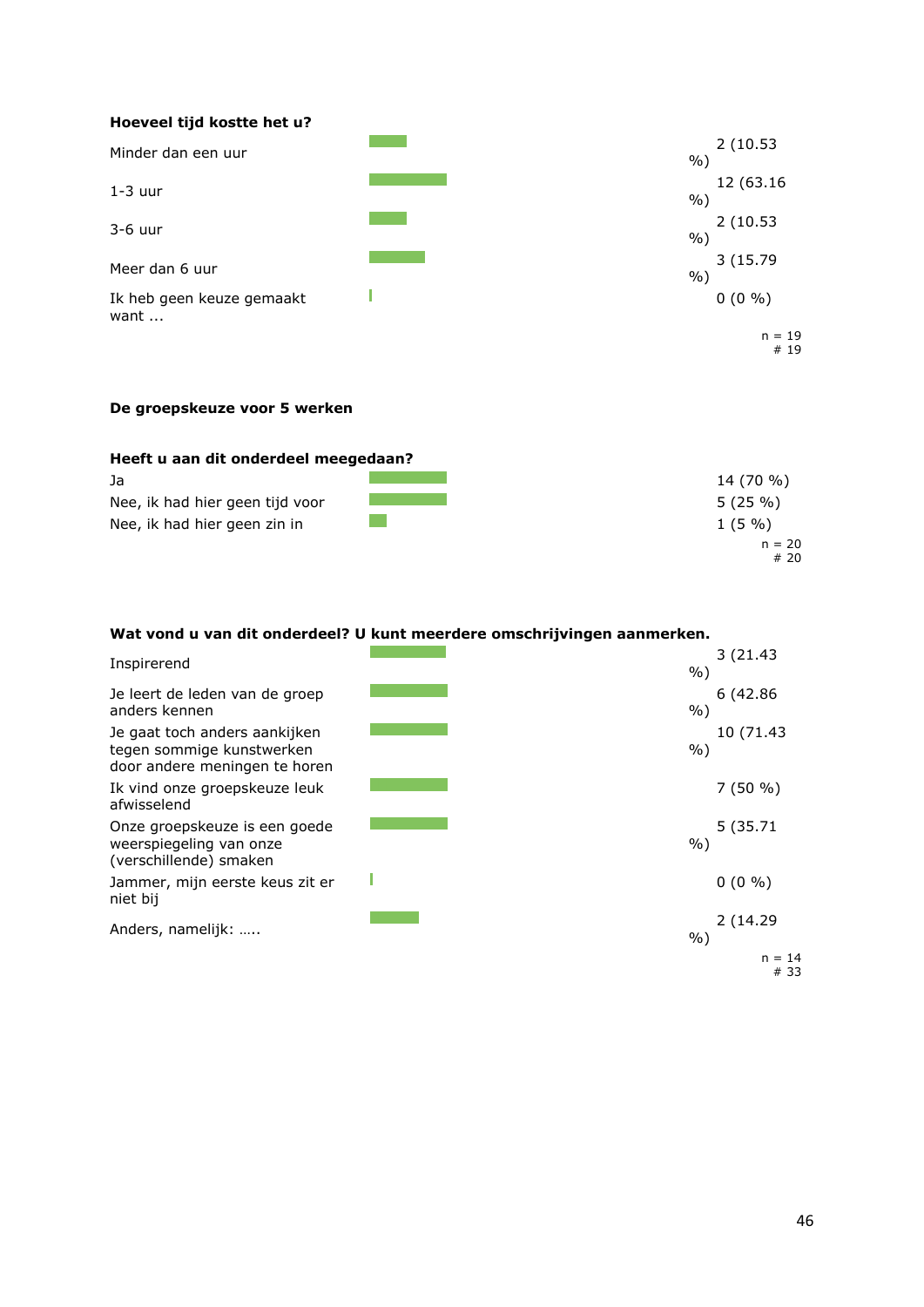**Hoeveel tijd kostte het u?**

| | |
|---|---|
| Minder dan een uur | 2 (10.53 %) |
| 1-3 uur | 12 (63.16 %) |
| 3-6 uur | 2 (10.53 %) |
| Meer dan 6 uur | 3 (15.79 %) |
| Ik heb geen keuze gemaakt want ... | 0 (0 %) |

n = 19
# 19

**De groepskeuze voor 5 werken**

**Heeft u aan dit onderdeel meegedaan?**

| | |
|---|---|
| Ja | 14 (70 %) |
| Nee, ik had hier geen tijd voor | 5 (25 %) |
| Nee, ik had hier geen zin in | 1 (5 %) |

n = 20
# 20

**Wat vond u van dit onderdeel? U kunt meerdere omschrijvingen aanmerken.**

| | |
|---|---|
| Inspirerend | 3 (21.43 %) |
| Je leert de leden van de groep anders kennen | 6 (42.86 %) |
| Je gaat toch anders aankijken tegen sommige kunstwerken door andere meningen te horen | 10 (71.43 %) |
| Ik vind onze groepskeuze leuk afwisselend | 7 (50 %) |
| Onze groepskeuze is een goede weerspiegeling van onze (verschillende) smaken | 5 (35.71 %) |
| Jammer, mijn eerste keus zit er niet bij | 0 (0 %) |
| Anders, namelijk: ….. | 2 (14.29 %) |

n = 14
# 33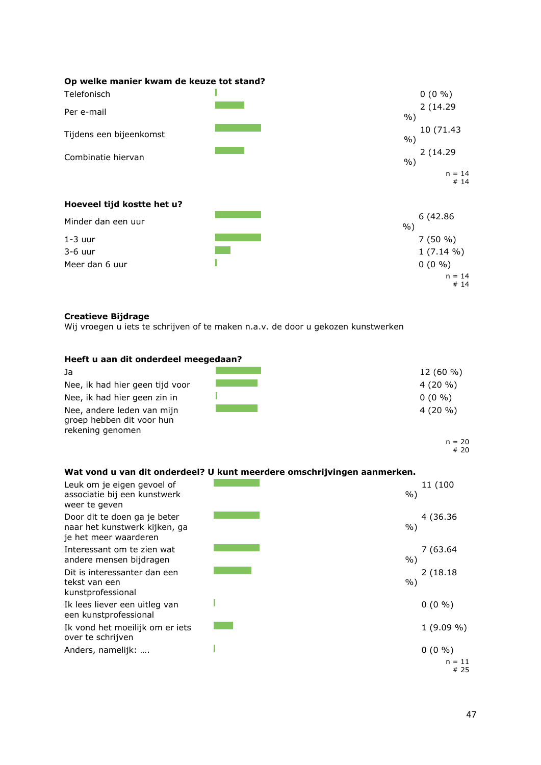**Op welke manier kwam de keuze tot stand?**

| Antwoord | Aantal |
|---|---|
| Telefonisch | 0 (0 %) |
| Per e-mail | 2 (14.29 %) |
| Tijdens een bijeenkomst | 10 (71.43 %) |
| Combinatie hiervan | 2 (14.29 %) |

n = 14
\# 14

**Hoeveel tijd kostte het u?**

| Antwoord | Aantal |
|---|---|
| Minder dan een uur | 6 (42.86 %) |
| 1-3 uur | 7 (50 %) |
| 3-6 uur | 1 (7.14 %) |
| Meer dan 6 uur | 0 (0 %) |

n = 14
\# 14

**Creatieve Bijdrage**
Wij vragen u iets te schrijven of te maken n.a.v. de door u gekozen kunstwerken

**Heeft u aan dit onderdeel meegedaan?**

| Antwoord | Aantal |
|---|---|
| Ja | 12 (60 %) |
| Nee, ik had hier geen tijd voor | 4 (20 %) |
| Nee, ik had hier geen zin in | 0 (0 %) |
| Nee, andere leden van mijn groep hebben dit voor hun rekening genomen | 4 (20 %) |

n = 20
\# 20

**Wat vond u van dit onderdeel? U kunt meerdere omschrijvingen aanmerken.**

| Antwoord | Aantal |
|---|---|
| Leuk om je eigen gevoel of associatie bij een kunstwerk weer te geven | 11 (100 %) |
| Door dit te doen ga je beter naar het kunstwerk kijken, ga je het meer waarderen | 4 (36.36 %) |
| Interessant om te zien wat andere mensen bijdragen | 7 (63.64 %) |
| Dit is interessanter dan een tekst van een kunstprofessional | 2 (18.18 %) |
| Ik lees liever een uitleg van een kunstprofessional | 0 (0 %) |
| Ik vond het moeilijk om er iets over te schrijven | 1 (9.09 %) |
| Anders, namelijk: …. | 0 (0 %) |

n = 11
\# 25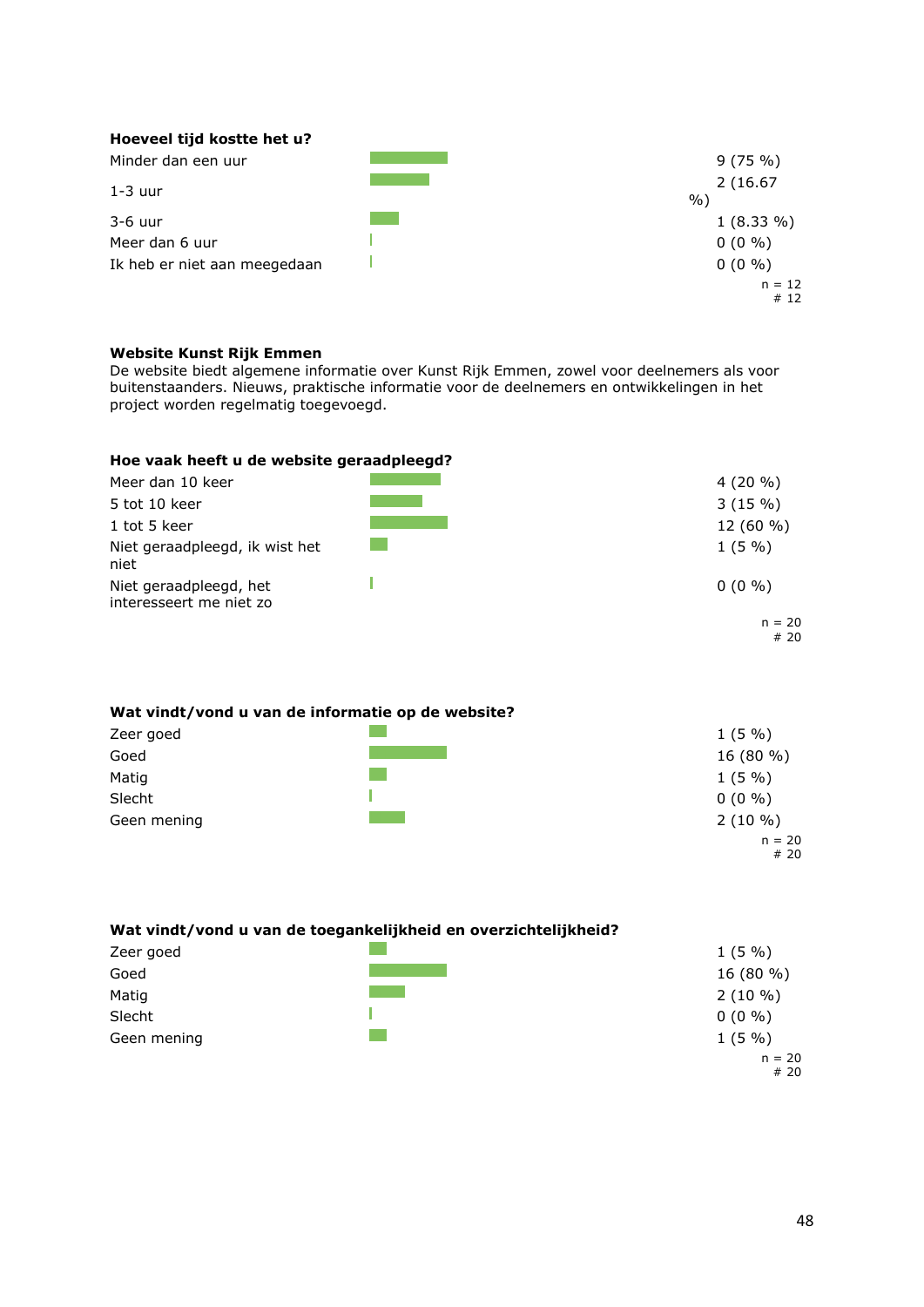**Hoeveel tijd kostte het u?**

| Antwoord | Aantal (%) |
|---|---|
| Minder dan een uur | 9 (75 %) |
| 1-3 uur | 2 (16.67 %) |
| 3-6 uur | 1 (8.33 %) |
| Meer dan 6 uur | 0 (0 %) |
| Ik heb er niet aan meegedaan | 0 (0 %) |

n = 12
# 12

**Website Kunst Rijk Emmen**
De website biedt algemene informatie over Kunst Rijk Emmen, zowel voor deelnemers als voor buitenstaanders. Nieuws, praktische informatie voor de deelnemers en ontwikkelingen in het project worden regelmatig toegevoegd.

**Hoe vaak heeft u de website geraadpleegd?**

| Antwoord | Aantal (%) |
|---|---|
| Meer dan 10 keer | 4 (20 %) |
| 5 tot 10 keer | 3 (15 %) |
| 1 tot 5 keer | 12 (60 %) |
| Niet geraadpleegd, ik wist het niet | 1 (5 %) |
| Niet geraadpleegd, het interesseert me niet zo | 0 (0 %) |

n = 20
# 20

**Wat vindt/vond u van de informatie op de website?**

| Antwoord | Aantal (%) |
|---|---|
| Zeer goed | 1 (5 %) |
| Goed | 16 (80 %) |
| Matig | 1 (5 %) |
| Slecht | 0 (0 %) |
| Geen mening | 2 (10 %) |

n = 20
# 20

**Wat vindt/vond u van de toegankelijkheid en overzichtelijkheid?**

| Antwoord | Aantal (%) |
|---|---|
| Zeer goed | 1 (5 %) |
| Goed | 16 (80 %) |
| Matig | 2 (10 %) |
| Slecht | 0 (0 %) |
| Geen mening | 1 (5 %) |

n = 20
# 20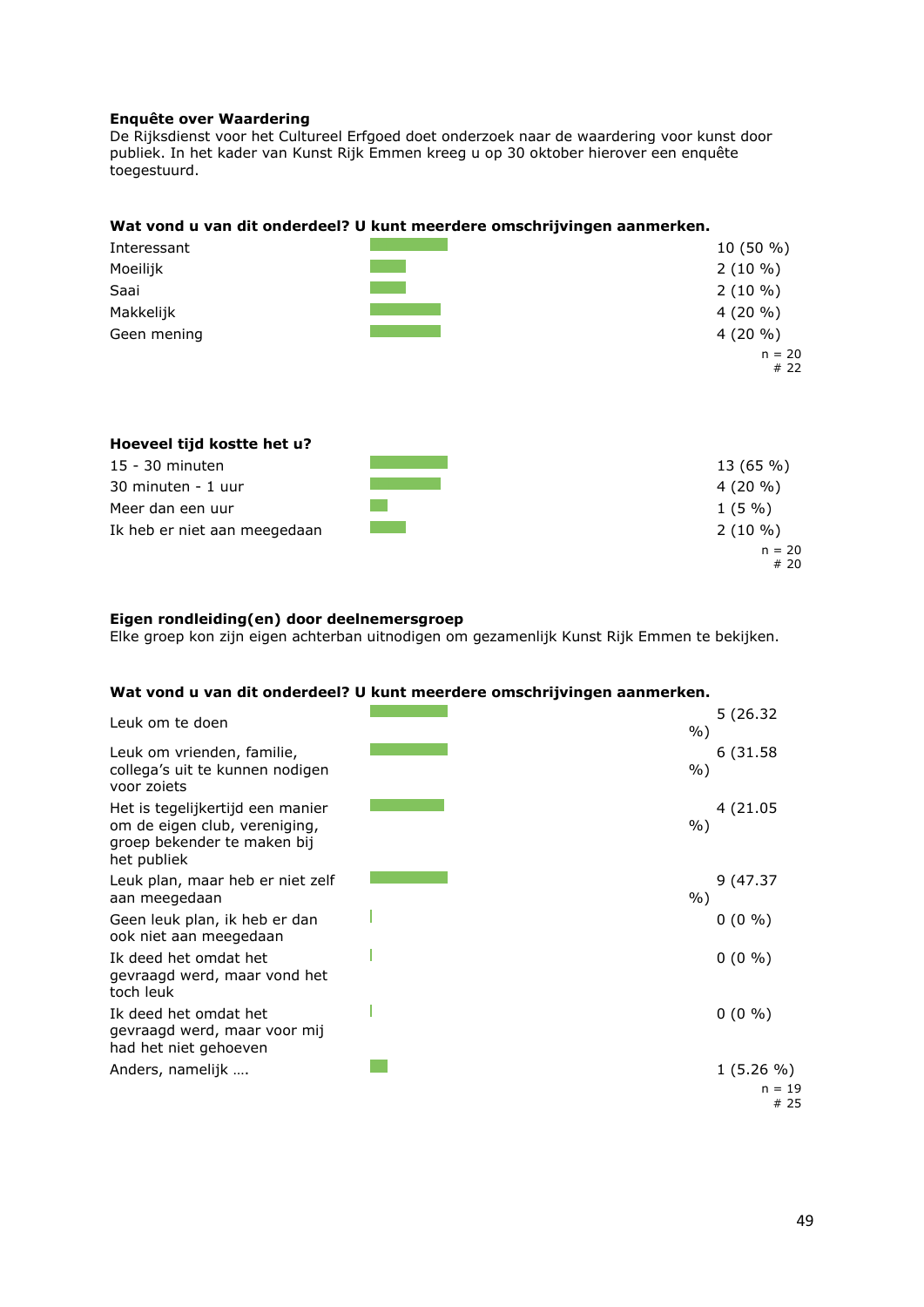**Enquête over Waardering**
De Rijksdienst voor het Cultureel Erfgoed doet onderzoek naar de waardering voor kunst door publiek. In het kader van Kunst Rijk Emmen kreeg u op 30 oktober hierover een enquête toegestuurd.

**Wat vond u van dit onderdeel? U kunt meerdere omschrijvingen aanmerken.**

| | |
|---|---|
| Interessant | 10 (50 %) |
| Moeilijk | 2 (10 %) |
| Saai | 2 (10 %) |
| Makkelijk | 4 (20 %) |
| Geen mening | 4 (20 %) |
| | n = 20<br># 22 |

**Hoeveel tijd kostte het u?**

| | |
|---|---|
| 15 - 30 minuten | 13 (65 %) |
| 30 minuten - 1 uur | 4 (20 %) |
| Meer dan een uur | 1 (5 %) |
| Ik heb er niet aan meegedaan | 2 (10 %) |
| | n = 20<br># 20 |

**Eigen rondleiding(en) door deelnemersgroep**
Elke groep kon zijn eigen achterban uitnodigen om gezamenlijk Kunst Rijk Emmen te bekijken.

**Wat vond u van dit onderdeel? U kunt meerdere omschrijvingen aanmerken.**

| | |
|---|---|
| Leuk om te doen | 5 (26.32 %) |
| Leuk om vrienden, familie, collega's uit te kunnen nodigen voor zoiets | 6 (31.58 %) |
| Het is tegelijkertijd een manier om de eigen club, vereniging, groep bekender te maken bij het publiek | 4 (21.05 %) |
| Leuk plan, maar heb er niet zelf aan meegedaan | 9 (47.37 %) |
| Geen leuk plan, ik heb er dan ook niet aan meegedaan | 0 (0 %) |
| Ik deed het omdat het gevraagd werd, maar vond het toch leuk | 0 (0 %) |
| Ik deed het omdat het gevraagd werd, maar voor mij had het niet gehoeven | 0 (0 %) |
| Anders, namelijk …. | 1 (5.26 %) |
| | n = 19<br># 25 |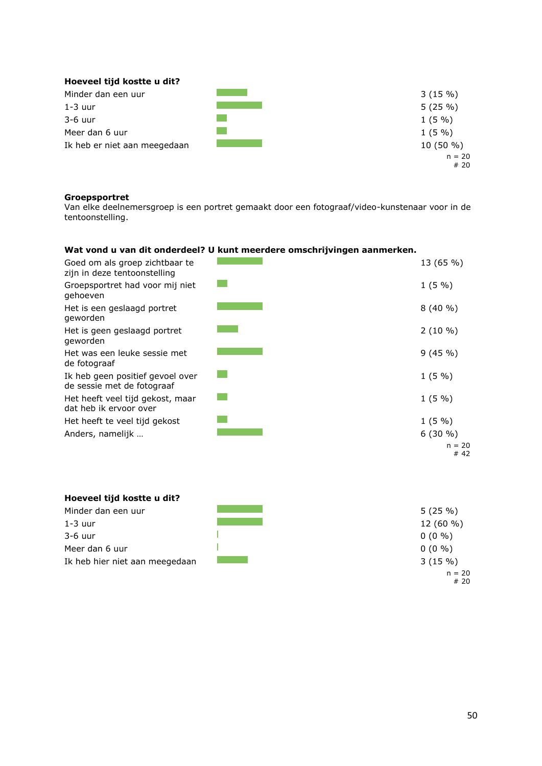**Hoeveel tijd kostte u dit?**

| Antwoord | Aantal |
|---|---|
| Minder dan een uur | 3 (15 %) |
| 1-3 uur | 5 (25 %) |
| 3-6 uur | 1 (5 %) |
| Meer dan 6 uur | 1 (5 %) |
| Ik heb er niet aan meegedaan | 10 (50 %) |

n = 20
# 20

**Groepsportret**
Van elke deelnemersgroep is een portret gemaakt door een fotograaf/video-kunstenaar voor in de tentoonstelling.

**Wat vond u van dit onderdeel? U kunt meerdere omschrijvingen aanmerken.**

| Antwoord | Aantal |
|---|---|
| Goed om als groep zichtbaar te zijn in deze tentoonstelling | 13 (65 %) |
| Groepsportret had voor mij niet gehoeven | 1 (5 %) |
| Het is een geslaagd portret geworden | 8 (40 %) |
| Het is geen geslaagd portret geworden | 2 (10 %) |
| Het was een leuke sessie met de fotograaf | 9 (45 %) |
| Ik heb geen positief gevoel over de sessie met de fotograaf | 1 (5 %) |
| Het heeft veel tijd gekost, maar dat heb ik ervoor over | 1 (5 %) |
| Het heeft te veel tijd gekost | 1 (5 %) |
| Anders, namelijk … | 6 (30 %) |

n = 20
# 42

**Hoeveel tijd kostte u dit?**

| Antwoord | Aantal |
|---|---|
| Minder dan een uur | 5 (25 %) |
| 1-3 uur | 12 (60 %) |
| 3-6 uur | 0 (0 %) |
| Meer dan 6 uur | 0 (0 %) |
| Ik heb hier niet aan meegedaan | 3 (15 %) |

n = 20
# 20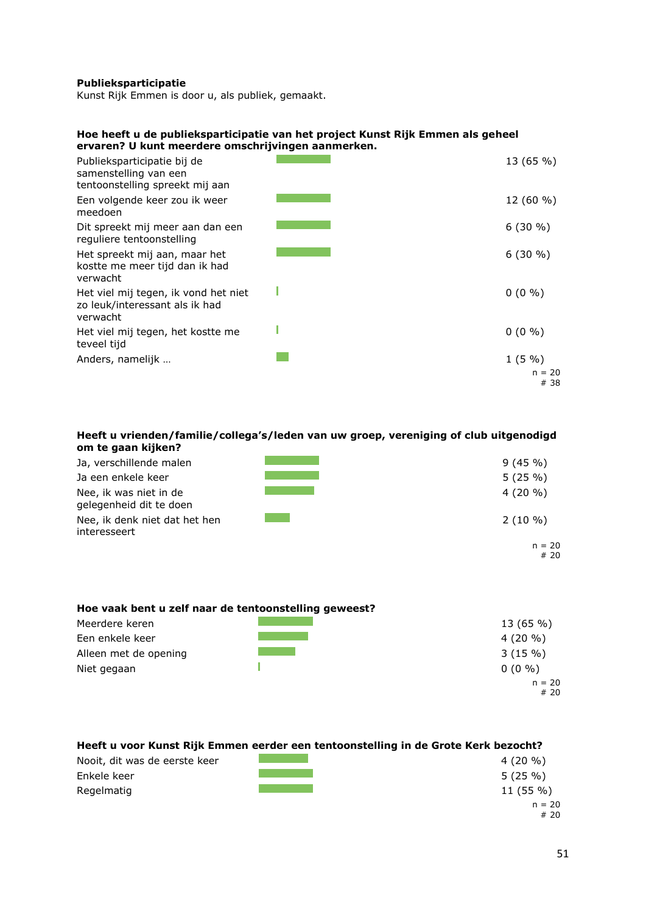**Publieksparticipatie**
Kunst Rijk Emmen is door u, als publiek, gemaakt.

**Hoe heeft u de publieksparticipatie van het project Kunst Rijk Emmen als geheel ervaren? U kunt meerdere omschrijvingen aanmerken.**

| Antwoord | Aantal |
| --- | --- |
| Publieksparticipatie bij de samenstelling van een tentoonstelling spreekt mij aan | 13 (65 %) |
| Een volgende keer zou ik weer meedoen | 12 (60 %) |
| Dit spreekt mij meer aan dan een reguliere tentoonstelling | 6 (30 %) |
| Het spreekt mij aan, maar het kostte me meer tijd dan ik had verwacht | 6 (30 %) |
| Het viel mij tegen, ik vond het niet zo leuk/interessant als ik had verwacht | 0 (0 %) |
| Het viel mij tegen, het kostte me teveel tijd | 0 (0 %) |
| Anders, namelijk … | 1 (5 %) |

n = 20
# 38

**Heeft u vrienden/familie/collega's/leden van uw groep, vereniging of club uitgenodigd om te gaan kijken?**

| Antwoord | Aantal |
| --- | --- |
| Ja, verschillende malen | 9 (45 %) |
| Ja een enkele keer | 5 (25 %) |
| Nee, ik was niet in de gelegenheid dit te doen | 4 (20 %) |
| Nee, ik denk niet dat het hen interesseert | 2 (10 %) |

n = 20
# 20

**Hoe vaak bent u zelf naar de tentoonstelling geweest?**

| Antwoord | Aantal |
| --- | --- |
| Meerdere keren | 13 (65 %) |
| Een enkele keer | 4 (20 %) |
| Alleen met de opening | 3 (15 %) |
| Niet gegaan | 0 (0 %) |

n = 20
# 20

**Heeft u voor Kunst Rijk Emmen eerder een tentoonstelling in de Grote Kerk bezocht?**

| Antwoord | Aantal |
| --- | --- |
| Nooit, dit was de eerste keer | 4 (20 %) |
| Enkele keer | 5 (25 %) |
| Regelmatig | 11 (55 %) |

n = 20
# 20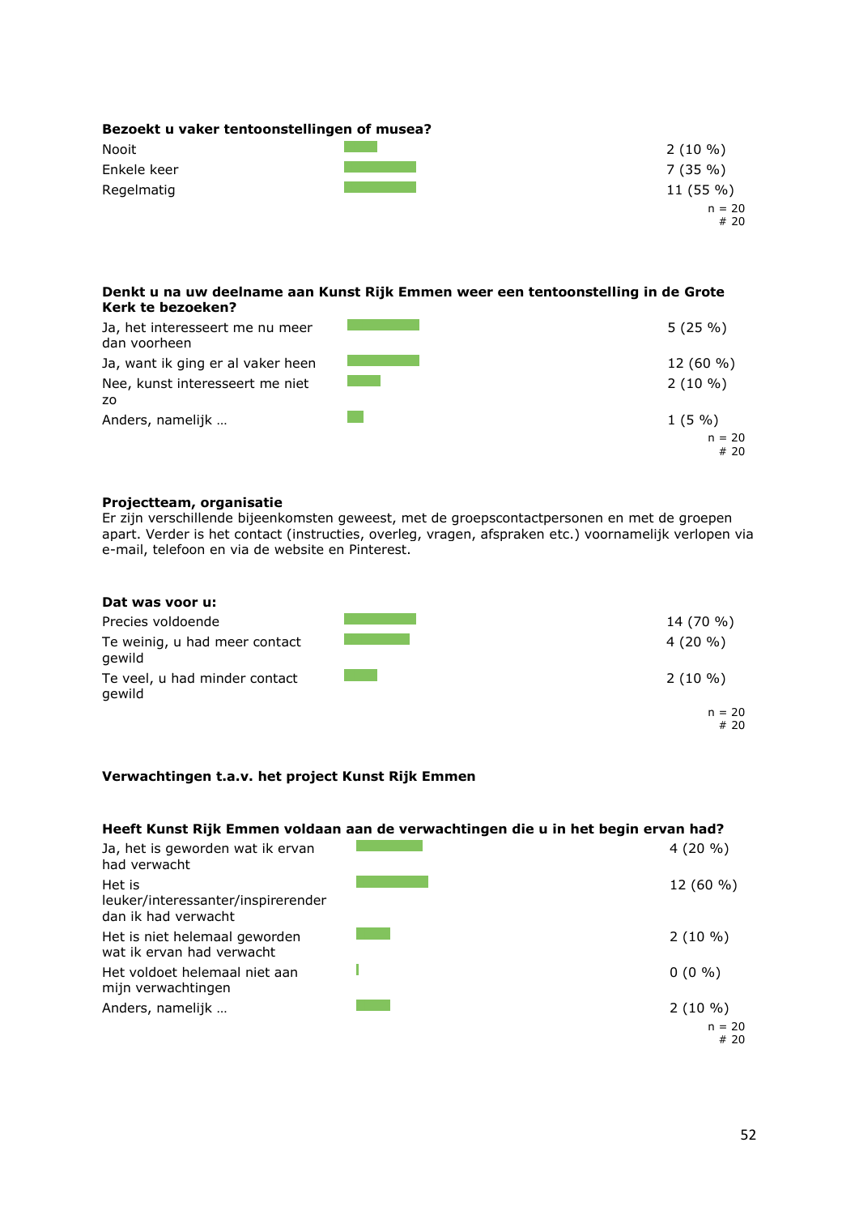**Bezoekt u vaker tentoonstellingen of musea?**

| Antwoord | Aantal |
|---|---|
| Nooit | 2 (10 %) |
| Enkele keer | 7 (35 %) |
| Regelmatig | 11 (55 %) |
| | n = 20 # 20 |

**Denkt u na uw deelname aan Kunst Rijk Emmen weer een tentoonstelling in de Grote Kerk te bezoeken?**

| Antwoord | Aantal |
|---|---|
| Ja, het interesseert me nu meer dan voorheen | 5 (25 %) |
| Ja, want ik ging er al vaker heen | 12 (60 %) |
| Nee, kunst interesseert me niet zo | 2 (10 %) |
| Anders, namelijk … | 1 (5 %) |
| | n = 20 # 20 |

**Projectteam, organisatie**

Er zijn verschillende bijeenkomsten geweest, met de groepscontactpersonen en met de groepen apart. Verder is het contact (instructies, overleg, vragen, afspraken etc.) voornamelijk verlopen via e-mail, telefoon en via de website en Pinterest.

**Dat was voor u:**

| Antwoord | Aantal |
|---|---|
| Precies voldoende | 14 (70 %) |
| Te weinig, u had meer contact gewild | 4 (20 %) |
| Te veel, u had minder contact gewild | 2 (10 %) |
| | n = 20 # 20 |

**Verwachtingen t.a.v. het project Kunst Rijk Emmen**

**Heeft Kunst Rijk Emmen voldaan aan de verwachtingen die u in het begin ervan had?**

| Antwoord | Aantal |
|---|---|
| Ja, het is geworden wat ik ervan had verwacht | 4 (20 %) |
| Het is leuker/interessanter/inspirerender dan ik had verwacht | 12 (60 %) |
| Het is niet helemaal geworden wat ik ervan had verwacht | 2 (10 %) |
| Het voldoet helemaal niet aan mijn verwachtingen | 0 (0 %) |
| Anders, namelijk … | 2 (10 %) |
| | n = 20 # 20 |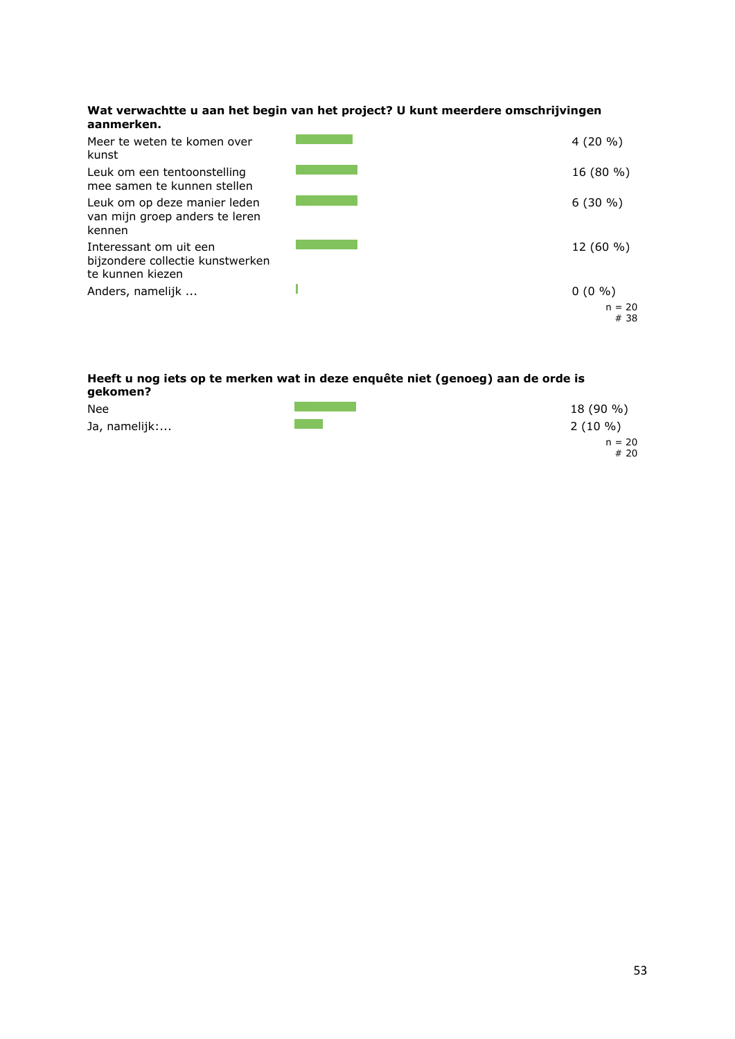**Wat verwachtte u aan het begin van het project? U kunt meerdere omschrijvingen aanmerken.**

| Antwoord | Aantal |
|---|---|
| Meer te weten te komen over kunst | 4 (20 %) |
| Leuk om een tentoonstelling mee samen te kunnen stellen | 16 (80 %) |
| Leuk om op deze manier leden van mijn groep anders te leren kennen | 6 (30 %) |
| Interessant om uit een bijzondere collectie kunstwerken te kunnen kiezen | 12 (60 %) |
| Anders, namelijk ... | 0 (0 %) |

n = 20
# 38

**Heeft u nog iets op te merken wat in deze enquête niet (genoeg) aan de orde is gekomen?**

| Antwoord | Aantal |
|---|---|
| Nee | 18 (90 %) |
| Ja, namelijk:... | 2 (10 %) |

n = 20
# 20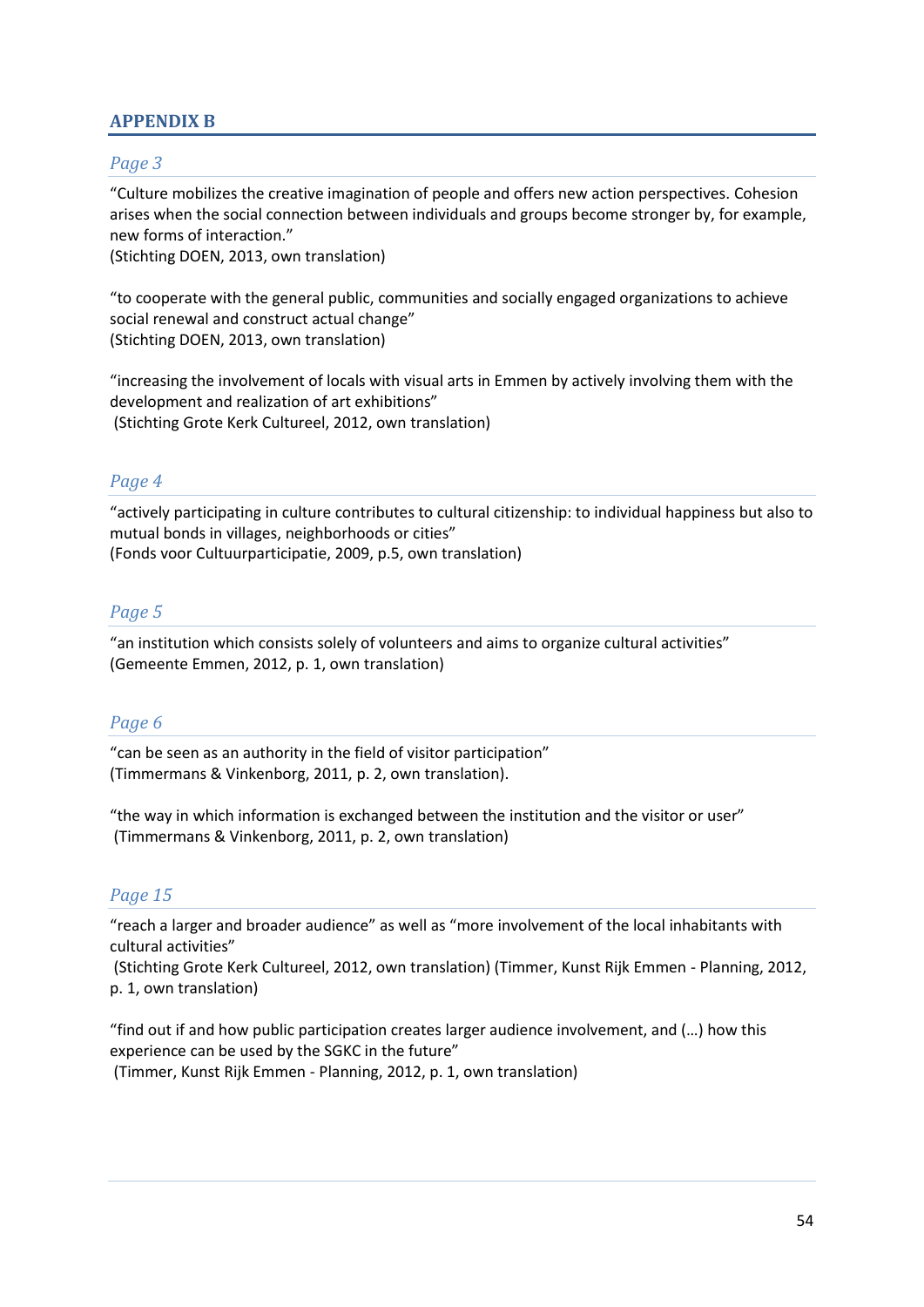## APPENDIX B

### *Page 3*

"Culture mobilizes the creative imagination of people and offers new action perspectives. Cohesion arises when the social connection between individuals and groups become stronger by, for example, new forms of interaction."
(Stichting DOEN, 2013, own translation)

"to cooperate with the general public, communities and socially engaged organizations to achieve social renewal and construct actual change"
(Stichting DOEN, 2013, own translation)

"increasing the involvement of locals with visual arts in Emmen by actively involving them with the development and realization of art exhibitions"
(Stichting Grote Kerk Cultureel, 2012, own translation)

### *Page 4*

"actively participating in culture contributes to cultural citizenship: to individual happiness but also to mutual bonds in villages, neighborhoods or cities"
(Fonds voor Cultuurparticipatie, 2009, p.5, own translation)

### *Page 5*

"an institution which consists solely of volunteers and aims to organize cultural activities"
(Gemeente Emmen, 2012, p. 1, own translation)

### *Page 6*

"can be seen as an authority in the field of visitor participation"
(Timmermans & Vinkenborg, 2011, p. 2, own translation).

"the way in which information is exchanged between the institution and the visitor or user"
(Timmermans & Vinkenborg, 2011, p. 2, own translation)

### *Page 15*

"reach a larger and broader audience" as well as "more involvement of the local inhabitants with cultural activities"
(Stichting Grote Kerk Cultureel, 2012, own translation) (Timmer, Kunst Rijk Emmen - Planning, 2012, p. 1, own translation)

"find out if and how public participation creates larger audience involvement, and (…) how this experience can be used by the SGKC in the future"
(Timmer, Kunst Rijk Emmen - Planning, 2012, p. 1, own translation)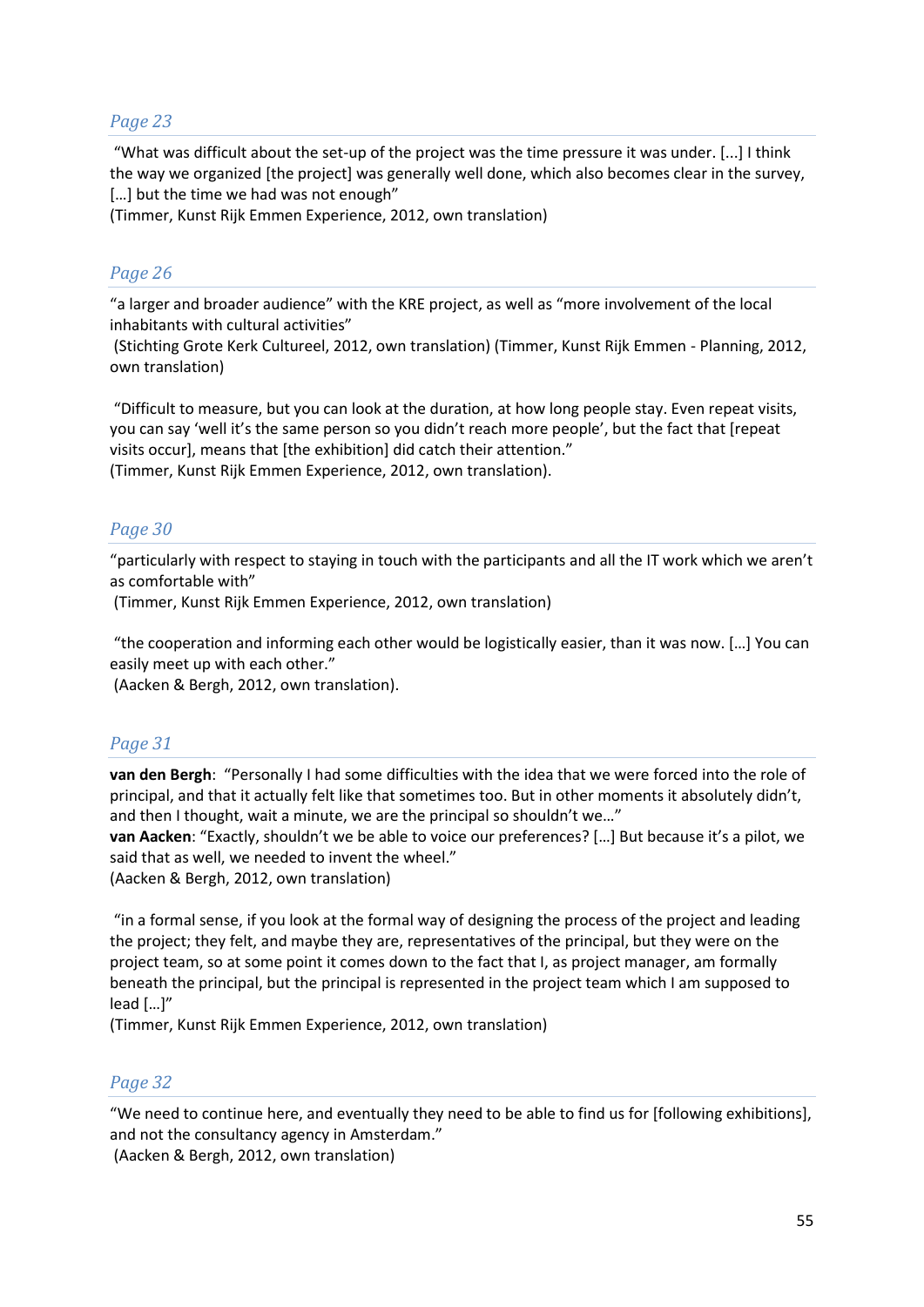## *Page 23*

"What was difficult about the set-up of the project was the time pressure it was under. [...] I think the way we organized [the project] was generally well done, which also becomes clear in the survey, […] but the time we had was not enough"
(Timmer, Kunst Rijk Emmen Experience, 2012, own translation)

## *Page 26*

"a larger and broader audience" with the KRE project, as well as "more involvement of the local inhabitants with cultural activities"
(Stichting Grote Kerk Cultureel, 2012, own translation) (Timmer, Kunst Rijk Emmen - Planning, 2012, own translation)

"Difficult to measure, but you can look at the duration, at how long people stay. Even repeat visits, you can say 'well it's the same person so you didn't reach more people', but the fact that [repeat visits occur], means that [the exhibition] did catch their attention."
(Timmer, Kunst Rijk Emmen Experience, 2012, own translation).

## *Page 30*

"particularly with respect to staying in touch with the participants and all the IT work which we aren't as comfortable with"
(Timmer, Kunst Rijk Emmen Experience, 2012, own translation)

"the cooperation and informing each other would be logistically easier, than it was now. […] You can easily meet up with each other."
(Aacken & Bergh, 2012, own translation).

## *Page 31*

**van den Bergh**: "Personally I had some difficulties with the idea that we were forced into the role of principal, and that it actually felt like that sometimes too. But in other moments it absolutely didn't, and then I thought, wait a minute, we are the principal so shouldn't we…"
**van Aacken**: "Exactly, shouldn't we be able to voice our preferences? […] But because it's a pilot, we said that as well, we needed to invent the wheel."
(Aacken & Bergh, 2012, own translation)

"in a formal sense, if you look at the formal way of designing the process of the project and leading the project; they felt, and maybe they are, representatives of the principal, but they were on the project team, so at some point it comes down to the fact that I, as project manager, am formally beneath the principal, but the principal is represented in the project team which I am supposed to lead […]"
(Timmer, Kunst Rijk Emmen Experience, 2012, own translation)

## *Page 32*

"We need to continue here, and eventually they need to be able to find us for [following exhibitions], and not the consultancy agency in Amsterdam."
(Aacken & Bergh, 2012, own translation)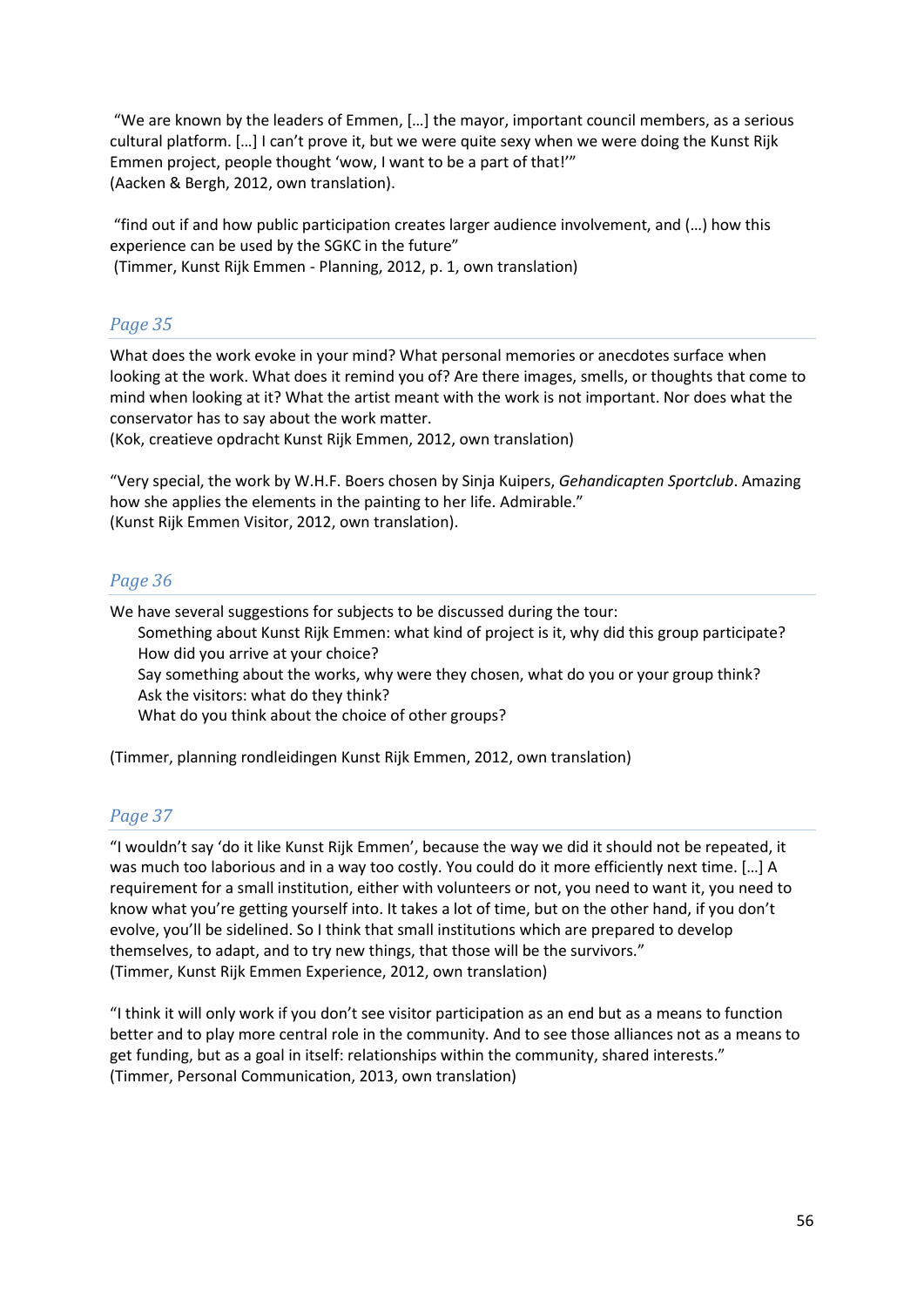"We are known by the leaders of Emmen, […] the mayor, important council members, as a serious cultural platform. […] I can't prove it, but we were quite sexy when we were doing the Kunst Rijk Emmen project, people thought 'wow, I want to be a part of that!'"
(Aacken & Bergh, 2012, own translation).

"find out if and how public participation creates larger audience involvement, and (…) how this experience can be used by the SGKC in the future"
(Timmer, Kunst Rijk Emmen - Planning, 2012, p. 1, own translation)

## *Page 35*

What does the work evoke in your mind? What personal memories or anecdotes surface when looking at the work. What does it remind you of? Are there images, smells, or thoughts that come to mind when looking at it? What the artist meant with the work is not important. Nor does what the conservator has to say about the work matter.
(Kok, creatieve opdracht Kunst Rijk Emmen, 2012, own translation)

"Very special, the work by W.H.F. Boers chosen by Sinja Kuipers, *Gehandicapten Sportclub*. Amazing how she applies the elements in the painting to her life. Admirable."
(Kunst Rijk Emmen Visitor, 2012, own translation).

## *Page 36*

We have several suggestions for subjects to be discussed during the tour:

- Something about Kunst Rijk Emmen: what kind of project is it, why did this group participate? How did you arrive at your choice?
- Say something about the works, why were they chosen, what do you or your group think?
- Ask the visitors: what do they think?
- What do you think about the choice of other groups?

(Timmer, planning rondleidingen Kunst Rijk Emmen, 2012, own translation)

## *Page 37*

"I wouldn't say 'do it like Kunst Rijk Emmen', because the way we did it should not be repeated, it was much too laborious and in a way too costly. You could do it more efficiently next time. […] A requirement for a small institution, either with volunteers or not, you need to want it, you need to know what you're getting yourself into. It takes a lot of time, but on the other hand, if you don't evolve, you'll be sidelined. So I think that small institutions which are prepared to develop themselves, to adapt, and to try new things, that those will be the survivors."
(Timmer, Kunst Rijk Emmen Experience, 2012, own translation)

"I think it will only work if you don't see visitor participation as an end but as a means to function better and to play more central role in the community. And to see those alliances not as a means to get funding, but as a goal in itself: relationships within the community, shared interests."
(Timmer, Personal Communication, 2013, own translation)